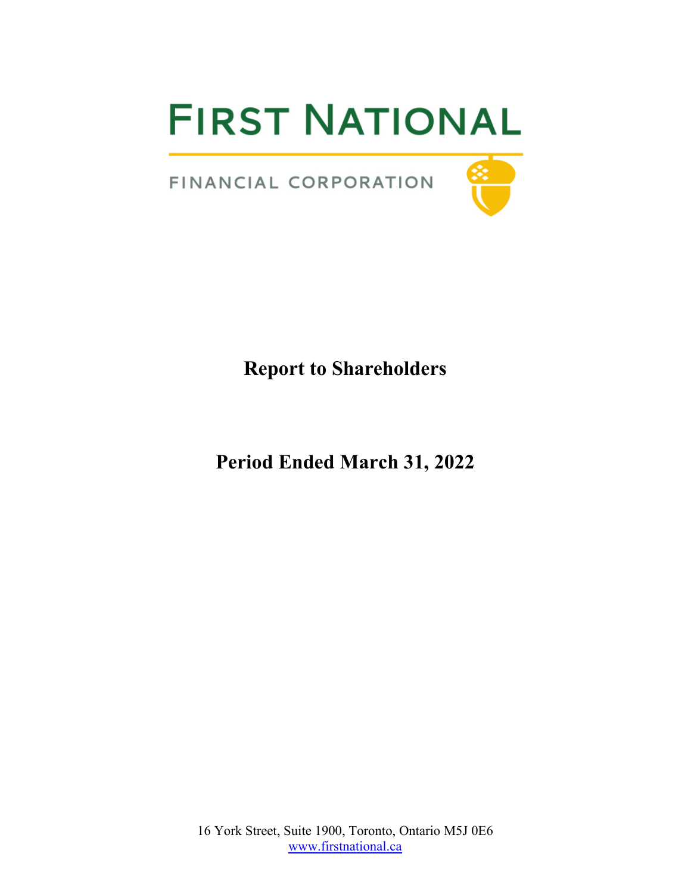# FIRST NATIONAL

FINANCIAL CORPORATION

## Report to Shareholders

## Period Ended March 31, 2022

16 York Street, Suite 1900, Toronto, Ontario M5J 0E6
www.firstnational.ca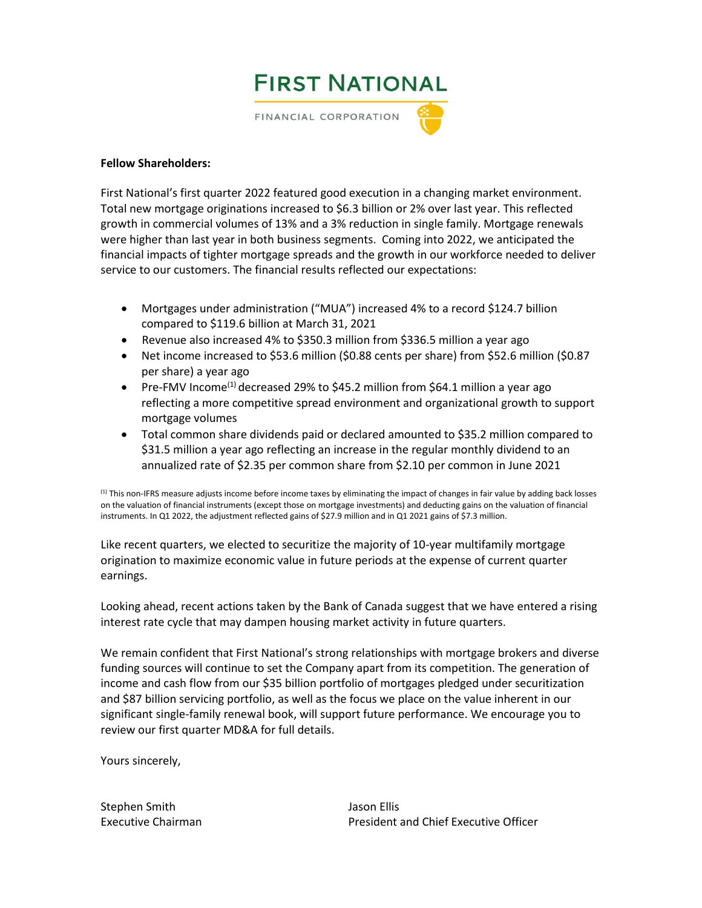# FIRST NATIONAL

FINANCIAL CORPORATION

**Fellow Shareholders:**

First National's first quarter 2022 featured good execution in a changing market environment. Total new mortgage originations increased to $6.3 billion or 2% over last year. This reflected growth in commercial volumes of 13% and a 3% reduction in single family. Mortgage renewals were higher than last year in both business segments. Coming into 2022, we anticipated the financial impacts of tighter mortgage spreads and the growth in our workforce needed to deliver service to our customers. The financial results reflected our expectations:

- Mortgages under administration ("MUA") increased 4% to a record $124.7 billion compared to $119.6 billion at March 31, 2021
- Revenue also increased 4% to $350.3 million from $336.5 million a year ago
- Net income increased to $53.6 million ($0.88 cents per share) from $52.6 million ($0.87 per share) a year ago
- Pre-FMV Income[1] decreased 29% to $45.2 million from $64.1 million a year ago reflecting a more competitive spread environment and organizational growth to support mortgage volumes
- Total common share dividends paid or declared amounted to $35.2 million compared to $31.5 million a year ago reflecting an increase in the regular monthly dividend to an annualized rate of $2.35 per common share from $2.10 per common in June 2021

[1] This non-IFRS measure adjusts income before income taxes by eliminating the impact of changes in fair value by adding back losses on the valuation of financial instruments (except those on mortgage investments) and deducting gains on the valuation of financial instruments. In Q1 2022, the adjustment reflected gains of $27.9 million and in Q1 2021 gains of $7.3 million.

Like recent quarters, we elected to securitize the majority of 10-year multifamily mortgage origination to maximize economic value in future periods at the expense of current quarter earnings.

Looking ahead, recent actions taken by the Bank of Canada suggest that we have entered a rising interest rate cycle that may dampen housing market activity in future quarters.

We remain confident that First National's strong relationships with mortgage brokers and diverse funding sources will continue to set the Company apart from its competition. The generation of income and cash flow from our $35 billion portfolio of mortgages pledged under securitization and $87 billion servicing portfolio, as well as the focus we place on the value inherent in our significant single-family renewal book, will support future performance. We encourage you to review our first quarter MD&A for full details.

Yours sincerely,

Stephen Smith
Executive Chairman

Jason Ellis
President and Chief Executive Officer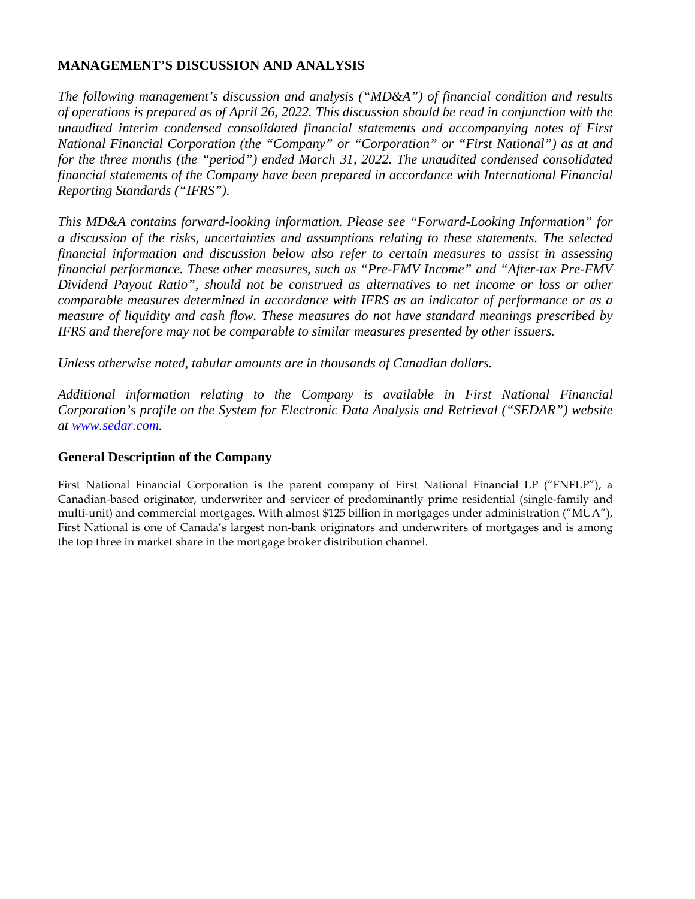# MANAGEMENT'S DISCUSSION AND ANALYSIS

*The following management's discussion and analysis ("MD&A") of financial condition and results of operations is prepared as of April 26, 2022. This discussion should be read in conjunction with the unaudited interim condensed consolidated financial statements and accompanying notes of First National Financial Corporation (the "Company" or "Corporation" or "First National") as at and for the three months (the "period") ended March 31, 2022. The unaudited condensed consolidated financial statements of the Company have been prepared in accordance with International Financial Reporting Standards ("IFRS").*

*This MD&A contains forward-looking information. Please see "Forward-Looking Information" for a discussion of the risks, uncertainties and assumptions relating to these statements. The selected financial information and discussion below also refer to certain measures to assist in assessing financial performance. These other measures, such as "Pre-FMV Income" and "After-tax Pre-FMV Dividend Payout Ratio", should not be construed as alternatives to net income or loss or other comparable measures determined in accordance with IFRS as an indicator of performance or as a measure of liquidity and cash flow. These measures do not have standard meanings prescribed by IFRS and therefore may not be comparable to similar measures presented by other issuers.*

*Unless otherwise noted, tabular amounts are in thousands of Canadian dollars.*

*Additional information relating to the Company is available in First National Financial Corporation's profile on the System for Electronic Data Analysis and Retrieval ("SEDAR") website at [www.sedar.com](http://www.sedar.com).*

## General Description of the Company

First National Financial Corporation is the parent company of First National Financial LP ("FNFLP"), a Canadian-based originator, underwriter and servicer of predominantly prime residential (single-family and multi-unit) and commercial mortgages. With almost $125 billion in mortgages under administration ("MUA"), First National is one of Canada's largest non-bank originators and underwriters of mortgages and is among the top three in market share in the mortgage broker distribution channel.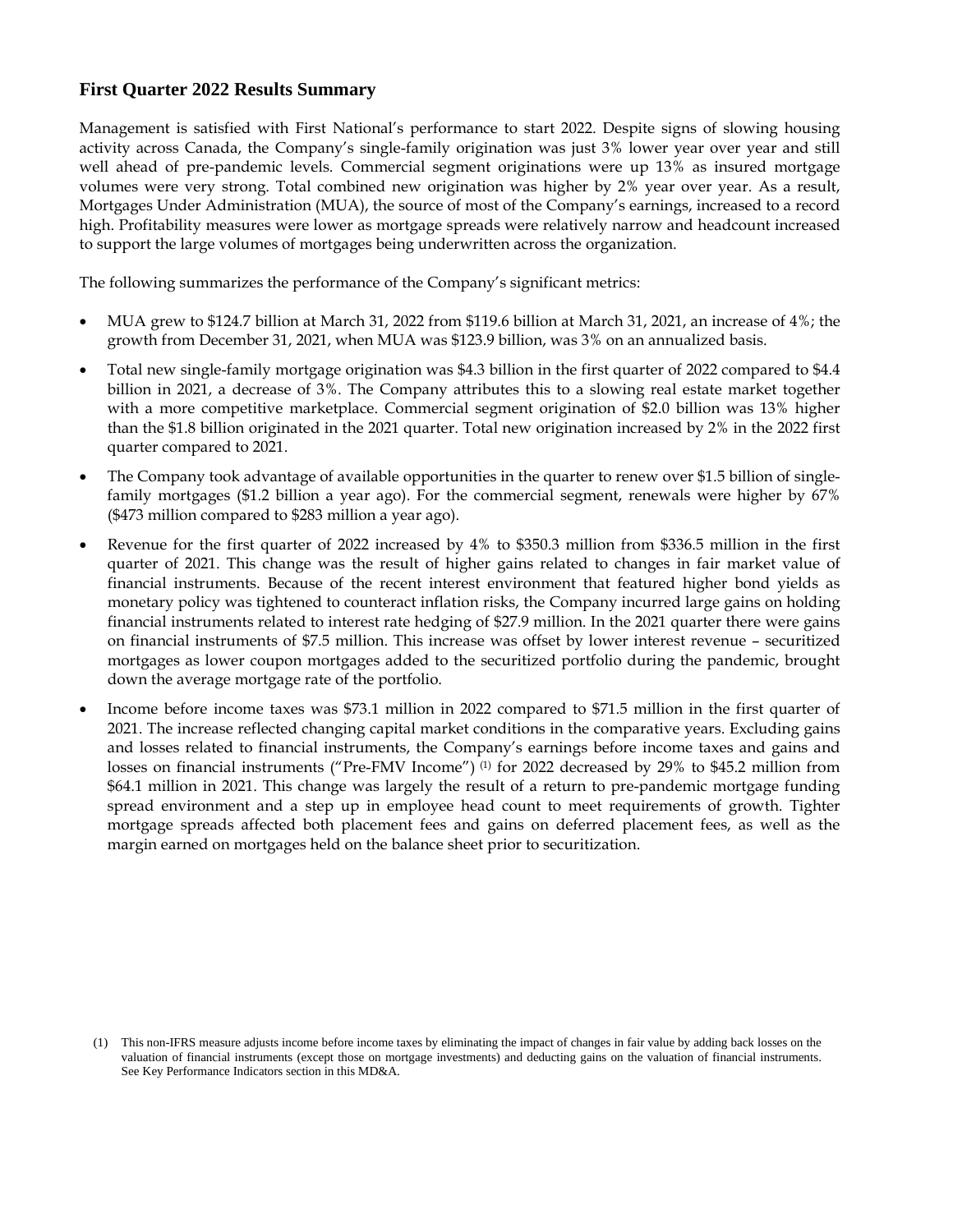## First Quarter 2022 Results Summary

Management is satisfied with First National's performance to start 2022. Despite signs of slowing housing activity across Canada, the Company's single-family origination was just 3% lower year over year and still well ahead of pre-pandemic levels. Commercial segment originations were up 13% as insured mortgage volumes were very strong. Total combined new origination was higher by 2% year over year. As a result, Mortgages Under Administration (MUA), the source of most of the Company's earnings, increased to a record high. Profitability measures were lower as mortgage spreads were relatively narrow and headcount increased to support the large volumes of mortgages being underwritten across the organization.

The following summarizes the performance of the Company's significant metrics:

- MUA grew to $124.7 billion at March 31, 2022 from $119.6 billion at March 31, 2021, an increase of 4%; the growth from December 31, 2021, when MUA was $123.9 billion, was 3% on an annualized basis.
- Total new single-family mortgage origination was $4.3 billion in the first quarter of 2022 compared to $4.4 billion in 2021, a decrease of 3%. The Company attributes this to a slowing real estate market together with a more competitive marketplace. Commercial segment origination of $2.0 billion was 13% higher than the $1.8 billion originated in the 2021 quarter. Total new origination increased by 2% in the 2022 first quarter compared to 2021.
- The Company took advantage of available opportunities in the quarter to renew over $1.5 billion of single-family mortgages ($1.2 billion a year ago). For the commercial segment, renewals were higher by 67% ($473 million compared to $283 million a year ago).
- Revenue for the first quarter of 2022 increased by 4% to $350.3 million from $336.5 million in the first quarter of 2021. This change was the result of higher gains related to changes in fair market value of financial instruments. Because of the recent interest environment that featured higher bond yields as monetary policy was tightened to counteract inflation risks, the Company incurred large gains on holding financial instruments related to interest rate hedging of $27.9 million. In the 2021 quarter there were gains on financial instruments of $7.5 million. This increase was offset by lower interest revenue – securitized mortgages as lower coupon mortgages added to the securitized portfolio during the pandemic, brought down the average mortgage rate of the portfolio.
- Income before income taxes was $73.1 million in 2022 compared to $71.5 million in the first quarter of 2021. The increase reflected changing capital market conditions in the comparative years. Excluding gains and losses related to financial instruments, the Company's earnings before income taxes and gains and losses on financial instruments ("Pre-FMV Income") [(1)] for 2022 decreased by 29% to $45.2 million from $64.1 million in 2021. This change was largely the result of a return to pre-pandemic mortgage funding spread environment and a step up in employee head count to meet requirements of growth. Tighter mortgage spreads affected both placement fees and gains on deferred placement fees, as well as the margin earned on mortgages held on the balance sheet prior to securitization.

(1) This non-IFRS measure adjusts income before income taxes by eliminating the impact of changes in fair value by adding back losses on the valuation of financial instruments (except those on mortgage investments) and deducting gains on the valuation of financial instruments. See Key Performance Indicators section in this MD&A.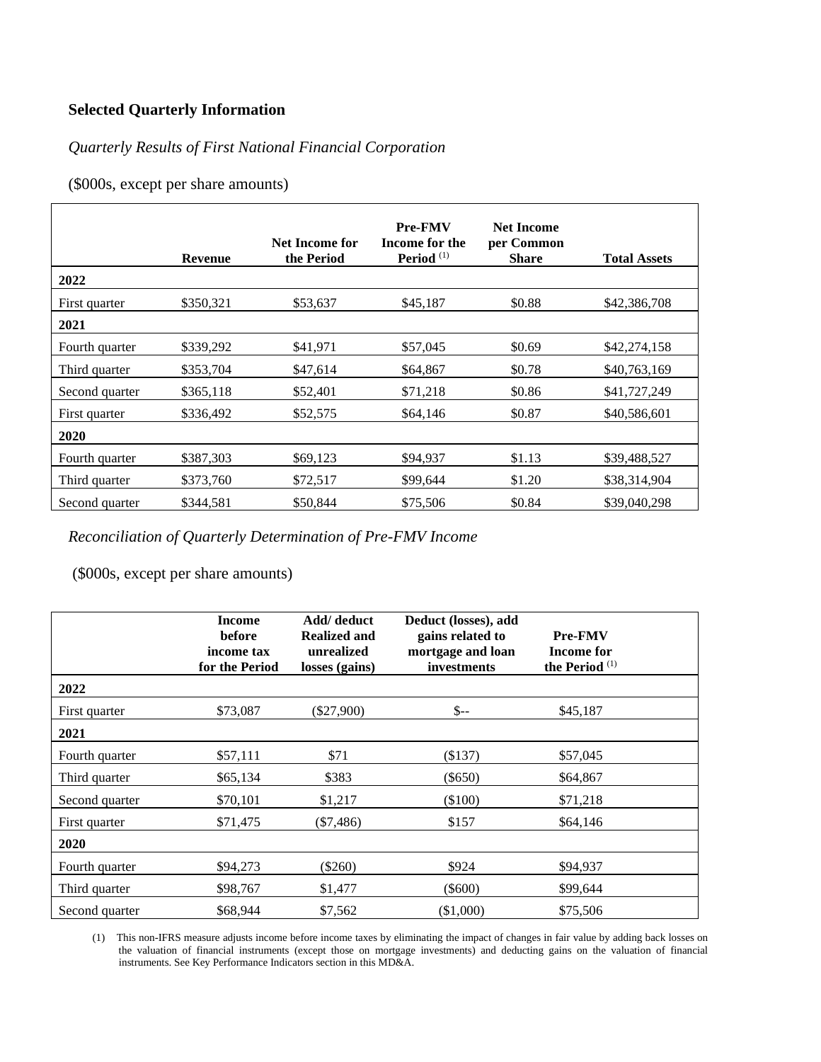### Selected Quarterly Information

*Quarterly Results of First National Financial Corporation*

($000s, except per share amounts)

| | Revenue | Net Income for the Period | Pre-FMV Income for the Period [(1)] | Net Income per Common Share | Total Assets |
|---|---|---|---|---|---|
| **2022** | | | | | |
| First quarter | $350,321 | $53,637 | $45,187 | $0.88 | $42,386,708 |
| **2021** | | | | | |
| Fourth quarter | $339,292 | $41,971 | $57,045 | $0.69 | $42,274,158 |
| Third quarter | $353,704 | $47,614 | $64,867 | $0.78 | $40,763,169 |
| Second quarter | $365,118 | $52,401 | $71,218 | $0.86 | $41,727,249 |
| First quarter | $336,492 | $52,575 | $64,146 | $0.87 | $40,586,601 |
| **2020** | | | | | |
| Fourth quarter | $387,303 | $69,123 | $94,937 | $1.13 | $39,488,527 |
| Third quarter | $373,760 | $72,517 | $99,644 | $1.20 | $38,314,904 |
| Second quarter | $344,581 | $50,844 | $75,506 | $0.84 | $39,040,298 |

*Reconciliation of Quarterly Determination of Pre-FMV Income*

($000s, except per share amounts)

| | Income before income tax for the Period | Add/ deduct Realized and unrealized losses (gains) | Deduct (losses), add gains related to mortgage and loan investments | Pre-FMV Income for the Period [(1)] |
|---|---|---|---|---|
| **2022** | | | | |
| First quarter | $73,087 | ($27,900) | $-- | $45,187 |
| **2021** | | | | |
| Fourth quarter | $57,111 | $71 | ($137) | $57,045 |
| Third quarter | $65,134 | $383 | ($650) | $64,867 |
| Second quarter | $70,101 | $1,217 | ($100) | $71,218 |
| First quarter | $71,475 | ($7,486) | $157 | $64,146 |
| **2020** | | | | |
| Fourth quarter | $94,273 | ($260) | $924 | $94,937 |
| Third quarter | $98,767 | $1,477 | ($600) | $99,644 |
| Second quarter | $68,944 | $7,562 | ($1,000) | $75,506 |

(1) This non-IFRS measure adjusts income before income taxes by eliminating the impact of changes in fair value by adding back losses on the valuation of financial instruments (except those on mortgage investments) and deducting gains on the valuation of financial instruments. See Key Performance Indicators section in this MD&A.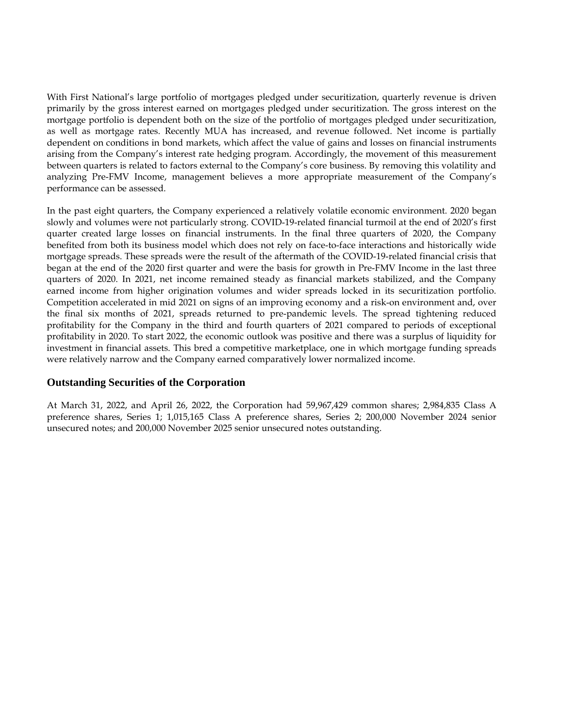With First National's large portfolio of mortgages pledged under securitization, quarterly revenue is driven primarily by the gross interest earned on mortgages pledged under securitization. The gross interest on the mortgage portfolio is dependent both on the size of the portfolio of mortgages pledged under securitization, as well as mortgage rates. Recently MUA has increased, and revenue followed. Net income is partially dependent on conditions in bond markets, which affect the value of gains and losses on financial instruments arising from the Company's interest rate hedging program. Accordingly, the movement of this measurement between quarters is related to factors external to the Company's core business. By removing this volatility and analyzing Pre-FMV Income, management believes a more appropriate measurement of the Company's performance can be assessed.

In the past eight quarters, the Company experienced a relatively volatile economic environment. 2020 began slowly and volumes were not particularly strong. COVID-19-related financial turmoil at the end of 2020's first quarter created large losses on financial instruments. In the final three quarters of 2020, the Company benefited from both its business model which does not rely on face-to-face interactions and historically wide mortgage spreads. These spreads were the result of the aftermath of the COVID-19-related financial crisis that began at the end of the 2020 first quarter and were the basis for growth in Pre-FMV Income in the last three quarters of 2020. In 2021, net income remained steady as financial markets stabilized, and the Company earned income from higher origination volumes and wider spreads locked in its securitization portfolio. Competition accelerated in mid 2021 on signs of an improving economy and a risk-on environment and, over the final six months of 2021, spreads returned to pre-pandemic levels. The spread tightening reduced profitability for the Company in the third and fourth quarters of 2021 compared to periods of exceptional profitability in 2020. To start 2022, the economic outlook was positive and there was a surplus of liquidity for investment in financial assets. This bred a competitive marketplace, one in which mortgage funding spreads were relatively narrow and the Company earned comparatively lower normalized income.

## Outstanding Securities of the Corporation

At March 31, 2022, and April 26, 2022, the Corporation had 59,967,429 common shares; 2,984,835 Class A preference shares, Series 1; 1,015,165 Class A preference shares, Series 2; 200,000 November 2024 senior unsecured notes; and 200,000 November 2025 senior unsecured notes outstanding.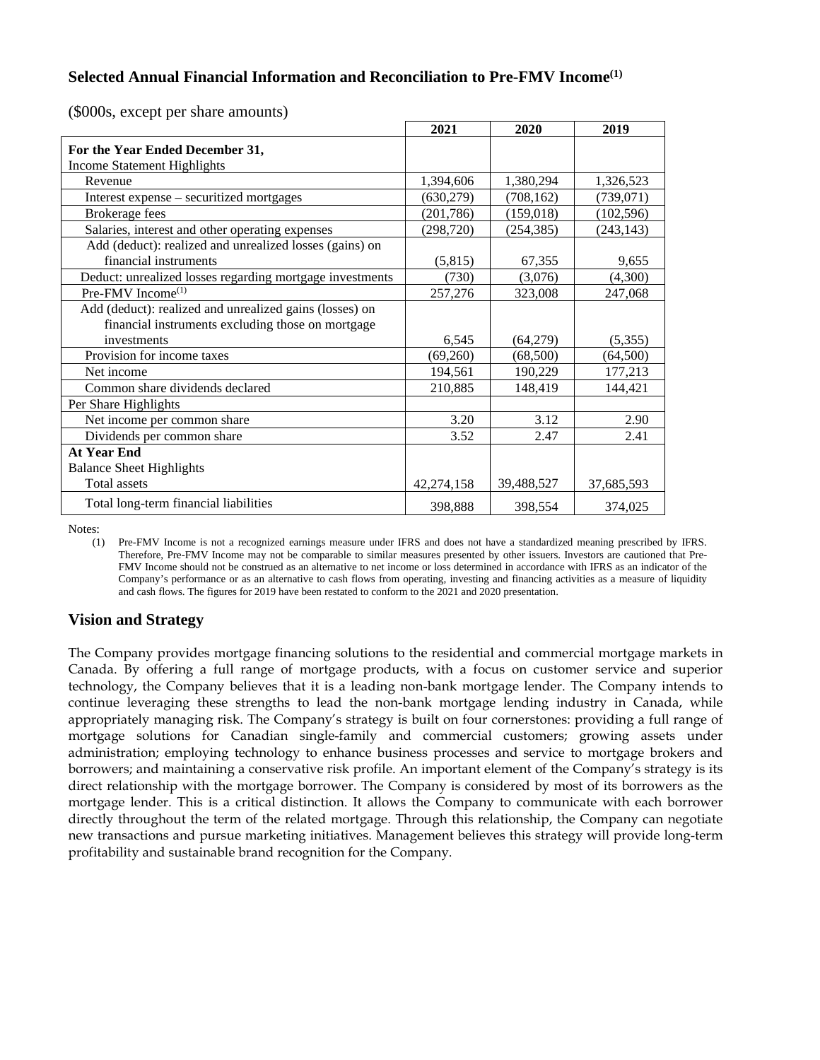## Selected Annual Financial Information and Reconciliation to Pre-FMV Income[(1)]

($000s, except per share amounts)

| | 2021 | 2020 | 2019 |
|---|---|---|---|
| **For the Year Ended December 31,** | | | |
| Income Statement Highlights | | | |
| Revenue | 1,394,606 | 1,380,294 | 1,326,523 |
| Interest expense – securitized mortgages | (630,279) | (708,162) | (739,071) |
| Brokerage fees | (201,786) | (159,018) | (102,596) |
| Salaries, interest and other operating expenses | (298,720) | (254,385) | (243,143) |
| Add (deduct): realized and unrealized losses (gains) on financial instruments | (5,815) | 67,355 | 9,655 |
| Deduct: unrealized losses regarding mortgage investments | (730) | (3,076) | (4,300) |
| Pre-FMV Income[(1)] | 257,276 | 323,008 | 247,068 |
| Add (deduct): realized and unrealized gains (losses) on financial instruments excluding those on mortgage investments | 6,545 | (64,279) | (5,355) |
| Provision for income taxes | (69,260) | (68,500) | (64,500) |
| Net income | 194,561 | 190,229 | 177,213 |
| Common share dividends declared | 210,885 | 148,419 | 144,421 |
| Per Share Highlights | | | |
| Net income per common share | 3.20 | 3.12 | 2.90 |
| Dividends per common share | 3.52 | 2.47 | 2.41 |
| **At Year End** | | | |
| Balance Sheet Highlights | | | |
| Total assets | 42,274,158 | 39,488,527 | 37,685,593 |
| Total long-term financial liabilities | 398,888 | 398,554 | 374,025 |

Notes:

(1) Pre-FMV Income is not a recognized earnings measure under IFRS and does not have a standardized meaning prescribed by IFRS. Therefore, Pre-FMV Income may not be comparable to similar measures presented by other issuers. Investors are cautioned that Pre-FMV Income should not be construed as an alternative to net income or loss determined in accordance with IFRS as an indicator of the Company's performance or as an alternative to cash flows from operating, investing and financing activities as a measure of liquidity and cash flows. The figures for 2019 have been restated to conform to the 2021 and 2020 presentation.

## Vision and Strategy

The Company provides mortgage financing solutions to the residential and commercial mortgage markets in Canada. By offering a full range of mortgage products, with a focus on customer service and superior technology, the Company believes that it is a leading non-bank mortgage lender. The Company intends to continue leveraging these strengths to lead the non-bank mortgage lending industry in Canada, while appropriately managing risk. The Company's strategy is built on four cornerstones: providing a full range of mortgage solutions for Canadian single-family and commercial customers; growing assets under administration; employing technology to enhance business processes and service to mortgage brokers and borrowers; and maintaining a conservative risk profile. An important element of the Company's strategy is its direct relationship with the mortgage borrower. The Company is considered by most of its borrowers as the mortgage lender. This is a critical distinction. It allows the Company to communicate with each borrower directly throughout the term of the related mortgage. Through this relationship, the Company can negotiate new transactions and pursue marketing initiatives. Management believes this strategy will provide long-term profitability and sustainable brand recognition for the Company.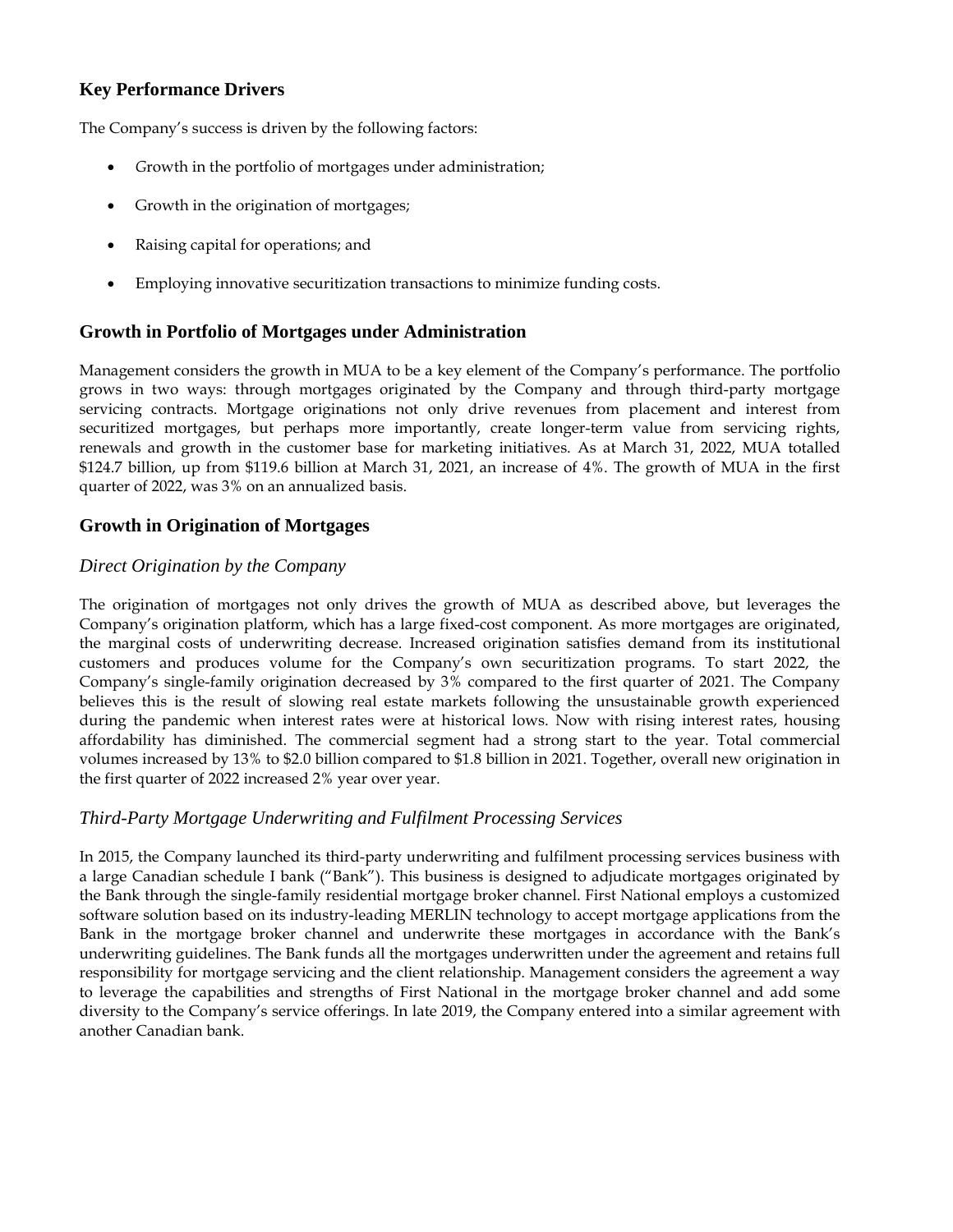## Key Performance Drivers

The Company's success is driven by the following factors:

- Growth in the portfolio of mortgages under administration;
- Growth in the origination of mortgages;
- Raising capital for operations; and
- Employing innovative securitization transactions to minimize funding costs.

## Growth in Portfolio of Mortgages under Administration

Management considers the growth in MUA to be a key element of the Company's performance. The portfolio grows in two ways: through mortgages originated by the Company and through third-party mortgage servicing contracts. Mortgage originations not only drive revenues from placement and interest from securitized mortgages, but perhaps more importantly, create longer-term value from servicing rights, renewals and growth in the customer base for marketing initiatives. As at March 31, 2022, MUA totalled $124.7 billion, up from $119.6 billion at March 31, 2021, an increase of 4%. The growth of MUA in the first quarter of 2022, was 3% on an annualized basis.

## Growth in Origination of Mortgages

### *Direct Origination by the Company*

The origination of mortgages not only drives the growth of MUA as described above, but leverages the Company's origination platform, which has a large fixed-cost component. As more mortgages are originated, the marginal costs of underwriting decrease. Increased origination satisfies demand from its institutional customers and produces volume for the Company's own securitization programs. To start 2022, the Company's single-family origination decreased by 3% compared to the first quarter of 2021. The Company believes this is the result of slowing real estate markets following the unsustainable growth experienced during the pandemic when interest rates were at historical lows. Now with rising interest rates, housing affordability has diminished. The commercial segment had a strong start to the year. Total commercial volumes increased by 13% to $2.0 billion compared to $1.8 billion in 2021. Together, overall new origination in the first quarter of 2022 increased 2% year over year.

### *Third-Party Mortgage Underwriting and Fulfilment Processing Services*

In 2015, the Company launched its third-party underwriting and fulfilment processing services business with a large Canadian schedule I bank ("Bank"). This business is designed to adjudicate mortgages originated by the Bank through the single-family residential mortgage broker channel. First National employs a customized software solution based on its industry-leading MERLIN technology to accept mortgage applications from the Bank in the mortgage broker channel and underwrite these mortgages in accordance with the Bank's underwriting guidelines. The Bank funds all the mortgages underwritten under the agreement and retains full responsibility for mortgage servicing and the client relationship. Management considers the agreement a way to leverage the capabilities and strengths of First National in the mortgage broker channel and add some diversity to the Company's service offerings. In late 2019, the Company entered into a similar agreement with another Canadian bank.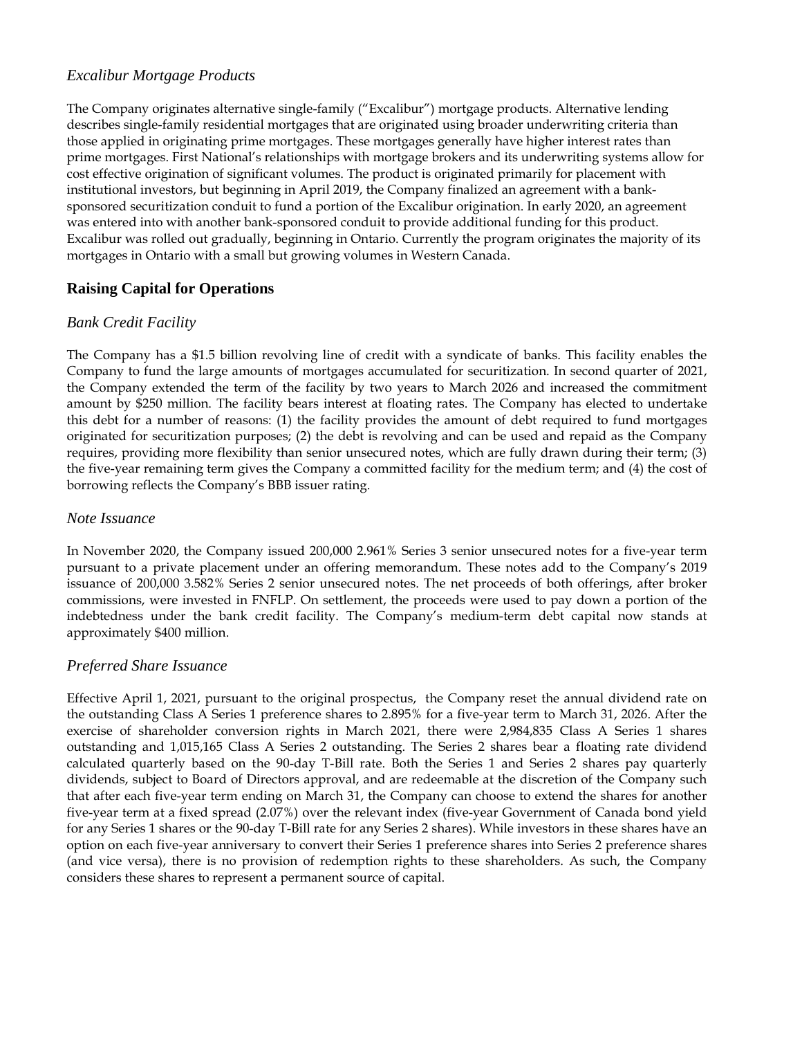### *Excalibur Mortgage Products*

The Company originates alternative single-family ("Excalibur") mortgage products. Alternative lending describes single-family residential mortgages that are originated using broader underwriting criteria than those applied in originating prime mortgages. These mortgages generally have higher interest rates than prime mortgages. First National's relationships with mortgage brokers and its underwriting systems allow for cost effective origination of significant volumes. The product is originated primarily for placement with institutional investors, but beginning in April 2019, the Company finalized an agreement with a bank-sponsored securitization conduit to fund a portion of the Excalibur origination. In early 2020, an agreement was entered into with another bank-sponsored conduit to provide additional funding for this product. Excalibur was rolled out gradually, beginning in Ontario. Currently the program originates the majority of its mortgages in Ontario with a small but growing volumes in Western Canada.

## Raising Capital for Operations

### *Bank Credit Facility*

The Company has a $1.5 billion revolving line of credit with a syndicate of banks. This facility enables the Company to fund the large amounts of mortgages accumulated for securitization. In second quarter of 2021, the Company extended the term of the facility by two years to March 2026 and increased the commitment amount by $250 million. The facility bears interest at floating rates. The Company has elected to undertake this debt for a number of reasons: (1) the facility provides the amount of debt required to fund mortgages originated for securitization purposes; (2) the debt is revolving and can be used and repaid as the Company requires, providing more flexibility than senior unsecured notes, which are fully drawn during their term; (3) the five-year remaining term gives the Company a committed facility for the medium term; and (4) the cost of borrowing reflects the Company's BBB issuer rating.

### *Note Issuance*

In November 2020, the Company issued 200,000 2.961% Series 3 senior unsecured notes for a five-year term pursuant to a private placement under an offering memorandum. These notes add to the Company's 2019 issuance of 200,000 3.582% Series 2 senior unsecured notes. The net proceeds of both offerings, after broker commissions, were invested in FNFLP. On settlement, the proceeds were used to pay down a portion of the indebtedness under the bank credit facility. The Company's medium-term debt capital now stands at approximately $400 million.

### *Preferred Share Issuance*

Effective April 1, 2021, pursuant to the original prospectus, the Company reset the annual dividend rate on the outstanding Class A Series 1 preference shares to 2.895% for a five-year term to March 31, 2026. After the exercise of shareholder conversion rights in March 2021, there were 2,984,835 Class A Series 1 shares outstanding and 1,015,165 Class A Series 2 outstanding. The Series 2 shares bear a floating rate dividend calculated quarterly based on the 90-day T-Bill rate. Both the Series 1 and Series 2 shares pay quarterly dividends, subject to Board of Directors approval, and are redeemable at the discretion of the Company such that after each five-year term ending on March 31, the Company can choose to extend the shares for another five-year term at a fixed spread (2.07%) over the relevant index (five-year Government of Canada bond yield for any Series 1 shares or the 90-day T-Bill rate for any Series 2 shares). While investors in these shares have an option on each five-year anniversary to convert their Series 1 preference shares into Series 2 preference shares (and vice versa), there is no provision of redemption rights to these shareholders. As such, the Company considers these shares to represent a permanent source of capital.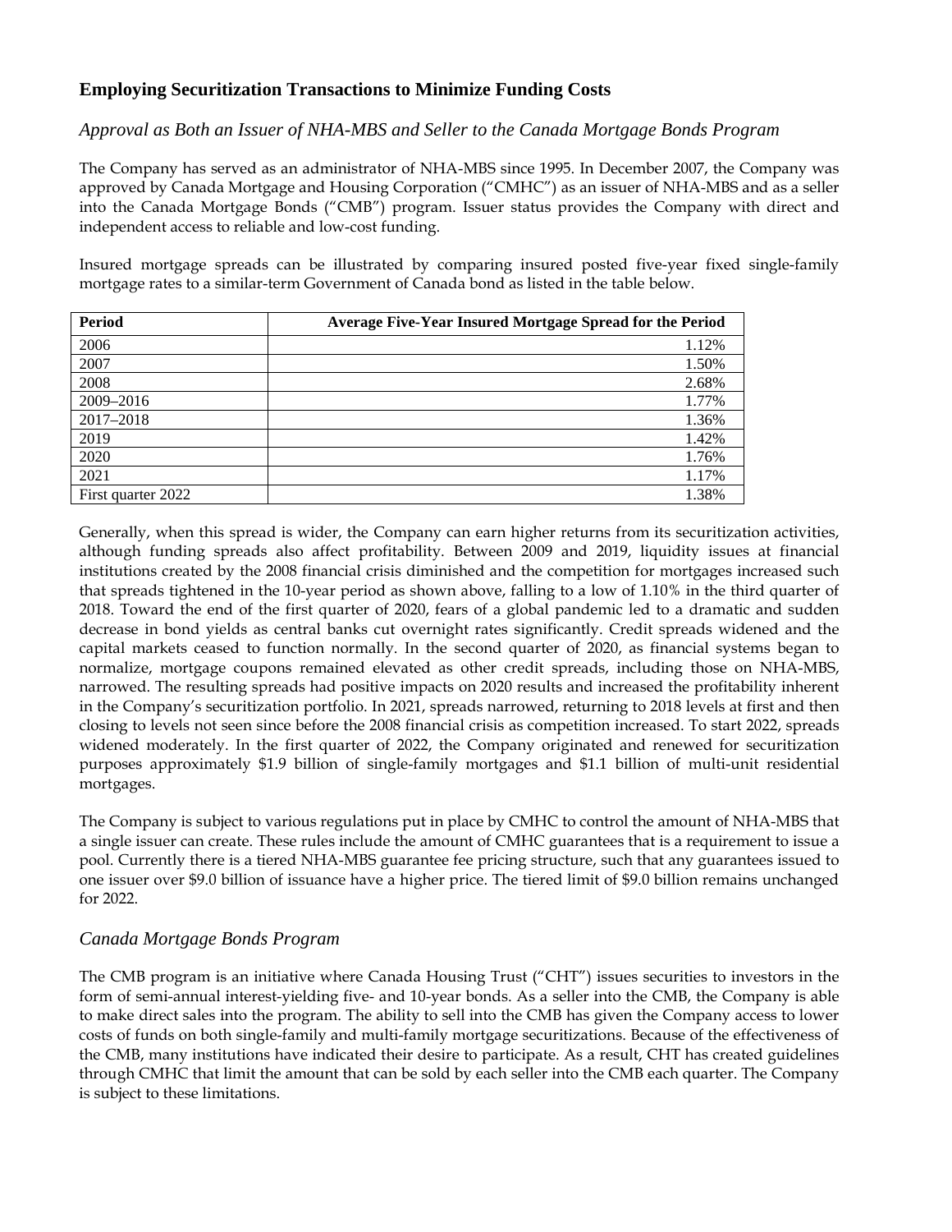## Employing Securitization Transactions to Minimize Funding Costs

### *Approval as Both an Issuer of NHA-MBS and Seller to the Canada Mortgage Bonds Program*

The Company has served as an administrator of NHA-MBS since 1995. In December 2007, the Company was approved by Canada Mortgage and Housing Corporation ("CMHC") as an issuer of NHA-MBS and as a seller into the Canada Mortgage Bonds ("CMB") program. Issuer status provides the Company with direct and independent access to reliable and low-cost funding.

Insured mortgage spreads can be illustrated by comparing insured posted five-year fixed single-family mortgage rates to a similar-term Government of Canada bond as listed in the table below.

| Period | Average Five-Year Insured Mortgage Spread for the Period |
| --- | ---: |
| 2006 | 1.12% |
| 2007 | 1.50% |
| 2008 | 2.68% |
| 2009–2016 | 1.77% |
| 2017–2018 | 1.36% |
| 2019 | 1.42% |
| 2020 | 1.76% |
| 2021 | 1.17% |
| First quarter 2022 | 1.38% |

Generally, when this spread is wider, the Company can earn higher returns from its securitization activities, although funding spreads also affect profitability. Between 2009 and 2019, liquidity issues at financial institutions created by the 2008 financial crisis diminished and the competition for mortgages increased such that spreads tightened in the 10-year period as shown above, falling to a low of 1.10% in the third quarter of 2018. Toward the end of the first quarter of 2020, fears of a global pandemic led to a dramatic and sudden decrease in bond yields as central banks cut overnight rates significantly. Credit spreads widened and the capital markets ceased to function normally. In the second quarter of 2020, as financial systems began to normalize, mortgage coupons remained elevated as other credit spreads, including those on NHA-MBS, narrowed. The resulting spreads had positive impacts on 2020 results and increased the profitability inherent in the Company's securitization portfolio. In 2021, spreads narrowed, returning to 2018 levels at first and then closing to levels not seen since before the 2008 financial crisis as competition increased. To start 2022, spreads widened moderately. In the first quarter of 2022, the Company originated and renewed for securitization purposes approximately $1.9 billion of single-family mortgages and $1.1 billion of multi-unit residential mortgages.

The Company is subject to various regulations put in place by CMHC to control the amount of NHA-MBS that a single issuer can create. These rules include the amount of CMHC guarantees that is a requirement to issue a pool. Currently there is a tiered NHA-MBS guarantee fee pricing structure, such that any guarantees issued to one issuer over $9.0 billion of issuance have a higher price. The tiered limit of $9.0 billion remains unchanged for 2022.

### *Canada Mortgage Bonds Program*

The CMB program is an initiative where Canada Housing Trust ("CHT") issues securities to investors in the form of semi-annual interest-yielding five- and 10-year bonds. As a seller into the CMB, the Company is able to make direct sales into the program. The ability to sell into the CMB has given the Company access to lower costs of funds on both single-family and multi-family mortgage securitizations. Because of the effectiveness of the CMB, many institutions have indicated their desire to participate. As a result, CHT has created guidelines through CMHC that limit the amount that can be sold by each seller into the CMB each quarter. The Company is subject to these limitations.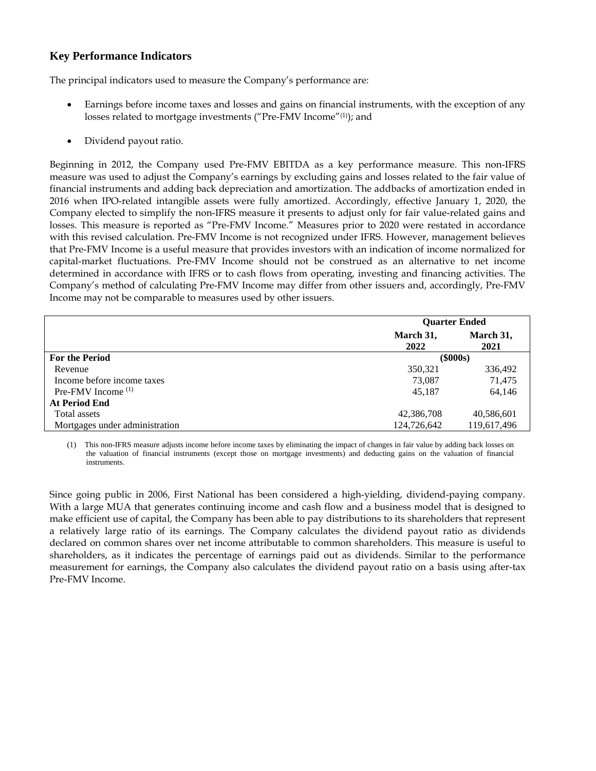## Key Performance Indicators

The principal indicators used to measure the Company's performance are:

- Earnings before income taxes and losses and gains on financial instruments, with the exception of any losses related to mortgage investments ("Pre-FMV Income"[(1)]); and
- Dividend payout ratio.

Beginning in 2012, the Company used Pre-FMV EBITDA as a key performance measure. This non-IFRS measure was used to adjust the Company's earnings by excluding gains and losses related to the fair value of financial instruments and adding back depreciation and amortization. The addbacks of amortization ended in 2016 when IPO-related intangible assets were fully amortized. Accordingly, effective January 1, 2020, the Company elected to simplify the non-IFRS measure it presents to adjust only for fair value-related gains and losses. This measure is reported as "Pre-FMV Income." Measures prior to 2020 were restated in accordance with this revised calculation. Pre-FMV Income is not recognized under IFRS. However, management believes that Pre-FMV Income is a useful measure that provides investors with an indication of income normalized for capital-market fluctuations. Pre-FMV Income should not be construed as an alternative to net income determined in accordance with IFRS or to cash flows from operating, investing and financing activities. The Company's method of calculating Pre-FMV Income may differ from other issuers and, accordingly, Pre-FMV Income may not be comparable to measures used by other issuers.

| | Quarter Ended | |
|---|---|---|
| | **March 31, 2022** | **March 31, 2021** |
| **For the Period** | **($000s)** | |
| Revenue | 350,321 | 336,492 |
| Income before income taxes | 73,087 | 71,475 |
| Pre-FMV Income [(1)] | 45,187 | 64,146 |
| **At Period End** | | |
| Total assets | 42,386,708 | 40,586,601 |
| Mortgages under administration | 124,726,642 | 119,617,496 |

(1) This non-IFRS measure adjusts income before income taxes by eliminating the impact of changes in fair value by adding back losses on the valuation of financial instruments (except those on mortgage investments) and deducting gains on the valuation of financial instruments.

Since going public in 2006, First National has been considered a high-yielding, dividend-paying company. With a large MUA that generates continuing income and cash flow and a business model that is designed to make efficient use of capital, the Company has been able to pay distributions to its shareholders that represent a relatively large ratio of its earnings. The Company calculates the dividend payout ratio as dividends declared on common shares over net income attributable to common shareholders. This measure is useful to shareholders, as it indicates the percentage of earnings paid out as dividends. Similar to the performance measurement for earnings, the Company also calculates the dividend payout ratio on a basis using after-tax Pre-FMV Income.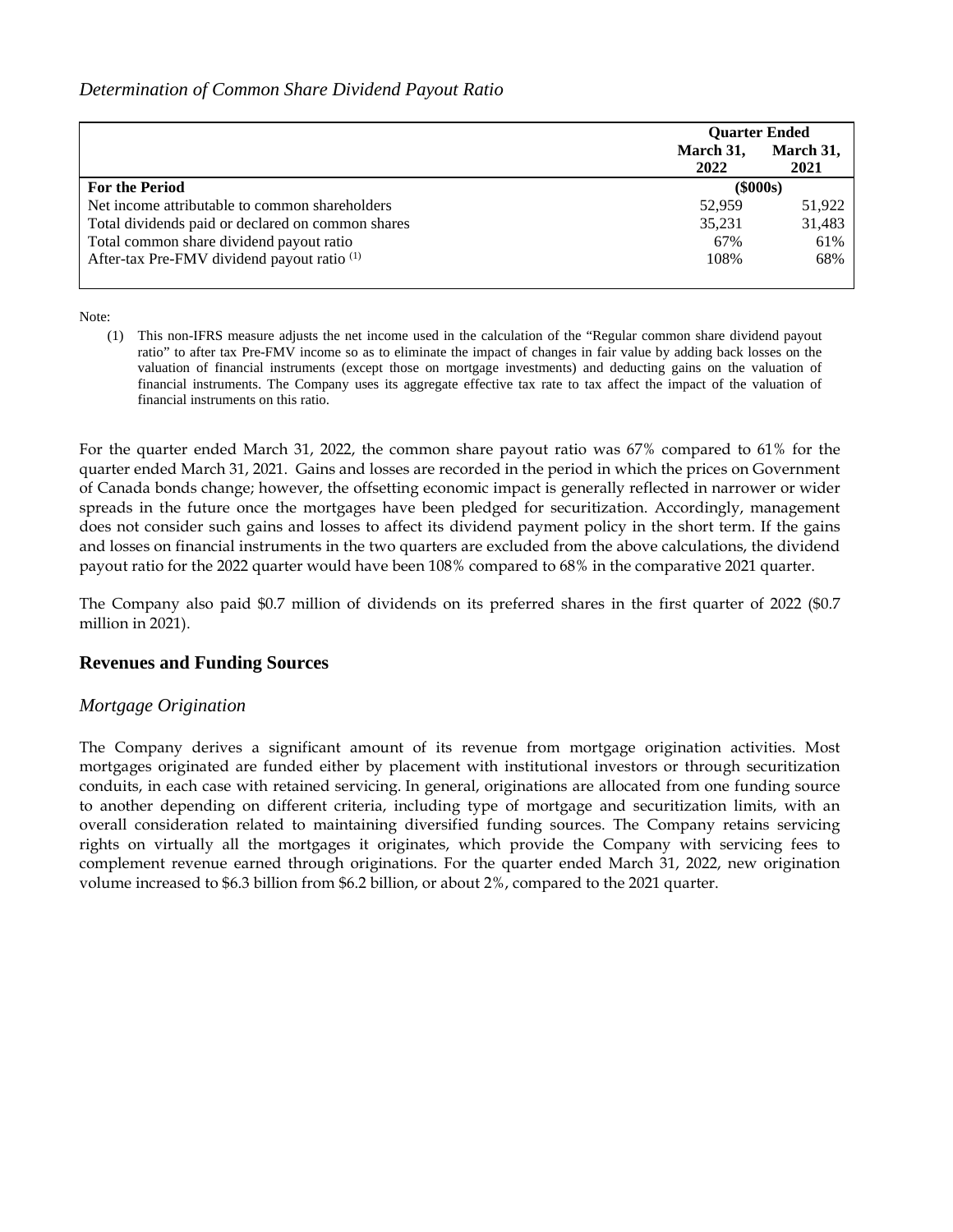*Determination of Common Share Dividend Payout Ratio*

| | Quarter Ended | |
|---|---|---|
| | March 31, 2022 | March 31, 2021 |
| **For the Period** | ($000s) | |
| Net income attributable to common shareholders | 52,959 | 51,922 |
| Total dividends paid or declared on common shares | 35,231 | 31,483 |
| Total common share dividend payout ratio | 67% | 61% |
| After-tax Pre-FMV dividend payout ratio [1] | 108% | 68% |

Note:

(1) This non-IFRS measure adjusts the net income used in the calculation of the "Regular common share dividend payout ratio" to after tax Pre-FMV income so as to eliminate the impact of changes in fair value by adding back losses on the valuation of financial instruments (except those on mortgage investments) and deducting gains on the valuation of financial instruments. The Company uses its aggregate effective tax rate to tax affect the impact of the valuation of financial instruments on this ratio.

For the quarter ended March 31, 2022, the common share payout ratio was 67% compared to 61% for the quarter ended March 31, 2021. Gains and losses are recorded in the period in which the prices on Government of Canada bonds change; however, the offsetting economic impact is generally reflected in narrower or wider spreads in the future once the mortgages have been pledged for securitization. Accordingly, management does not consider such gains and losses to affect its dividend payment policy in the short term. If the gains and losses on financial instruments in the two quarters are excluded from the above calculations, the dividend payout ratio for the 2022 quarter would have been 108% compared to 68% in the comparative 2021 quarter.

The Company also paid $0.7 million of dividends on its preferred shares in the first quarter of 2022 ($0.7 million in 2021).

## Revenues and Funding Sources

### *Mortgage Origination*

The Company derives a significant amount of its revenue from mortgage origination activities. Most mortgages originated are funded either by placement with institutional investors or through securitization conduits, in each case with retained servicing. In general, originations are allocated from one funding source to another depending on different criteria, including type of mortgage and securitization limits, with an overall consideration related to maintaining diversified funding sources. The Company retains servicing rights on virtually all the mortgages it originates, which provide the Company with servicing fees to complement revenue earned through originations. For the quarter ended March 31, 2022, new origination volume increased to $6.3 billion from $6.2 billion, or about 2%, compared to the 2021 quarter.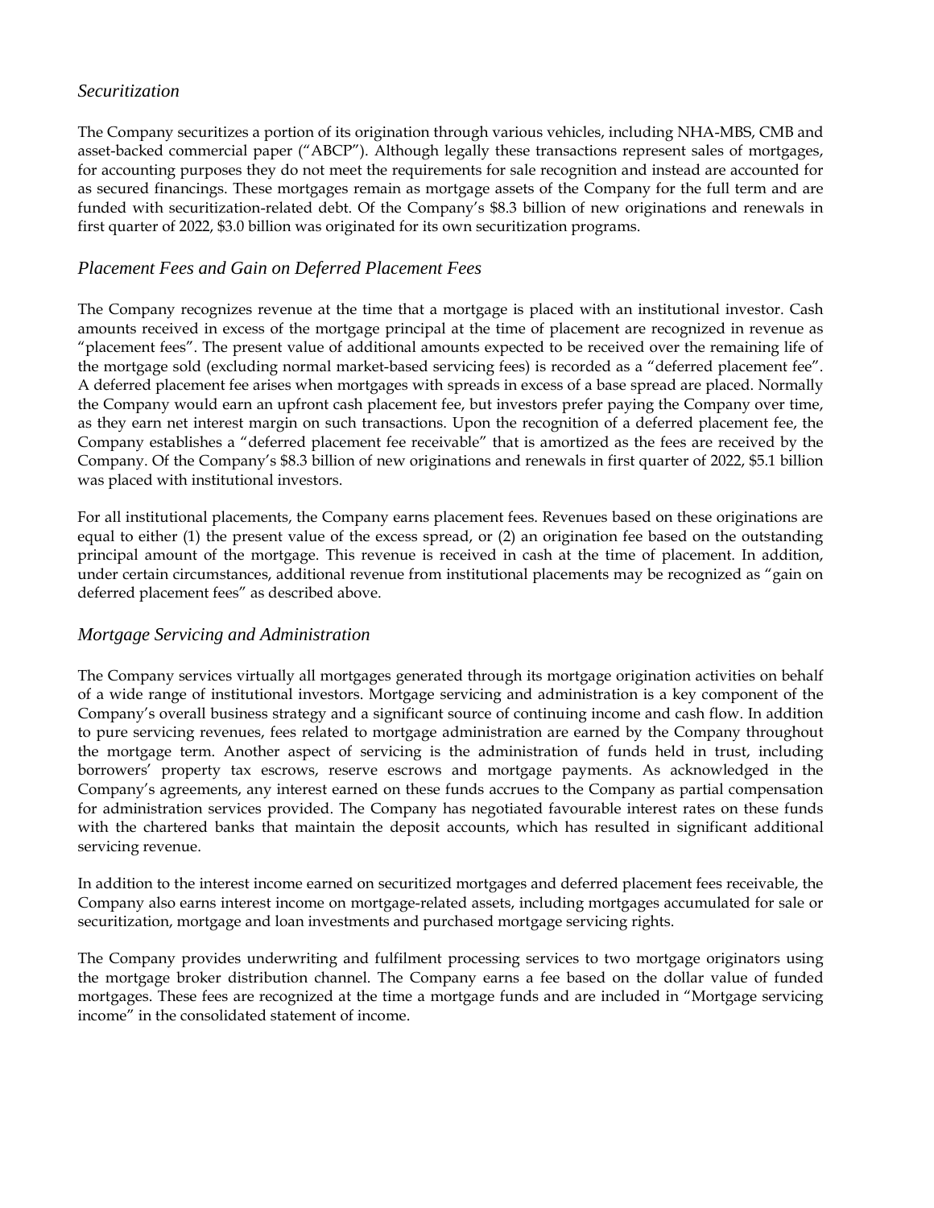### *Securitization*

The Company securitizes a portion of its origination through various vehicles, including NHA-MBS, CMB and asset-backed commercial paper ("ABCP"). Although legally these transactions represent sales of mortgages, for accounting purposes they do not meet the requirements for sale recognition and instead are accounted for as secured financings. These mortgages remain as mortgage assets of the Company for the full term and are funded with securitization-related debt. Of the Company's $8.3 billion of new originations and renewals in first quarter of 2022, $3.0 billion was originated for its own securitization programs.

### *Placement Fees and Gain on Deferred Placement Fees*

The Company recognizes revenue at the time that a mortgage is placed with an institutional investor. Cash amounts received in excess of the mortgage principal at the time of placement are recognized in revenue as "placement fees". The present value of additional amounts expected to be received over the remaining life of the mortgage sold (excluding normal market-based servicing fees) is recorded as a "deferred placement fee". A deferred placement fee arises when mortgages with spreads in excess of a base spread are placed. Normally the Company would earn an upfront cash placement fee, but investors prefer paying the Company over time, as they earn net interest margin on such transactions. Upon the recognition of a deferred placement fee, the Company establishes a "deferred placement fee receivable" that is amortized as the fees are received by the Company. Of the Company's $8.3 billion of new originations and renewals in first quarter of 2022, $5.1 billion was placed with institutional investors.

For all institutional placements, the Company earns placement fees. Revenues based on these originations are equal to either (1) the present value of the excess spread, or (2) an origination fee based on the outstanding principal amount of the mortgage. This revenue is received in cash at the time of placement. In addition, under certain circumstances, additional revenue from institutional placements may be recognized as "gain on deferred placement fees" as described above.

### *Mortgage Servicing and Administration*

The Company services virtually all mortgages generated through its mortgage origination activities on behalf of a wide range of institutional investors. Mortgage servicing and administration is a key component of the Company's overall business strategy and a significant source of continuing income and cash flow. In addition to pure servicing revenues, fees related to mortgage administration are earned by the Company throughout the mortgage term. Another aspect of servicing is the administration of funds held in trust, including borrowers' property tax escrows, reserve escrows and mortgage payments. As acknowledged in the Company's agreements, any interest earned on these funds accrues to the Company as partial compensation for administration services provided. The Company has negotiated favourable interest rates on these funds with the chartered banks that maintain the deposit accounts, which has resulted in significant additional servicing revenue.

In addition to the interest income earned on securitized mortgages and deferred placement fees receivable, the Company also earns interest income on mortgage-related assets, including mortgages accumulated for sale or securitization, mortgage and loan investments and purchased mortgage servicing rights.

The Company provides underwriting and fulfilment processing services to two mortgage originators using the mortgage broker distribution channel. The Company earns a fee based on the dollar value of funded mortgages. These fees are recognized at the time a mortgage funds and are included in "Mortgage servicing income" in the consolidated statement of income.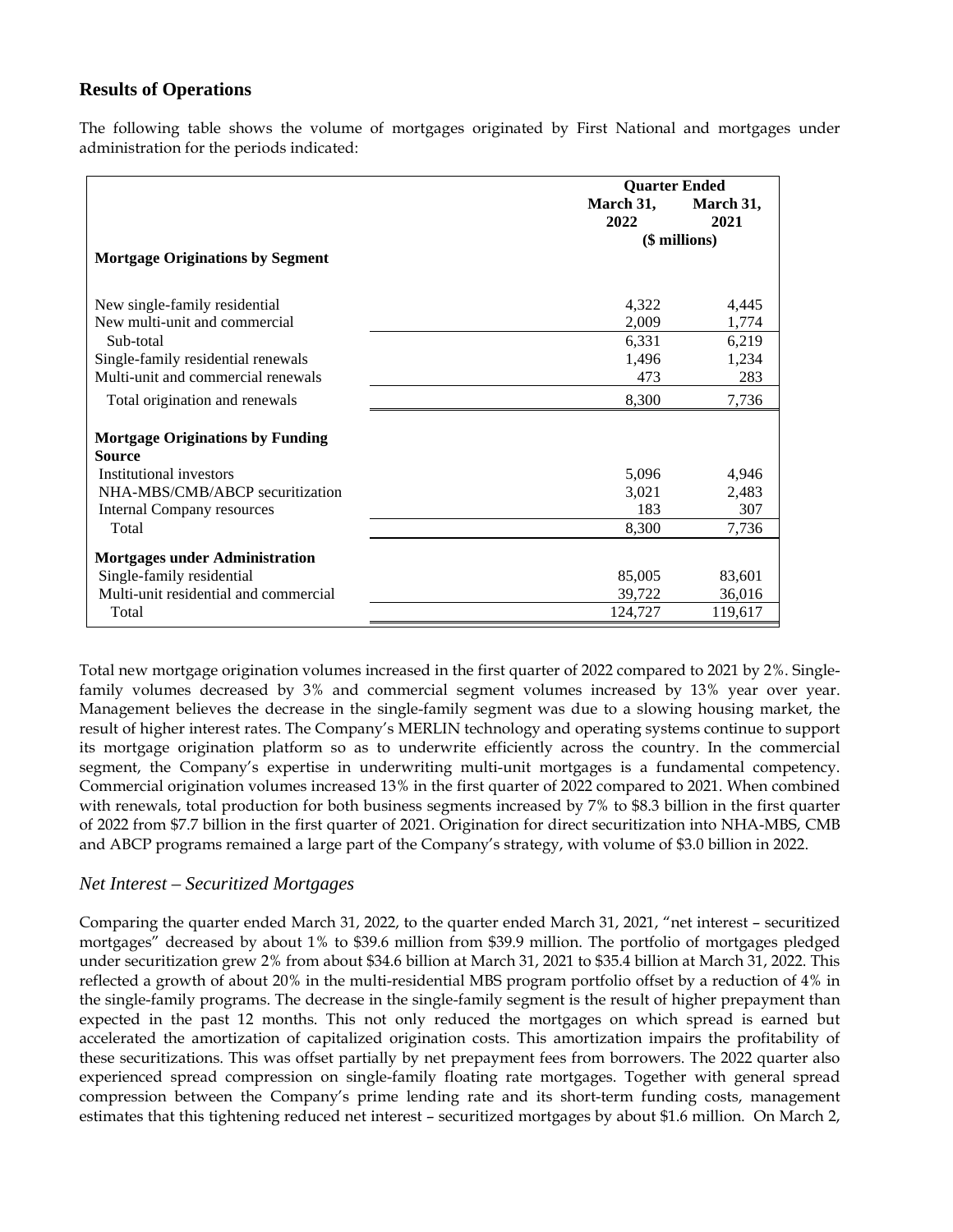## Results of Operations

The following table shows the volume of mortgages originated by First National and mortgages under administration for the periods indicated:

| | Quarter Ended | |
|---|---|---|
| | March 31, 2022 | March 31, 2021 |
| | ($ millions) | |
| **Mortgage Originations by Segment** | | |
| New single-family residential | 4,322 | 4,445 |
| New multi-unit and commercial | 2,009 | 1,774 |
| Sub-total | 6,331 | 6,219 |
| Single-family residential renewals | 1,496 | 1,234 |
| Multi-unit and commercial renewals | 473 | 283 |
| Total origination and renewals | 8,300 | 7,736 |
| **Mortgage Originations by Funding Source** | | |
| Institutional investors | 5,096 | 4,946 |
| NHA-MBS/CMB/ABCP securitization | 3,021 | 2,483 |
| Internal Company resources | 183 | 307 |
| Total | 8,300 | 7,736 |
| **Mortgages under Administration** | | |
| Single-family residential | 85,005 | 83,601 |
| Multi-unit residential and commercial | 39,722 | 36,016 |
| Total | 124,727 | 119,617 |

Total new mortgage origination volumes increased in the first quarter of 2022 compared to 2021 by 2%. Single-family volumes decreased by 3% and commercial segment volumes increased by 13% year over year. Management believes the decrease in the single-family segment was due to a slowing housing market, the result of higher interest rates. The Company's MERLIN technology and operating systems continue to support its mortgage origination platform so as to underwrite efficiently across the country. In the commercial segment, the Company's expertise in underwriting multi-unit mortgages is a fundamental competency. Commercial origination volumes increased 13% in the first quarter of 2022 compared to 2021. When combined with renewals, total production for both business segments increased by 7% to $8.3 billion in the first quarter of 2022 from $7.7 billion in the first quarter of 2021. Origination for direct securitization into NHA-MBS, CMB and ABCP programs remained a large part of the Company's strategy, with volume of $3.0 billion in 2022.

### *Net Interest – Securitized Mortgages*

Comparing the quarter ended March 31, 2022, to the quarter ended March 31, 2021, "net interest – securitized mortgages" decreased by about 1% to $39.6 million from $39.9 million. The portfolio of mortgages pledged under securitization grew 2% from about $34.6 billion at March 31, 2021 to $35.4 billion at March 31, 2022. This reflected a growth of about 20% in the multi-residential MBS program portfolio offset by a reduction of 4% in the single-family programs. The decrease in the single-family segment is the result of higher prepayment than expected in the past 12 months. This not only reduced the mortgages on which spread is earned but accelerated the amortization of capitalized origination costs. This amortization impairs the profitability of these securitizations. This was offset partially by net prepayment fees from borrowers. The 2022 quarter also experienced spread compression on single-family floating rate mortgages. Together with general spread compression between the Company's prime lending rate and its short-term funding costs, management estimates that this tightening reduced net interest – securitized mortgages by about $1.6 million. On March 2,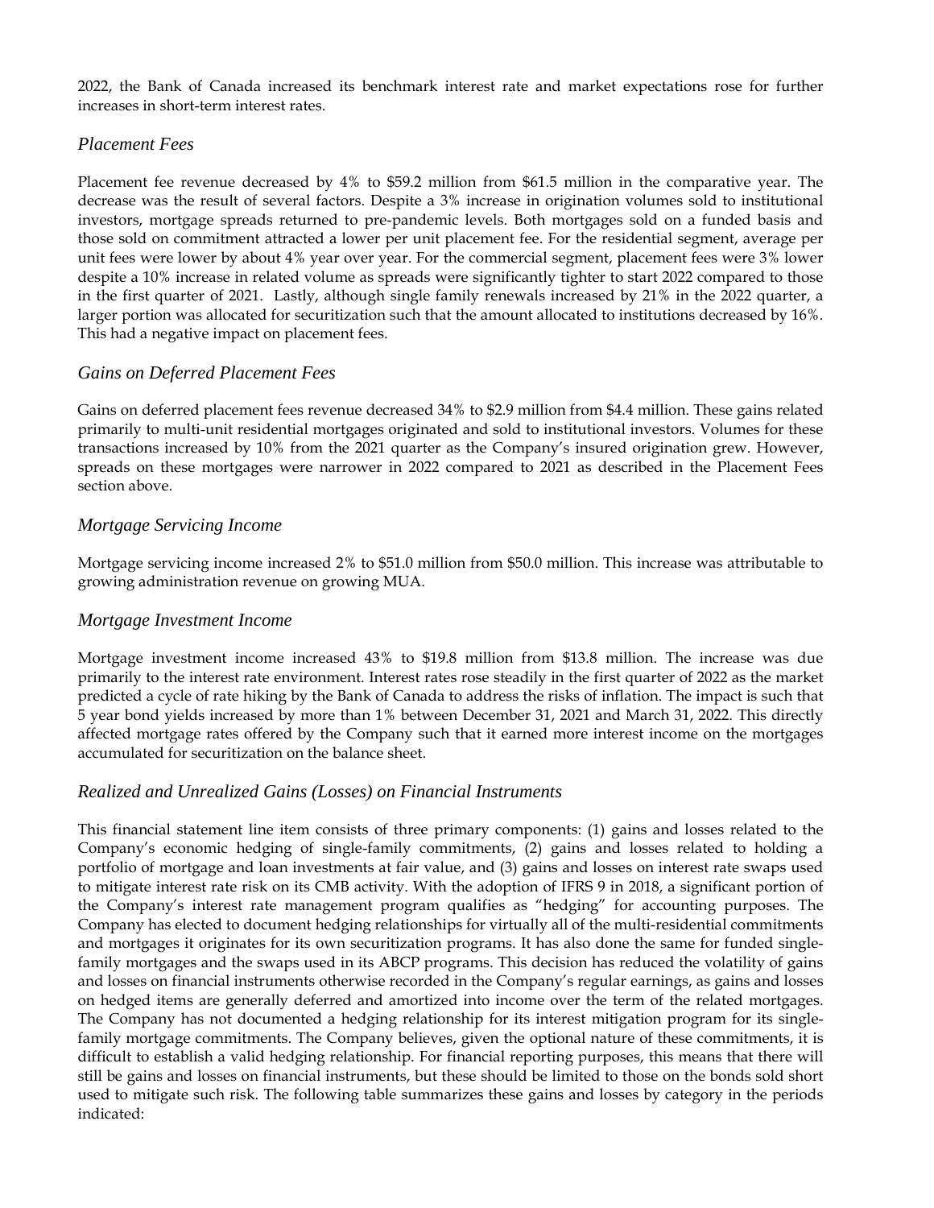2022, the Bank of Canada increased its benchmark interest rate and market expectations rose for further increases in short-term interest rates.

### *Placement Fees*

Placement fee revenue decreased by 4% to $59.2 million from $61.5 million in the comparative year. The decrease was the result of several factors. Despite a 3% increase in origination volumes sold to institutional investors, mortgage spreads returned to pre-pandemic levels. Both mortgages sold on a funded basis and those sold on commitment attracted a lower per unit placement fee. For the residential segment, average per unit fees were lower by about 4% year over year. For the commercial segment, placement fees were 3% lower despite a 10% increase in related volume as spreads were significantly tighter to start 2022 compared to those in the first quarter of 2021. Lastly, although single family renewals increased by 21% in the 2022 quarter, a larger portion was allocated for securitization such that the amount allocated to institutions decreased by 16%. This had a negative impact on placement fees.

### *Gains on Deferred Placement Fees*

Gains on deferred placement fees revenue decreased 34% to $2.9 million from $4.4 million. These gains related primarily to multi-unit residential mortgages originated and sold to institutional investors. Volumes for these transactions increased by 10% from the 2021 quarter as the Company's insured origination grew. However, spreads on these mortgages were narrower in 2022 compared to 2021 as described in the Placement Fees section above.

### *Mortgage Servicing Income*

Mortgage servicing income increased 2% to $51.0 million from $50.0 million. This increase was attributable to growing administration revenue on growing MUA.

### *Mortgage Investment Income*

Mortgage investment income increased 43% to $19.8 million from $13.8 million. The increase was due primarily to the interest rate environment. Interest rates rose steadily in the first quarter of 2022 as the market predicted a cycle of rate hiking by the Bank of Canada to address the risks of inflation. The impact is such that 5 year bond yields increased by more than 1% between December 31, 2021 and March 31, 2022. This directly affected mortgage rates offered by the Company such that it earned more interest income on the mortgages accumulated for securitization on the balance sheet.

### *Realized and Unrealized Gains (Losses) on Financial Instruments*

This financial statement line item consists of three primary components: (1) gains and losses related to the Company's economic hedging of single-family commitments, (2) gains and losses related to holding a portfolio of mortgage and loan investments at fair value, and (3) gains and losses on interest rate swaps used to mitigate interest rate risk on its CMB activity. With the adoption of IFRS 9 in 2018, a significant portion of the Company's interest rate management program qualifies as "hedging" for accounting purposes. The Company has elected to document hedging relationships for virtually all of the multi-residential commitments and mortgages it originates for its own securitization programs. It has also done the same for funded single-family mortgages and the swaps used in its ABCP programs. This decision has reduced the volatility of gains and losses on financial instruments otherwise recorded in the Company's regular earnings, as gains and losses on hedged items are generally deferred and amortized into income over the term of the related mortgages. The Company has not documented a hedging relationship for its interest mitigation program for its single-family mortgage commitments. The Company believes, given the optional nature of these commitments, it is difficult to establish a valid hedging relationship. For financial reporting purposes, this means that there will still be gains and losses on financial instruments, but these should be limited to those on the bonds sold short used to mitigate such risk. The following table summarizes these gains and losses by category in the periods indicated: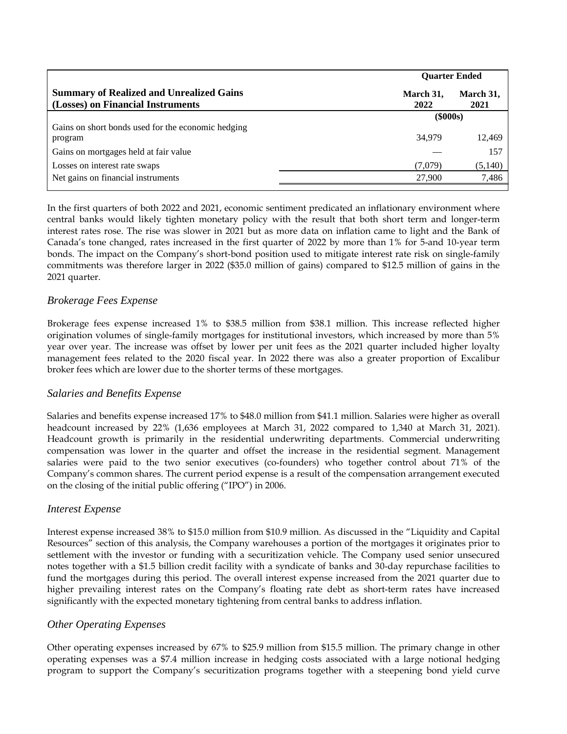| Summary of Realized and Unrealized Gains (Losses) on Financial Instruments | Quarter Ended | |
|---|---|---|
| | March 31, 2022 | March 31, 2021 |
| | ($000s) | |
| Gains on short bonds used for the economic hedging program | 34,979 | 12,469 |
| Gains on mortgages held at fair value | — | 157 |
| Losses on interest rate swaps | (7,079) | (5,140) |
| Net gains on financial instruments | 27,900 | 7,486 |

In the first quarters of both 2022 and 2021, economic sentiment predicated an inflationary environment where central banks would likely tighten monetary policy with the result that both short term and longer-term interest rates rose. The rise was slower in 2021 but as more data on inflation came to light and the Bank of Canada's tone changed, rates increased in the first quarter of 2022 by more than 1% for 5-and 10-year term bonds. The impact on the Company's short-bond position used to mitigate interest rate risk on single-family commitments was therefore larger in 2022 ($35.0 million of gains) compared to $12.5 million of gains in the 2021 quarter.

### *Brokerage Fees Expense*

Brokerage fees expense increased 1% to $38.5 million from $38.1 million. This increase reflected higher origination volumes of single-family mortgages for institutional investors, which increased by more than 5% year over year. The increase was offset by lower per unit fees as the 2021 quarter included higher loyalty management fees related to the 2020 fiscal year. In 2022 there was also a greater proportion of Excalibur broker fees which are lower due to the shorter terms of these mortgages.

### *Salaries and Benefits Expense*

Salaries and benefits expense increased 17% to $48.0 million from $41.1 million. Salaries were higher as overall headcount increased by 22% (1,636 employees at March 31, 2022 compared to 1,340 at March 31, 2021). Headcount growth is primarily in the residential underwriting departments. Commercial underwriting compensation was lower in the quarter and offset the increase in the residential segment. Management salaries were paid to the two senior executives (co-founders) who together control about 71% of the Company's common shares. The current period expense is a result of the compensation arrangement executed on the closing of the initial public offering ("IPO") in 2006.

### *Interest Expense*

Interest expense increased 38% to $15.0 million from $10.9 million. As discussed in the "Liquidity and Capital Resources" section of this analysis, the Company warehouses a portion of the mortgages it originates prior to settlement with the investor or funding with a securitization vehicle. The Company used senior unsecured notes together with a $1.5 billion credit facility with a syndicate of banks and 30-day repurchase facilities to fund the mortgages during this period. The overall interest expense increased from the 2021 quarter due to higher prevailing interest rates on the Company's floating rate debt as short-term rates have increased significantly with the expected monetary tightening from central banks to address inflation.

### *Other Operating Expenses*

Other operating expenses increased by 67% to $25.9 million from $15.5 million. The primary change in other operating expenses was a $7.4 million increase in hedging costs associated with a large notional hedging program to support the Company's securitization programs together with a steepening bond yield curve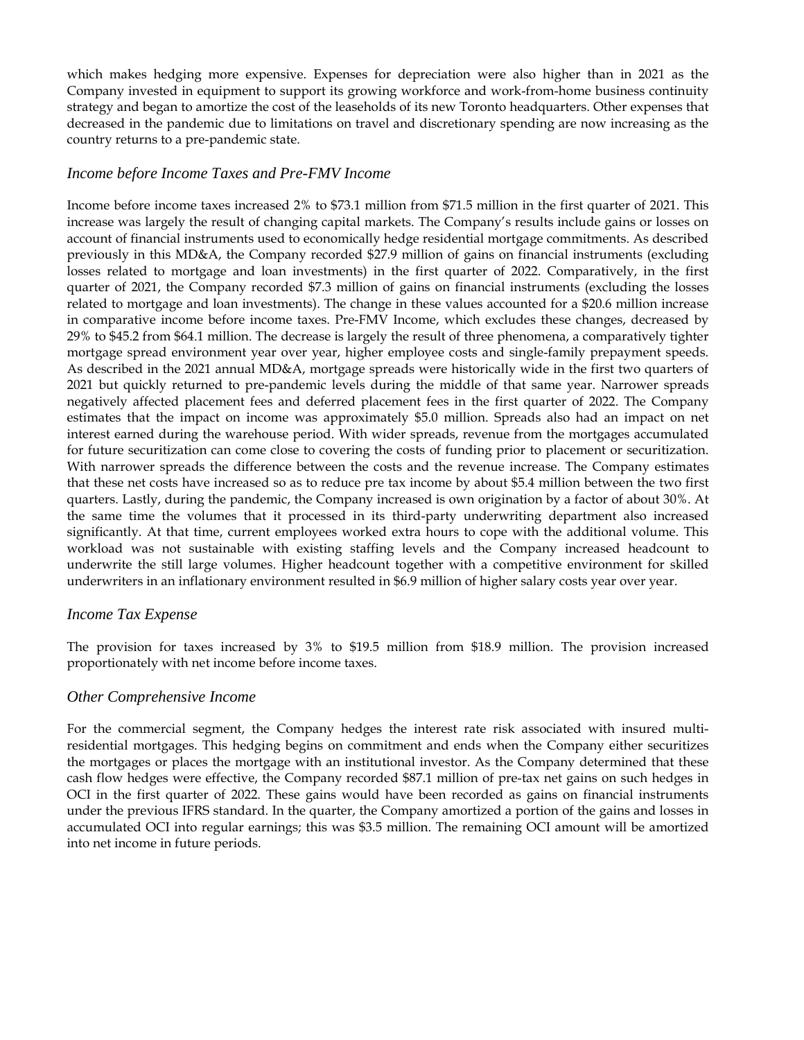which makes hedging more expensive. Expenses for depreciation were also higher than in 2021 as the Company invested in equipment to support its growing workforce and work-from-home business continuity strategy and began to amortize the cost of the leaseholds of its new Toronto headquarters. Other expenses that decreased in the pandemic due to limitations on travel and discretionary spending are now increasing as the country returns to a pre-pandemic state.

### *Income before Income Taxes and Pre-FMV Income*

Income before income taxes increased 2% to $73.1 million from $71.5 million in the first quarter of 2021. This increase was largely the result of changing capital markets. The Company's results include gains or losses on account of financial instruments used to economically hedge residential mortgage commitments. As described previously in this MD&A, the Company recorded $27.9 million of gains on financial instruments (excluding losses related to mortgage and loan investments) in the first quarter of 2022. Comparatively, in the first quarter of 2021, the Company recorded $7.3 million of gains on financial instruments (excluding the losses related to mortgage and loan investments). The change in these values accounted for a $20.6 million increase in comparative income before income taxes. Pre-FMV Income, which excludes these changes, decreased by 29% to $45.2 from $64.1 million. The decrease is largely the result of three phenomena, a comparatively tighter mortgage spread environment year over year, higher employee costs and single-family prepayment speeds. As described in the 2021 annual MD&A, mortgage spreads were historically wide in the first two quarters of 2021 but quickly returned to pre-pandemic levels during the middle of that same year. Narrower spreads negatively affected placement fees and deferred placement fees in the first quarter of 2022. The Company estimates that the impact on income was approximately $5.0 million. Spreads also had an impact on net interest earned during the warehouse period. With wider spreads, revenue from the mortgages accumulated for future securitization can come close to covering the costs of funding prior to placement or securitization. With narrower spreads the difference between the costs and the revenue increase. The Company estimates that these net costs have increased so as to reduce pre tax income by about $5.4 million between the two first quarters. Lastly, during the pandemic, the Company increased is own origination by a factor of about 30%. At the same time the volumes that it processed in its third-party underwriting department also increased significantly. At that time, current employees worked extra hours to cope with the additional volume. This workload was not sustainable with existing staffing levels and the Company increased headcount to underwrite the still large volumes. Higher headcount together with a competitive environment for skilled underwriters in an inflationary environment resulted in $6.9 million of higher salary costs year over year.

### *Income Tax Expense*

The provision for taxes increased by 3% to $19.5 million from $18.9 million. The provision increased proportionately with net income before income taxes.

### *Other Comprehensive Income*

For the commercial segment, the Company hedges the interest rate risk associated with insured multi-residential mortgages. This hedging begins on commitment and ends when the Company either securitizes the mortgages or places the mortgage with an institutional investor. As the Company determined that these cash flow hedges were effective, the Company recorded $87.1 million of pre-tax net gains on such hedges in OCI in the first quarter of 2022. These gains would have been recorded as gains on financial instruments under the previous IFRS standard. In the quarter, the Company amortized a portion of the gains and losses in accumulated OCI into regular earnings; this was $3.5 million. The remaining OCI amount will be amortized into net income in future periods.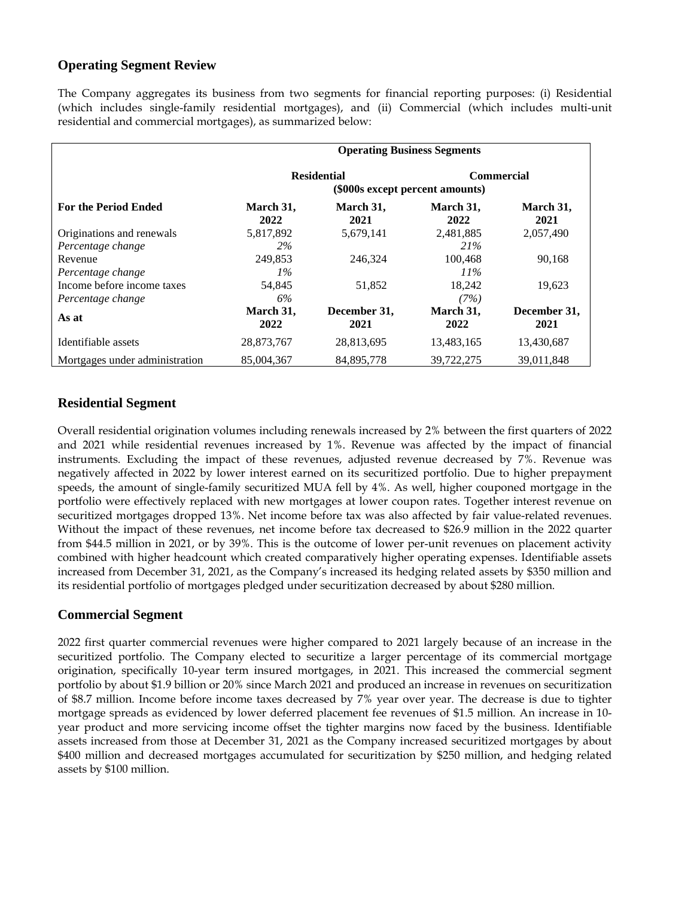## Operating Segment Review

The Company aggregates its business from two segments for financial reporting purposes: (i) Residential (which includes single-family residential mortgages), and (ii) Commercial (which includes multi-unit residential and commercial mortgages), as summarized below:

| | Operating Business Segments | | | |
|---|---|---|---|---|
| | Residential (\$000s except percent amounts) | | Commercial | |
| **For the Period Ended** | **March 31, 2022** | **March 31, 2021** | **March 31, 2022** | **March 31, 2021** |
| Originations and renewals | 5,817,892 | 5,679,141 | 2,481,885 | 2,057,490 |
| *Percentage change* | *2%* | | *21%* | |
| Revenue | 249,853 | 246,324 | 100,468 | 90,168 |
| *Percentage change* | *1%* | | *11%* | |
| Income before income taxes | 54,845 | 51,852 | 18,242 | 19,623 |
| *Percentage change* | *6%* | | *(7%)* | |
| **As at** | **March 31, 2022** | **December 31, 2021** | **March 31, 2022** | **December 31, 2021** |
| Identifiable assets | 28,873,767 | 28,813,695 | 13,483,165 | 13,430,687 |
| Mortgages under administration | 85,004,367 | 84,895,778 | 39,722,275 | 39,011,848 |

## Residential Segment

Overall residential origination volumes including renewals increased by 2% between the first quarters of 2022 and 2021 while residential revenues increased by 1%. Revenue was affected by the impact of financial instruments. Excluding the impact of these revenues, adjusted revenue decreased by 7%. Revenue was negatively affected in 2022 by lower interest earned on its securitized portfolio. Due to higher prepayment speeds, the amount of single-family securitized MUA fell by 4%. As well, higher couponed mortgage in the portfolio were effectively replaced with new mortgages at lower coupon rates. Together interest revenue on securitized mortgages dropped 13%. Net income before tax was also affected by fair value-related revenues. Without the impact of these revenues, net income before tax decreased to \$26.9 million in the 2022 quarter from \$44.5 million in 2021, or by 39%. This is the outcome of lower per-unit revenues on placement activity combined with higher headcount which created comparatively higher operating expenses. Identifiable assets increased from December 31, 2021, as the Company's increased its hedging related assets by \$350 million and its residential portfolio of mortgages pledged under securitization decreased by about \$280 million.

## Commercial Segment

2022 first quarter commercial revenues were higher compared to 2021 largely because of an increase in the securitized portfolio. The Company elected to securitize a larger percentage of its commercial mortgage origination, specifically 10-year term insured mortgages, in 2021. This increased the commercial segment portfolio by about \$1.9 billion or 20% since March 2021 and produced an increase in revenues on securitization of \$8.7 million. Income before income taxes decreased by 7% year over year. The decrease is due to tighter mortgage spreads as evidenced by lower deferred placement fee revenues of \$1.5 million. An increase in 10-year product and more servicing income offset the tighter margins now faced by the business. Identifiable assets increased from those at December 31, 2021 as the Company increased securitized mortgages by about \$400 million and decreased mortgages accumulated for securitization by \$250 million, and hedging related assets by \$100 million.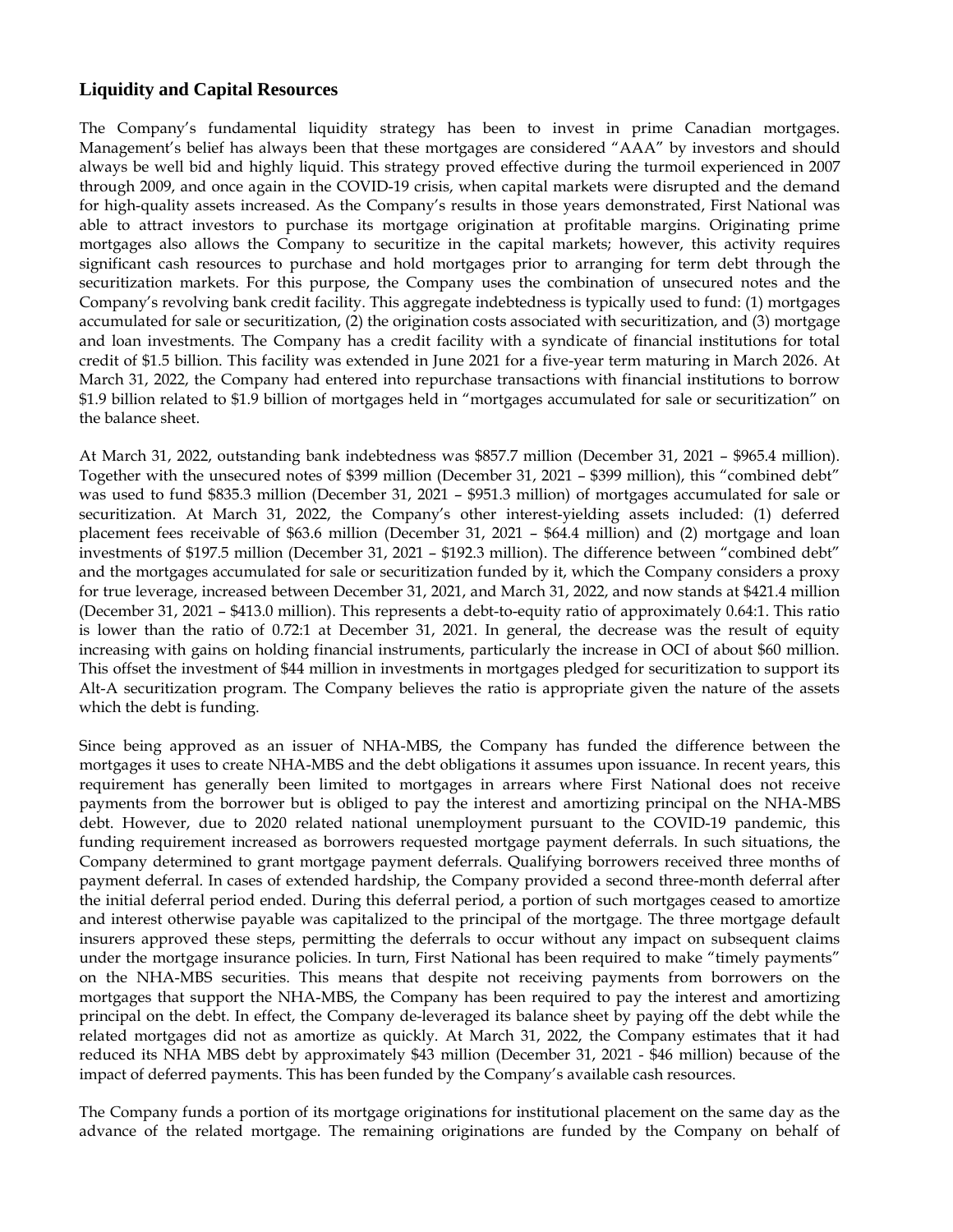## Liquidity and Capital Resources

The Company's fundamental liquidity strategy has been to invest in prime Canadian mortgages. Management's belief has always been that these mortgages are considered "AAA" by investors and should always be well bid and highly liquid. This strategy proved effective during the turmoil experienced in 2007 through 2009, and once again in the COVID-19 crisis, when capital markets were disrupted and the demand for high-quality assets increased. As the Company's results in those years demonstrated, First National was able to attract investors to purchase its mortgage origination at profitable margins. Originating prime mortgages also allows the Company to securitize in the capital markets; however, this activity requires significant cash resources to purchase and hold mortgages prior to arranging for term debt through the securitization markets. For this purpose, the Company uses the combination of unsecured notes and the Company's revolving bank credit facility. This aggregate indebtedness is typically used to fund: (1) mortgages accumulated for sale or securitization, (2) the origination costs associated with securitization, and (3) mortgage and loan investments. The Company has a credit facility with a syndicate of financial institutions for total credit of $1.5 billion. This facility was extended in June 2021 for a five-year term maturing in March 2026. At March 31, 2022, the Company had entered into repurchase transactions with financial institutions to borrow $1.9 billion related to $1.9 billion of mortgages held in "mortgages accumulated for sale or securitization" on the balance sheet.

At March 31, 2022, outstanding bank indebtedness was $857.7 million (December 31, 2021 – $965.4 million). Together with the unsecured notes of $399 million (December 31, 2021 – $399 million), this "combined debt" was used to fund $835.3 million (December 31, 2021 – $951.3 million) of mortgages accumulated for sale or securitization. At March 31, 2022, the Company's other interest-yielding assets included: (1) deferred placement fees receivable of $63.6 million (December 31, 2021 – $64.4 million) and (2) mortgage and loan investments of $197.5 million (December 31, 2021 – $192.3 million). The difference between "combined debt" and the mortgages accumulated for sale or securitization funded by it, which the Company considers a proxy for true leverage, increased between December 31, 2021, and March 31, 2022, and now stands at $421.4 million (December 31, 2021 – $413.0 million). This represents a debt-to-equity ratio of approximately 0.64:1. This ratio is lower than the ratio of 0.72:1 at December 31, 2021. In general, the decrease was the result of equity increasing with gains on holding financial instruments, particularly the increase in OCI of about $60 million. This offset the investment of $44 million in investments in mortgages pledged for securitization to support its Alt-A securitization program. The Company believes the ratio is appropriate given the nature of the assets which the debt is funding.

Since being approved as an issuer of NHA-MBS, the Company has funded the difference between the mortgages it uses to create NHA-MBS and the debt obligations it assumes upon issuance. In recent years, this requirement has generally been limited to mortgages in arrears where First National does not receive payments from the borrower but is obliged to pay the interest and amortizing principal on the NHA-MBS debt. However, due to 2020 related national unemployment pursuant to the COVID-19 pandemic, this funding requirement increased as borrowers requested mortgage payment deferrals. In such situations, the Company determined to grant mortgage payment deferrals. Qualifying borrowers received three months of payment deferral. In cases of extended hardship, the Company provided a second three-month deferral after the initial deferral period ended. During this deferral period, a portion of such mortgages ceased to amortize and interest otherwise payable was capitalized to the principal of the mortgage. The three mortgage default insurers approved these steps, permitting the deferrals to occur without any impact on subsequent claims under the mortgage insurance policies. In turn, First National has been required to make "timely payments" on the NHA-MBS securities. This means that despite not receiving payments from borrowers on the mortgages that support the NHA-MBS, the Company has been required to pay the interest and amortizing principal on the debt. In effect, the Company de-leveraged its balance sheet by paying off the debt while the related mortgages did not as amortize as quickly. At March 31, 2022, the Company estimates that it had reduced its NHA MBS debt by approximately $43 million (December 31, 2021 - $46 million) because of the impact of deferred payments. This has been funded by the Company's available cash resources.

The Company funds a portion of its mortgage originations for institutional placement on the same day as the advance of the related mortgage. The remaining originations are funded by the Company on behalf of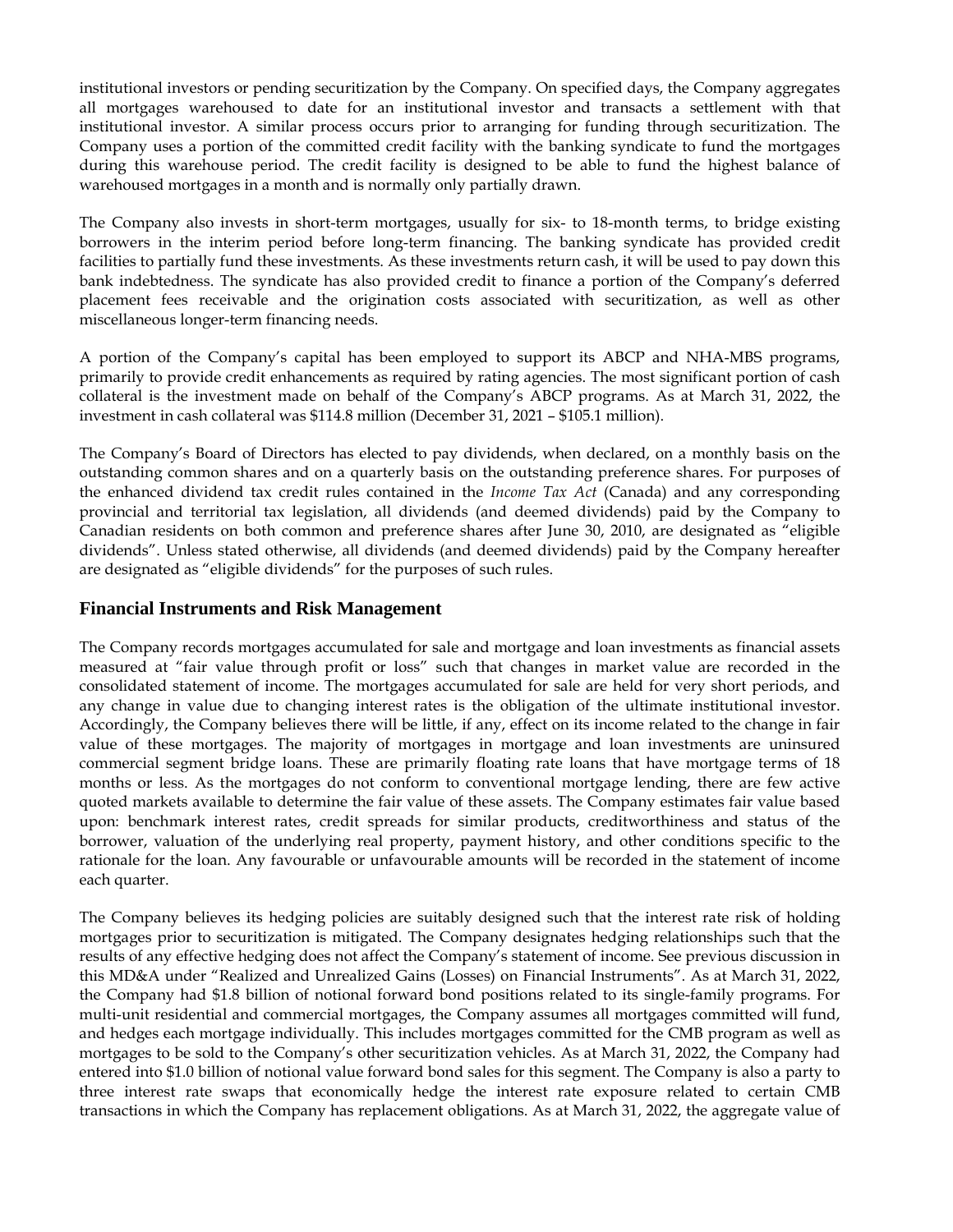institutional investors or pending securitization by the Company. On specified days, the Company aggregates all mortgages warehoused to date for an institutional investor and transacts a settlement with that institutional investor. A similar process occurs prior to arranging for funding through securitization. The Company uses a portion of the committed credit facility with the banking syndicate to fund the mortgages during this warehouse period. The credit facility is designed to be able to fund the highest balance of warehoused mortgages in a month and is normally only partially drawn.

The Company also invests in short-term mortgages, usually for six- to 18-month terms, to bridge existing borrowers in the interim period before long-term financing. The banking syndicate has provided credit facilities to partially fund these investments. As these investments return cash, it will be used to pay down this bank indebtedness. The syndicate has also provided credit to finance a portion of the Company's deferred placement fees receivable and the origination costs associated with securitization, as well as other miscellaneous longer-term financing needs.

A portion of the Company's capital has been employed to support its ABCP and NHA-MBS programs, primarily to provide credit enhancements as required by rating agencies. The most significant portion of cash collateral is the investment made on behalf of the Company's ABCP programs. As at March 31, 2022, the investment in cash collateral was $114.8 million (December 31, 2021 – $105.1 million).

The Company's Board of Directors has elected to pay dividends, when declared, on a monthly basis on the outstanding common shares and on a quarterly basis on the outstanding preference shares. For purposes of the enhanced dividend tax credit rules contained in the *Income Tax Act* (Canada) and any corresponding provincial and territorial tax legislation, all dividends (and deemed dividends) paid by the Company to Canadian residents on both common and preference shares after June 30, 2010, are designated as "eligible dividends". Unless stated otherwise, all dividends (and deemed dividends) paid by the Company hereafter are designated as "eligible dividends" for the purposes of such rules.

## Financial Instruments and Risk Management

The Company records mortgages accumulated for sale and mortgage and loan investments as financial assets measured at "fair value through profit or loss" such that changes in market value are recorded in the consolidated statement of income. The mortgages accumulated for sale are held for very short periods, and any change in value due to changing interest rates is the obligation of the ultimate institutional investor. Accordingly, the Company believes there will be little, if any, effect on its income related to the change in fair value of these mortgages. The majority of mortgages in mortgage and loan investments are uninsured commercial segment bridge loans. These are primarily floating rate loans that have mortgage terms of 18 months or less. As the mortgages do not conform to conventional mortgage lending, there are few active quoted markets available to determine the fair value of these assets. The Company estimates fair value based upon: benchmark interest rates, credit spreads for similar products, creditworthiness and status of the borrower, valuation of the underlying real property, payment history, and other conditions specific to the rationale for the loan. Any favourable or unfavourable amounts will be recorded in the statement of income each quarter.

The Company believes its hedging policies are suitably designed such that the interest rate risk of holding mortgages prior to securitization is mitigated. The Company designates hedging relationships such that the results of any effective hedging does not affect the Company's statement of income. See previous discussion in this MD&A under "Realized and Unrealized Gains (Losses) on Financial Instruments". As at March 31, 2022, the Company had $1.8 billion of notional forward bond positions related to its single-family programs. For multi-unit residential and commercial mortgages, the Company assumes all mortgages committed will fund, and hedges each mortgage individually. This includes mortgages committed for the CMB program as well as mortgages to be sold to the Company's other securitization vehicles. As at March 31, 2022, the Company had entered into $1.0 billion of notional value forward bond sales for this segment. The Company is also a party to three interest rate swaps that economically hedge the interest rate exposure related to certain CMB transactions in which the Company has replacement obligations. As at March 31, 2022, the aggregate value of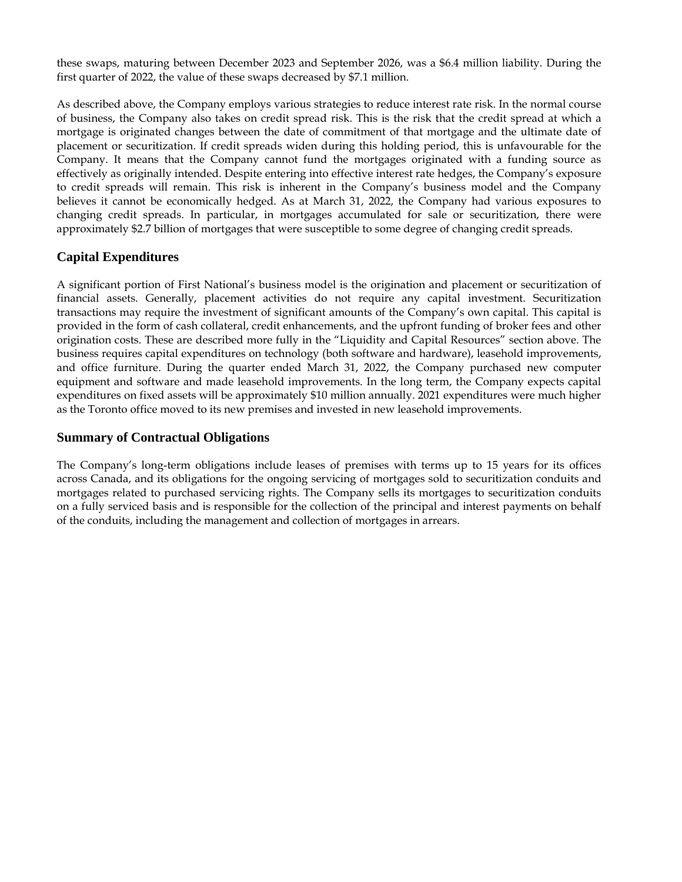these swaps, maturing between December 2023 and September 2026, was a $6.4 million liability. During the first quarter of 2022, the value of these swaps decreased by $7.1 million.

As described above, the Company employs various strategies to reduce interest rate risk. In the normal course of business, the Company also takes on credit spread risk. This is the risk that the credit spread at which a mortgage is originated changes between the date of commitment of that mortgage and the ultimate date of placement or securitization. If credit spreads widen during this holding period, this is unfavourable for the Company. It means that the Company cannot fund the mortgages originated with a funding source as effectively as originally intended. Despite entering into effective interest rate hedges, the Company's exposure to credit spreads will remain. This risk is inherent in the Company's business model and the Company believes it cannot be economically hedged. As at March 31, 2022, the Company had various exposures to changing credit spreads. In particular, in mortgages accumulated for sale or securitization, there were approximately $2.7 billion of mortgages that were susceptible to some degree of changing credit spreads.

## Capital Expenditures

A significant portion of First National's business model is the origination and placement or securitization of financial assets. Generally, placement activities do not require any capital investment. Securitization transactions may require the investment of significant amounts of the Company's own capital. This capital is provided in the form of cash collateral, credit enhancements, and the upfront funding of broker fees and other origination costs. These are described more fully in the "Liquidity and Capital Resources" section above. The business requires capital expenditures on technology (both software and hardware), leasehold improvements, and office furniture. During the quarter ended March 31, 2022, the Company purchased new computer equipment and software and made leasehold improvements. In the long term, the Company expects capital expenditures on fixed assets will be approximately $10 million annually. 2021 expenditures were much higher as the Toronto office moved to its new premises and invested in new leasehold improvements.

## Summary of Contractual Obligations

The Company's long-term obligations include leases of premises with terms up to 15 years for its offices across Canada, and its obligations for the ongoing servicing of mortgages sold to securitization conduits and mortgages related to purchased servicing rights. The Company sells its mortgages to securitization conduits on a fully serviced basis and is responsible for the collection of the principal and interest payments on behalf of the conduits, including the management and collection of mortgages in arrears.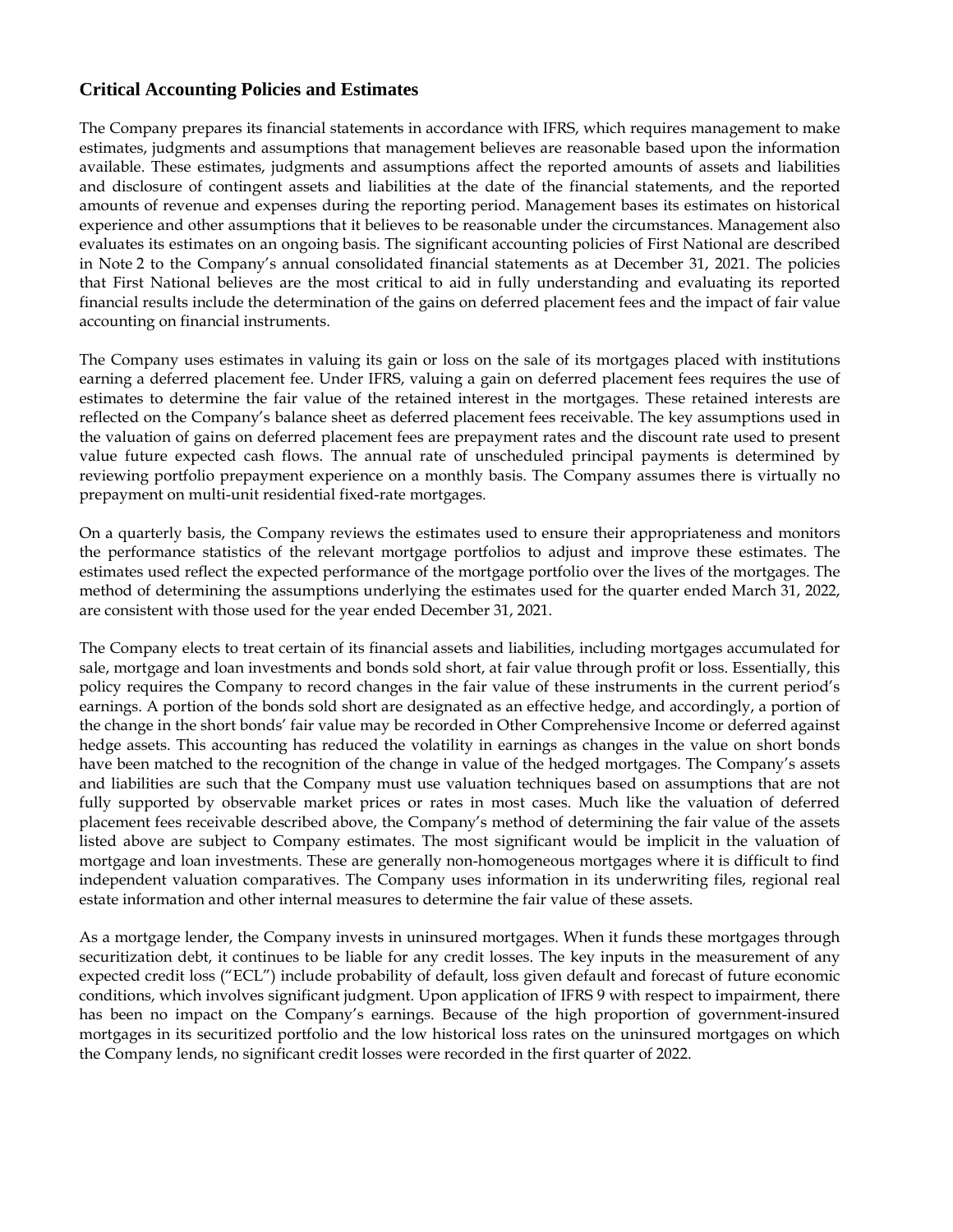## Critical Accounting Policies and Estimates

The Company prepares its financial statements in accordance with IFRS, which requires management to make estimates, judgments and assumptions that management believes are reasonable based upon the information available. These estimates, judgments and assumptions affect the reported amounts of assets and liabilities and disclosure of contingent assets and liabilities at the date of the financial statements, and the reported amounts of revenue and expenses during the reporting period. Management bases its estimates on historical experience and other assumptions that it believes to be reasonable under the circumstances. Management also evaluates its estimates on an ongoing basis. The significant accounting policies of First National are described in Note 2 to the Company's annual consolidated financial statements as at December 31, 2021. The policies that First National believes are the most critical to aid in fully understanding and evaluating its reported financial results include the determination of the gains on deferred placement fees and the impact of fair value accounting on financial instruments.

The Company uses estimates in valuing its gain or loss on the sale of its mortgages placed with institutions earning a deferred placement fee. Under IFRS, valuing a gain on deferred placement fees requires the use of estimates to determine the fair value of the retained interest in the mortgages. These retained interests are reflected on the Company's balance sheet as deferred placement fees receivable. The key assumptions used in the valuation of gains on deferred placement fees are prepayment rates and the discount rate used to present value future expected cash flows. The annual rate of unscheduled principal payments is determined by reviewing portfolio prepayment experience on a monthly basis. The Company assumes there is virtually no prepayment on multi-unit residential fixed-rate mortgages.

On a quarterly basis, the Company reviews the estimates used to ensure their appropriateness and monitors the performance statistics of the relevant mortgage portfolios to adjust and improve these estimates. The estimates used reflect the expected performance of the mortgage portfolio over the lives of the mortgages. The method of determining the assumptions underlying the estimates used for the quarter ended March 31, 2022, are consistent with those used for the year ended December 31, 2021.

The Company elects to treat certain of its financial assets and liabilities, including mortgages accumulated for sale, mortgage and loan investments and bonds sold short, at fair value through profit or loss. Essentially, this policy requires the Company to record changes in the fair value of these instruments in the current period's earnings. A portion of the bonds sold short are designated as an effective hedge, and accordingly, a portion of the change in the short bonds' fair value may be recorded in Other Comprehensive Income or deferred against hedge assets. This accounting has reduced the volatility in earnings as changes in the value on short bonds have been matched to the recognition of the change in value of the hedged mortgages. The Company's assets and liabilities are such that the Company must use valuation techniques based on assumptions that are not fully supported by observable market prices or rates in most cases. Much like the valuation of deferred placement fees receivable described above, the Company's method of determining the fair value of the assets listed above are subject to Company estimates. The most significant would be implicit in the valuation of mortgage and loan investments. These are generally non-homogeneous mortgages where it is difficult to find independent valuation comparatives. The Company uses information in its underwriting files, regional real estate information and other internal measures to determine the fair value of these assets.

As a mortgage lender, the Company invests in uninsured mortgages. When it funds these mortgages through securitization debt, it continues to be liable for any credit losses. The key inputs in the measurement of any expected credit loss ("ECL") include probability of default, loss given default and forecast of future economic conditions, which involves significant judgment. Upon application of IFRS 9 with respect to impairment, there has been no impact on the Company's earnings. Because of the high proportion of government-insured mortgages in its securitized portfolio and the low historical loss rates on the uninsured mortgages on which the Company lends, no significant credit losses were recorded in the first quarter of 2022.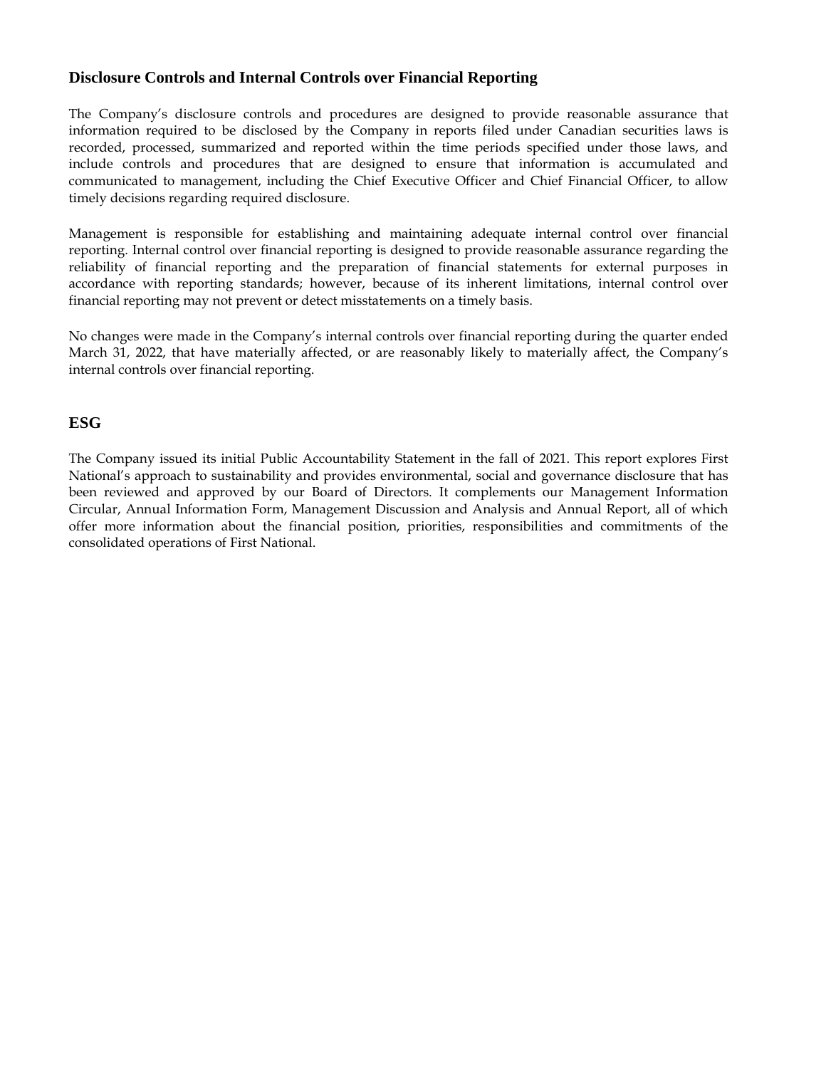## Disclosure Controls and Internal Controls over Financial Reporting

The Company's disclosure controls and procedures are designed to provide reasonable assurance that information required to be disclosed by the Company in reports filed under Canadian securities laws is recorded, processed, summarized and reported within the time periods specified under those laws, and include controls and procedures that are designed to ensure that information is accumulated and communicated to management, including the Chief Executive Officer and Chief Financial Officer, to allow timely decisions regarding required disclosure.

Management is responsible for establishing and maintaining adequate internal control over financial reporting. Internal control over financial reporting is designed to provide reasonable assurance regarding the reliability of financial reporting and the preparation of financial statements for external purposes in accordance with reporting standards; however, because of its inherent limitations, internal control over financial reporting may not prevent or detect misstatements on a timely basis.

No changes were made in the Company's internal controls over financial reporting during the quarter ended March 31, 2022, that have materially affected, or are reasonably likely to materially affect, the Company's internal controls over financial reporting.

## ESG

The Company issued its initial Public Accountability Statement in the fall of 2021. This report explores First National's approach to sustainability and provides environmental, social and governance disclosure that has been reviewed and approved by our Board of Directors. It complements our Management Information Circular, Annual Information Form, Management Discussion and Analysis and Annual Report, all of which offer more information about the financial position, priorities, responsibilities and commitments of the consolidated operations of First National.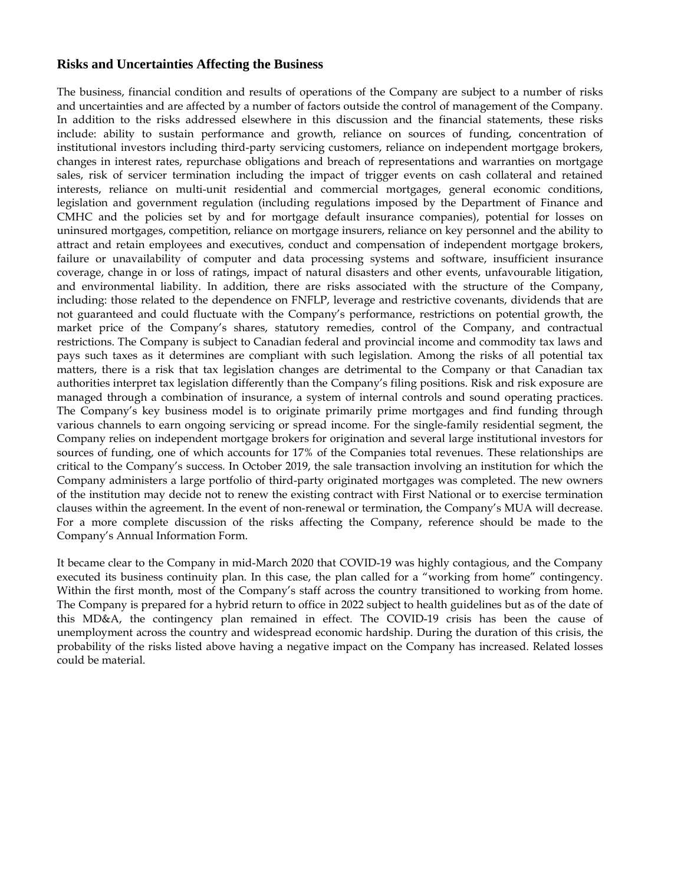## Risks and Uncertainties Affecting the Business

The business, financial condition and results of operations of the Company are subject to a number of risks and uncertainties and are affected by a number of factors outside the control of management of the Company. In addition to the risks addressed elsewhere in this discussion and the financial statements, these risks include: ability to sustain performance and growth, reliance on sources of funding, concentration of institutional investors including third-party servicing customers, reliance on independent mortgage brokers, changes in interest rates, repurchase obligations and breach of representations and warranties on mortgage sales, risk of servicer termination including the impact of trigger events on cash collateral and retained interests, reliance on multi-unit residential and commercial mortgages, general economic conditions, legislation and government regulation (including regulations imposed by the Department of Finance and CMHC and the policies set by and for mortgage default insurance companies), potential for losses on uninsured mortgages, competition, reliance on mortgage insurers, reliance on key personnel and the ability to attract and retain employees and executives, conduct and compensation of independent mortgage brokers, failure or unavailability of computer and data processing systems and software, insufficient insurance coverage, change in or loss of ratings, impact of natural disasters and other events, unfavourable litigation, and environmental liability. In addition, there are risks associated with the structure of the Company, including: those related to the dependence on FNFLP, leverage and restrictive covenants, dividends that are not guaranteed and could fluctuate with the Company's performance, restrictions on potential growth, the market price of the Company's shares, statutory remedies, control of the Company, and contractual restrictions. The Company is subject to Canadian federal and provincial income and commodity tax laws and pays such taxes as it determines are compliant with such legislation. Among the risks of all potential tax matters, there is a risk that tax legislation changes are detrimental to the Company or that Canadian tax authorities interpret tax legislation differently than the Company's filing positions. Risk and risk exposure are managed through a combination of insurance, a system of internal controls and sound operating practices. The Company's key business model is to originate primarily prime mortgages and find funding through various channels to earn ongoing servicing or spread income. For the single-family residential segment, the Company relies on independent mortgage brokers for origination and several large institutional investors for sources of funding, one of which accounts for 17% of the Companies total revenues. These relationships are critical to the Company's success. In October 2019, the sale transaction involving an institution for which the Company administers a large portfolio of third-party originated mortgages was completed. The new owners of the institution may decide not to renew the existing contract with First National or to exercise termination clauses within the agreement. In the event of non-renewal or termination, the Company's MUA will decrease. For a more complete discussion of the risks affecting the Company, reference should be made to the Company's Annual Information Form.

It became clear to the Company in mid-March 2020 that COVID-19 was highly contagious, and the Company executed its business continuity plan. In this case, the plan called for a "working from home" contingency. Within the first month, most of the Company's staff across the country transitioned to working from home. The Company is prepared for a hybrid return to office in 2022 subject to health guidelines but as of the date of this MD&A, the contingency plan remained in effect. The COVID-19 crisis has been the cause of unemployment across the country and widespread economic hardship. During the duration of this crisis, the probability of the risks listed above having a negative impact on the Company has increased. Related losses could be material.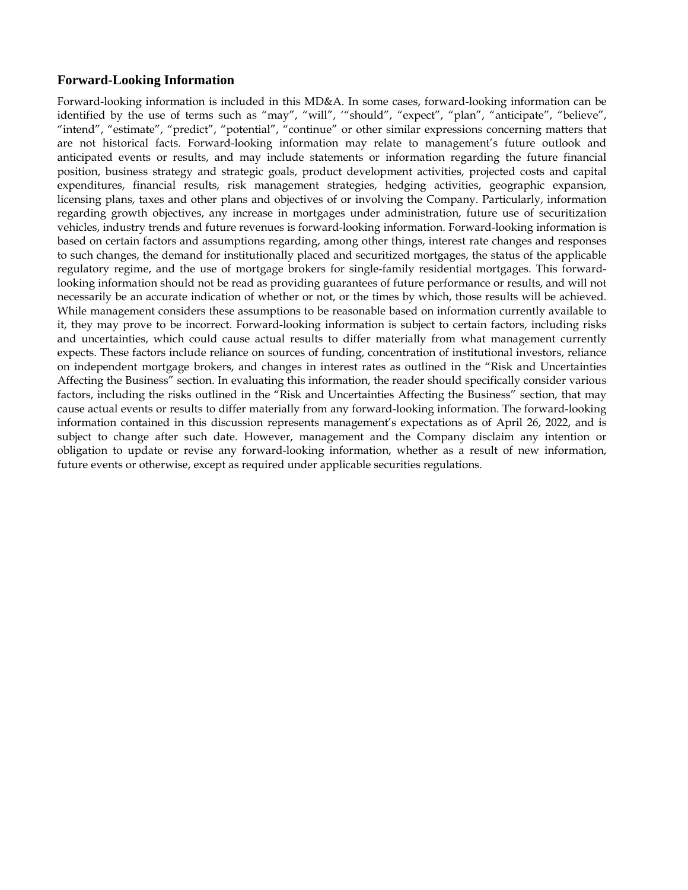## Forward-Looking Information

Forward-looking information is included in this MD&A. In some cases, forward-looking information can be identified by the use of terms such as “may”, “will”, ‘“should”, “expect”, “plan”, “anticipate”, “believe”, “intend”, “estimate”, “predict”, “potential”, “continue” or other similar expressions concerning matters that are not historical facts. Forward-looking information may relate to management’s future outlook and anticipated events or results, and may include statements or information regarding the future financial position, business strategy and strategic goals, product development activities, projected costs and capital expenditures, financial results, risk management strategies, hedging activities, geographic expansion, licensing plans, taxes and other plans and objectives of or involving the Company. Particularly, information regarding growth objectives, any increase in mortgages under administration, future use of securitization vehicles, industry trends and future revenues is forward-looking information. Forward-looking information is based on certain factors and assumptions regarding, among other things, interest rate changes and responses to such changes, the demand for institutionally placed and securitized mortgages, the status of the applicable regulatory regime, and the use of mortgage brokers for single-family residential mortgages. This forward-looking information should not be read as providing guarantees of future performance or results, and will not necessarily be an accurate indication of whether or not, or the times by which, those results will be achieved. While management considers these assumptions to be reasonable based on information currently available to it, they may prove to be incorrect. Forward-looking information is subject to certain factors, including risks and uncertainties, which could cause actual results to differ materially from what management currently expects. These factors include reliance on sources of funding, concentration of institutional investors, reliance on independent mortgage brokers, and changes in interest rates as outlined in the “Risk and Uncertainties Affecting the Business” section. In evaluating this information, the reader should specifically consider various factors, including the risks outlined in the “Risk and Uncertainties Affecting the Business” section, that may cause actual events or results to differ materially from any forward-looking information. The forward-looking information contained in this discussion represents management’s expectations as of April 26, 2022, and is subject to change after such date. However, management and the Company disclaim any intention or obligation to update or revise any forward-looking information, whether as a result of new information, future events or otherwise, except as required under applicable securities regulations.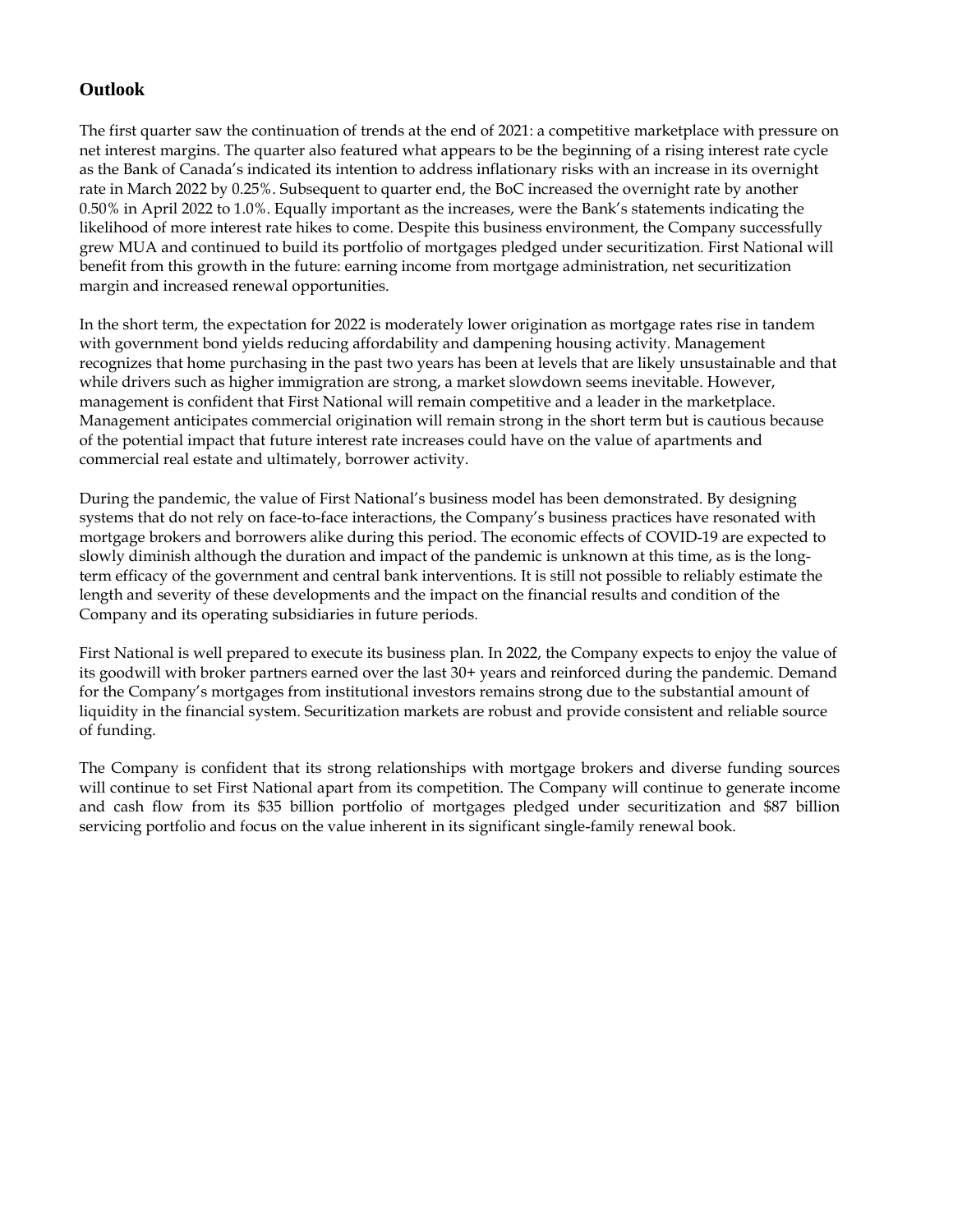## Outlook

The first quarter saw the continuation of trends at the end of 2021: a competitive marketplace with pressure on net interest margins. The quarter also featured what appears to be the beginning of a rising interest rate cycle as the Bank of Canada's indicated its intention to address inflationary risks with an increase in its overnight rate in March 2022 by 0.25%. Subsequent to quarter end, the BoC increased the overnight rate by another 0.50% in April 2022 to 1.0%. Equally important as the increases, were the Bank's statements indicating the likelihood of more interest rate hikes to come. Despite this business environment, the Company successfully grew MUA and continued to build its portfolio of mortgages pledged under securitization. First National will benefit from this growth in the future: earning income from mortgage administration, net securitization margin and increased renewal opportunities.

In the short term, the expectation for 2022 is moderately lower origination as mortgage rates rise in tandem with government bond yields reducing affordability and dampening housing activity. Management recognizes that home purchasing in the past two years has been at levels that are likely unsustainable and that while drivers such as higher immigration are strong, a market slowdown seems inevitable. However, management is confident that First National will remain competitive and a leader in the marketplace. Management anticipates commercial origination will remain strong in the short term but is cautious because of the potential impact that future interest rate increases could have on the value of apartments and commercial real estate and ultimately, borrower activity.

During the pandemic, the value of First National's business model has been demonstrated. By designing systems that do not rely on face-to-face interactions, the Company's business practices have resonated with mortgage brokers and borrowers alike during this period. The economic effects of COVID-19 are expected to slowly diminish although the duration and impact of the pandemic is unknown at this time, as is the long-term efficacy of the government and central bank interventions. It is still not possible to reliably estimate the length and severity of these developments and the impact on the financial results and condition of the Company and its operating subsidiaries in future periods.

First National is well prepared to execute its business plan. In 2022, the Company expects to enjoy the value of its goodwill with broker partners earned over the last 30+ years and reinforced during the pandemic. Demand for the Company's mortgages from institutional investors remains strong due to the substantial amount of liquidity in the financial system. Securitization markets are robust and provide consistent and reliable source of funding.

The Company is confident that its strong relationships with mortgage brokers and diverse funding sources will continue to set First National apart from its competition. The Company will continue to generate income and cash flow from its $35 billion portfolio of mortgages pledged under securitization and $87 billion servicing portfolio and focus on the value inherent in its significant single-family renewal book.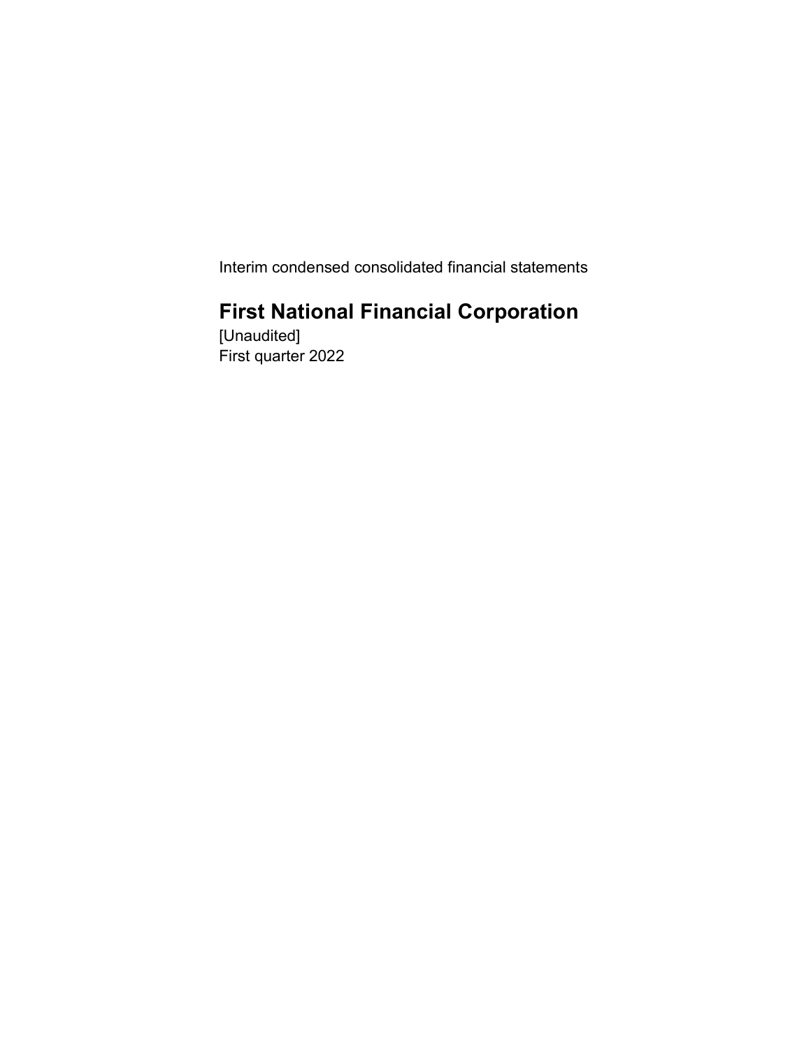Interim condensed consolidated financial statements

# First National Financial Corporation

[Unaudited]

First quarter 2022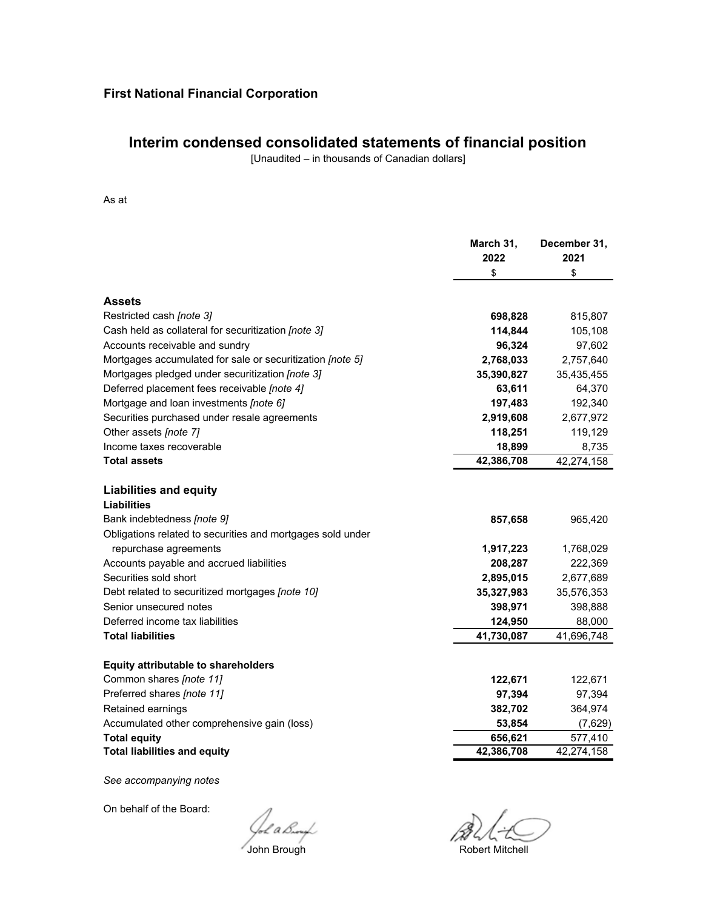**First National Financial Corporation**

## Interim condensed consolidated statements of financial position

[Unaudited – in thousands of Canadian dollars]

As at

| | March 31, 2022 | December 31, 2021 |
|---|---|---|
| | $ | $ |
| **Assets** | | |
| Restricted cash *[note 3]* | **698,828** | 815,807 |
| Cash held as collateral for securitization *[note 3]* | **114,844** | 105,108 |
| Accounts receivable and sundry | **96,324** | 97,602 |
| Mortgages accumulated for sale or securitization *[note 5]* | **2,768,033** | 2,757,640 |
| Mortgages pledged under securitization *[note 3]* | **35,390,827** | 35,435,455 |
| Deferred placement fees receivable *[note 4]* | **63,611** | 64,370 |
| Mortgage and loan investments *[note 6]* | **197,483** | 192,340 |
| Securities purchased under resale agreements | **2,919,608** | 2,677,972 |
| Other assets *[note 7]* | **118,251** | 119,129 |
| Income taxes recoverable | **18,899** | 8,735 |
| **Total assets** | **42,386,708** | 42,274,158 |
| **Liabilities and equity** | | |
| **Liabilities** | | |
| Bank indebtedness *[note 9]* | **857,658** | 965,420 |
| Obligations related to securities and mortgages sold under repurchase agreements | **1,917,223** | 1,768,029 |
| Accounts payable and accrued liabilities | **208,287** | 222,369 |
| Securities sold short | **2,895,015** | 2,677,689 |
| Debt related to securitized mortgages *[note 10]* | **35,327,983** | 35,576,353 |
| Senior unsecured notes | **398,971** | 398,888 |
| Deferred income tax liabilities | **124,950** | 88,000 |
| **Total liabilities** | **41,730,087** | 41,696,748 |
| **Equity attributable to shareholders** | | |
| Common shares *[note 11]* | **122,671** | 122,671 |
| Preferred shares *[note 11]* | **97,394** | 97,394 |
| Retained earnings | **382,702** | 364,974 |
| Accumulated other comprehensive gain (loss) | **53,854** | (7,629) |
| **Total equity** | **656,621** | 577,410 |
| **Total liabilities and equity** | **42,386,708** | 42,274,158 |

*See accompanying notes*

On behalf of the Board:

John Brough

Robert Mitchell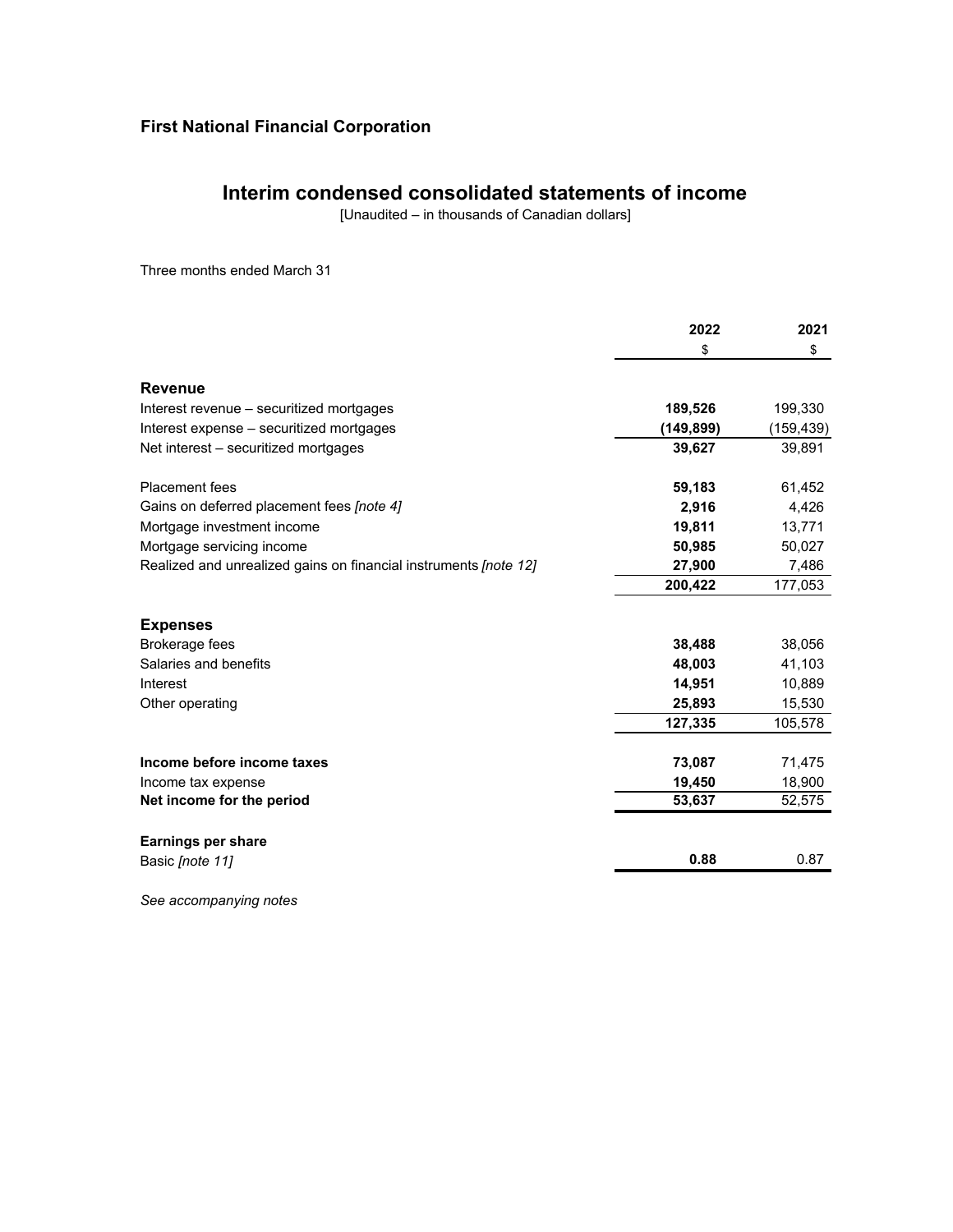## First National Financial Corporation

# Interim condensed consolidated statements of income

[Unaudited – in thousands of Canadian dollars]

Three months ended March 31

| | 2022 | 2021 |
|---|---|---|
| | $ | $ |
| **Revenue** | | |
| Interest revenue – securitized mortgages | **189,526** | 199,330 |
| Interest expense – securitized mortgages | **(149,899)** | (159,439) |
| Net interest – securitized mortgages | **39,627** | 39,891 |
| | | |
| Placement fees | **59,183** | 61,452 |
| Gains on deferred placement fees *[note 4]* | **2,916** | 4,426 |
| Mortgage investment income | **19,811** | 13,771 |
| Mortgage servicing income | **50,985** | 50,027 |
| Realized and unrealized gains on financial instruments *[note 12]* | **27,900** | 7,486 |
| | **200,422** | 177,053 |
| | | |
| **Expenses** | | |
| Brokerage fees | **38,488** | 38,056 |
| Salaries and benefits | **48,003** | 41,103 |
| Interest | **14,951** | 10,889 |
| Other operating | **25,893** | 15,530 |
| | **127,335** | 105,578 |
| | | |
| **Income before income taxes** | **73,087** | 71,475 |
| Income tax expense | **19,450** | 18,900 |
| **Net income for the period** | **53,637** | 52,575 |
| | | |
| **Earnings per share** | | |
| Basic *[note 11]* | **0.88** | 0.87 |

*See accompanying notes*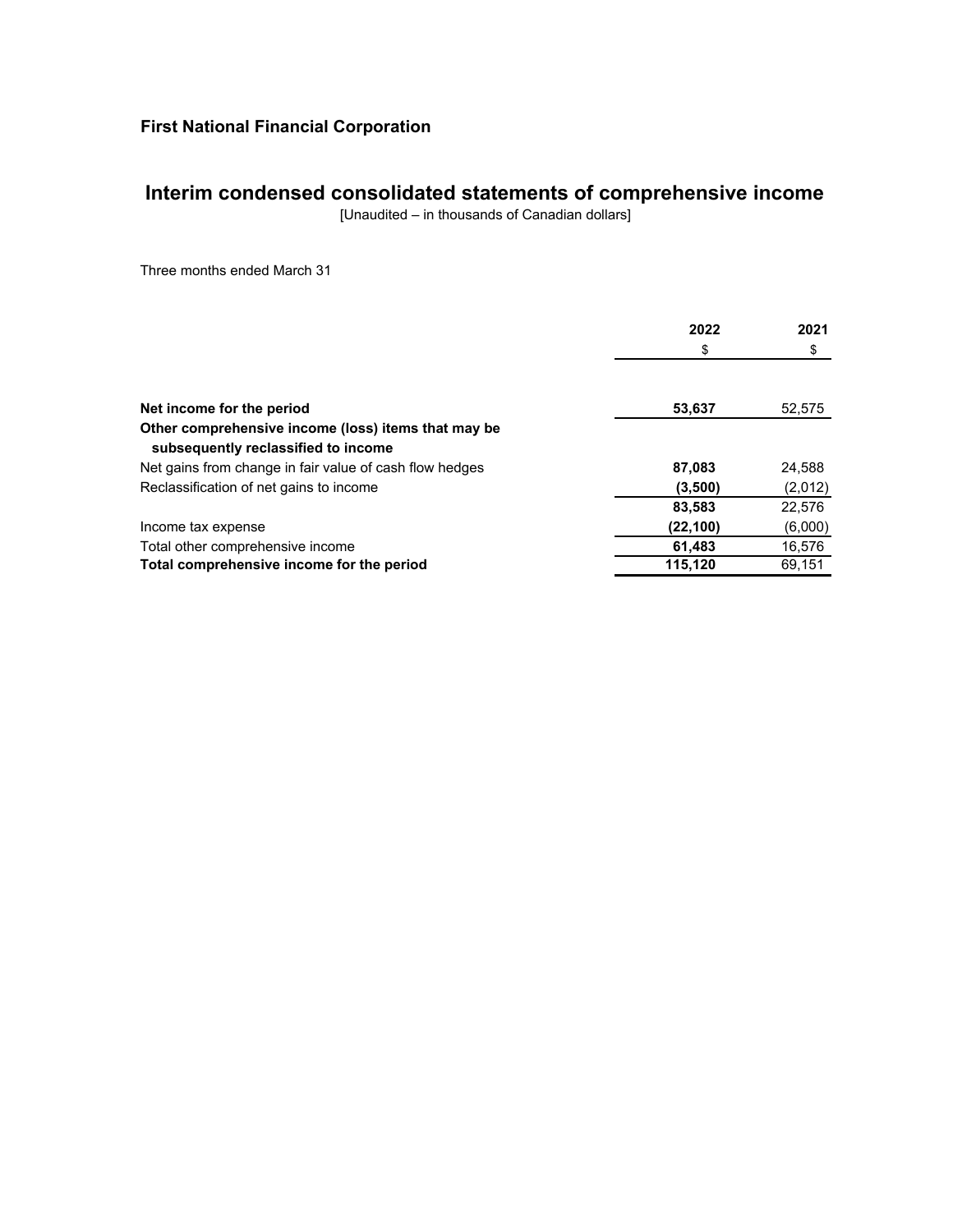**First National Financial Corporation**

# Interim condensed consolidated statements of comprehensive income

[Unaudited – in thousands of Canadian dollars]

Three months ended March 31

| | 2022 | 2021 |
|---|---|---|
| | $ | $ |
| **Net income for the period** | **53,637** | 52,575 |
| **Other comprehensive income (loss) items that may be subsequently reclassified to income** | | |
| Net gains from change in fair value of cash flow hedges | **87,083** | 24,588 |
| Reclassification of net gains to income | **(3,500)** | (2,012) |
| | **83,583** | 22,576 |
| Income tax expense | **(22,100)** | (6,000) |
| Total other comprehensive income | **61,483** | 16,576 |
| **Total comprehensive income for the period** | **115,120** | 69,151 |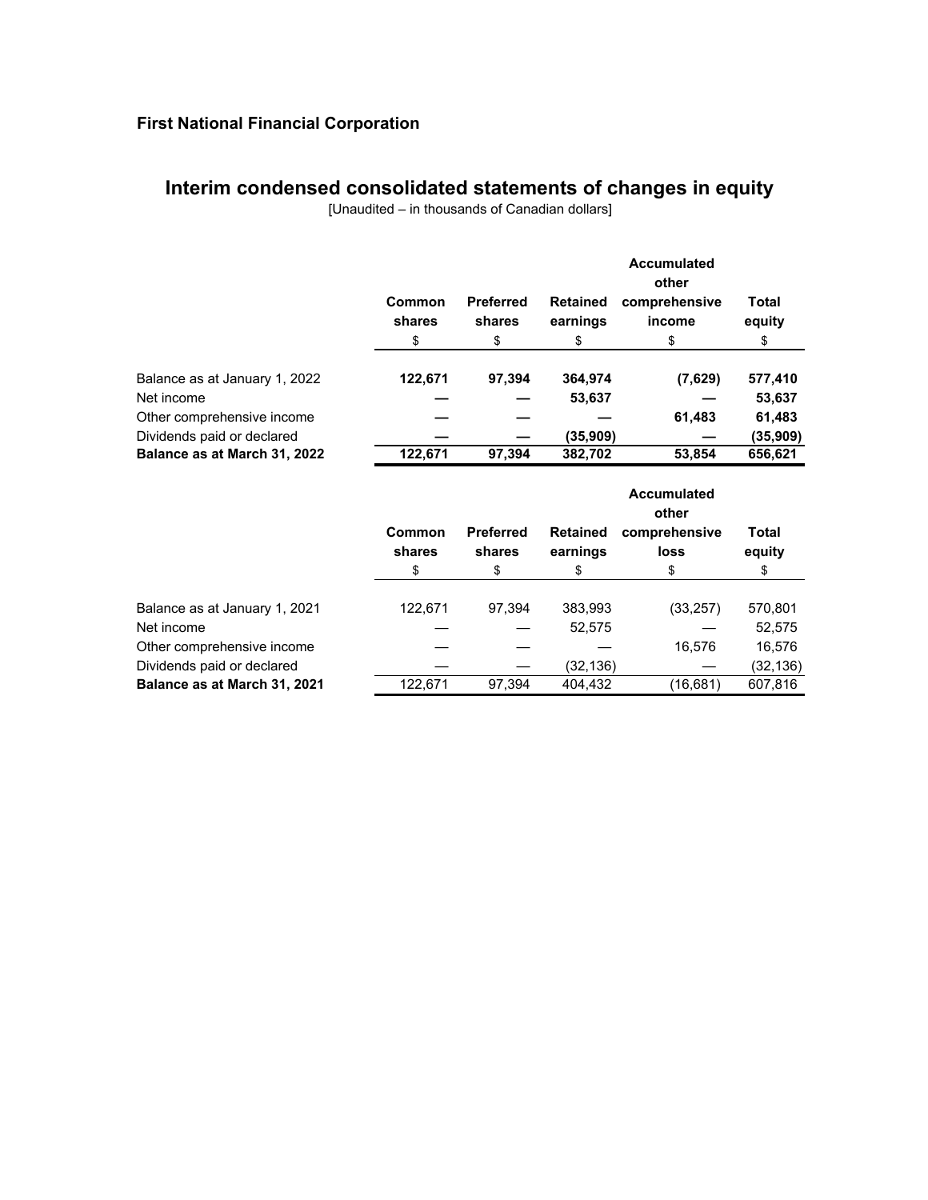**First National Financial Corporation**

# Interim condensed consolidated statements of changes in equity

[Unaudited – in thousands of Canadian dollars]

| | Common shares | Preferred shares | Retained earnings | Accumulated other comprehensive income | Total equity |
|---|---|---|---|---|---|
| | $ | $ | $ | $ | $ |
| Balance as at January 1, 2022 | **122,671** | **97,394** | **364,974** | **(7,629)** | **577,410** |
| Net income | **—** | **—** | **53,637** | **—** | **53,637** |
| Other comprehensive income | **—** | **—** | **—** | **61,483** | **61,483** |
| Dividends paid or declared | **—** | **—** | **(35,909)** | **—** | **(35,909)** |
| **Balance as at March 31, 2022** | **122,671** | **97,394** | **382,702** | **53,854** | **656,621** |

| | Common shares | Preferred shares | Retained earnings | Accumulated other comprehensive loss | Total equity |
|---|---|---|---|---|---|
| | $ | $ | $ | $ | $ |
| Balance as at January 1, 2021 | 122,671 | 97,394 | 383,993 | (33,257) | 570,801 |
| Net income | — | — | 52,575 | — | 52,575 |
| Other comprehensive income | — | — | — | 16,576 | 16,576 |
| Dividends paid or declared | — | — | (32,136) | — | (32,136) |
| **Balance as at March 31, 2021** | 122,671 | 97,394 | 404,432 | (16,681) | 607,816 |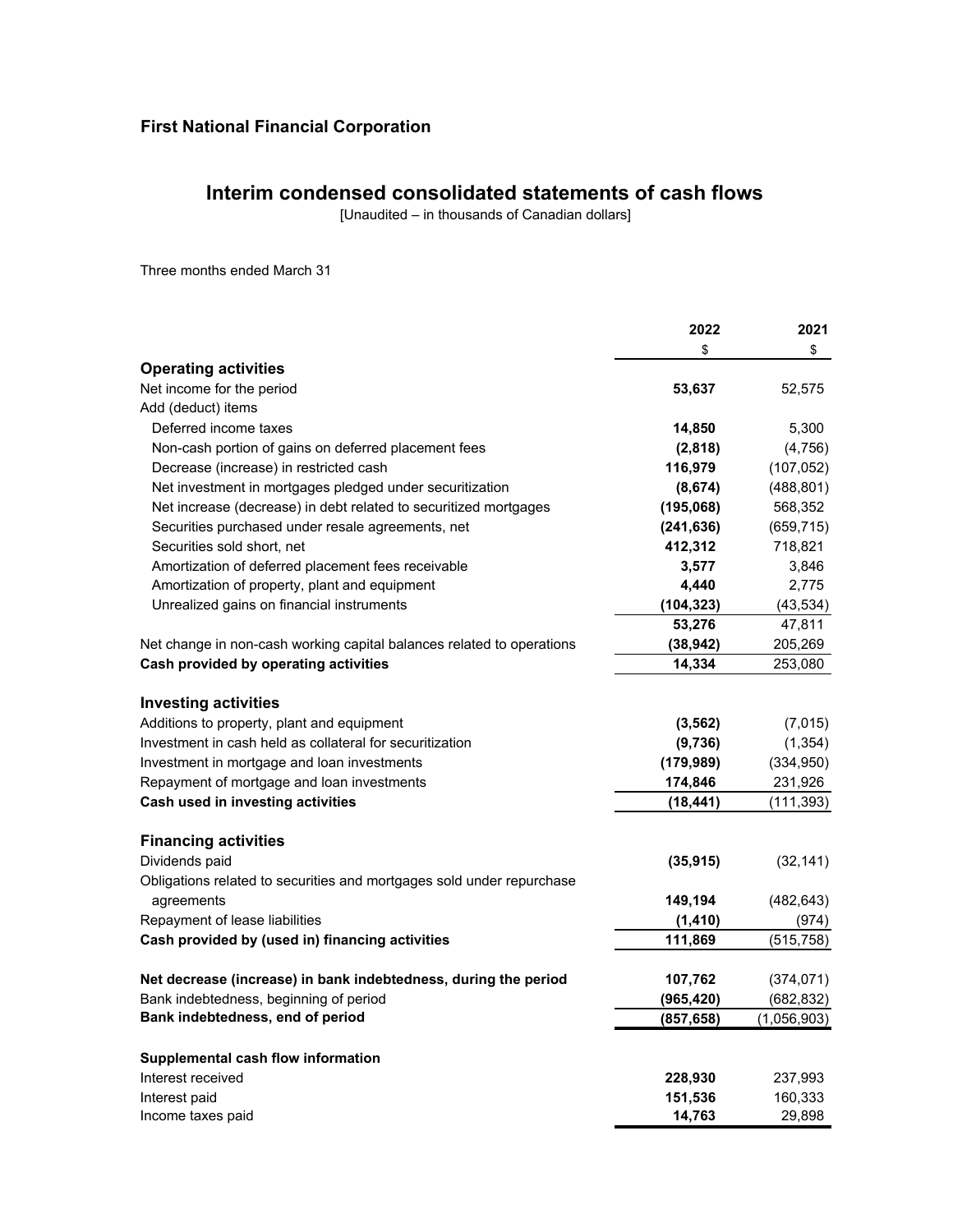# First National Financial Corporation

## Interim condensed consolidated statements of cash flows

[Unaudited – in thousands of Canadian dollars]

Three months ended March 31

| | 2022 | 2021 |
|---|---|---|
| | $ | $ |
| **Operating activities** | | |
| Net income for the period | **53,637** | 52,575 |
| Add (deduct) items | | |
| Deferred income taxes | **14,850** | 5,300 |
| Non-cash portion of gains on deferred placement fees | **(2,818)** | (4,756) |
| Decrease (increase) in restricted cash | **116,979** | (107,052) |
| Net investment in mortgages pledged under securitization | **(8,674)** | (488,801) |
| Net increase (decrease) in debt related to securitized mortgages | **(195,068)** | 568,352 |
| Securities purchased under resale agreements, net | **(241,636)** | (659,715) |
| Securities sold short, net | **412,312** | 718,821 |
| Amortization of deferred placement fees receivable | **3,577** | 3,846 |
| Amortization of property, plant and equipment | **4,440** | 2,775 |
| Unrealized gains on financial instruments | **(104,323)** | (43,534) |
| | **53,276** | 47,811 |
| Net change in non-cash working capital balances related to operations | **(38,942)** | 205,269 |
| **Cash provided by operating activities** | **14,334** | 253,080 |
| **Investing activities** | | |
| Additions to property, plant and equipment | **(3,562)** | (7,015) |
| Investment in cash held as collateral for securitization | **(9,736)** | (1,354) |
| Investment in mortgage and loan investments | **(179,989)** | (334,950) |
| Repayment of mortgage and loan investments | **174,846** | 231,926 |
| **Cash used in investing activities** | **(18,441)** | (111,393) |
| **Financing activities** | | |
| Dividends paid | **(35,915)** | (32,141) |
| Obligations related to securities and mortgages sold under repurchase agreements | **149,194** | (482,643) |
| Repayment of lease liabilities | **(1,410)** | (974) |
| **Cash provided by (used in) financing activities** | **111,869** | (515,758) |
| **Net decrease (increase) in bank indebtedness, during the period** | **107,762** | (374,071) |
| Bank indebtedness, beginning of period | **(965,420)** | (682,832) |
| **Bank indebtedness, end of period** | **(857,658)** | (1,056,903) |
| **Supplemental cash flow information** | | |
| Interest received | **228,930** | 237,993 |
| Interest paid | **151,536** | 160,333 |
| Income taxes paid | **14,763** | 29,898 |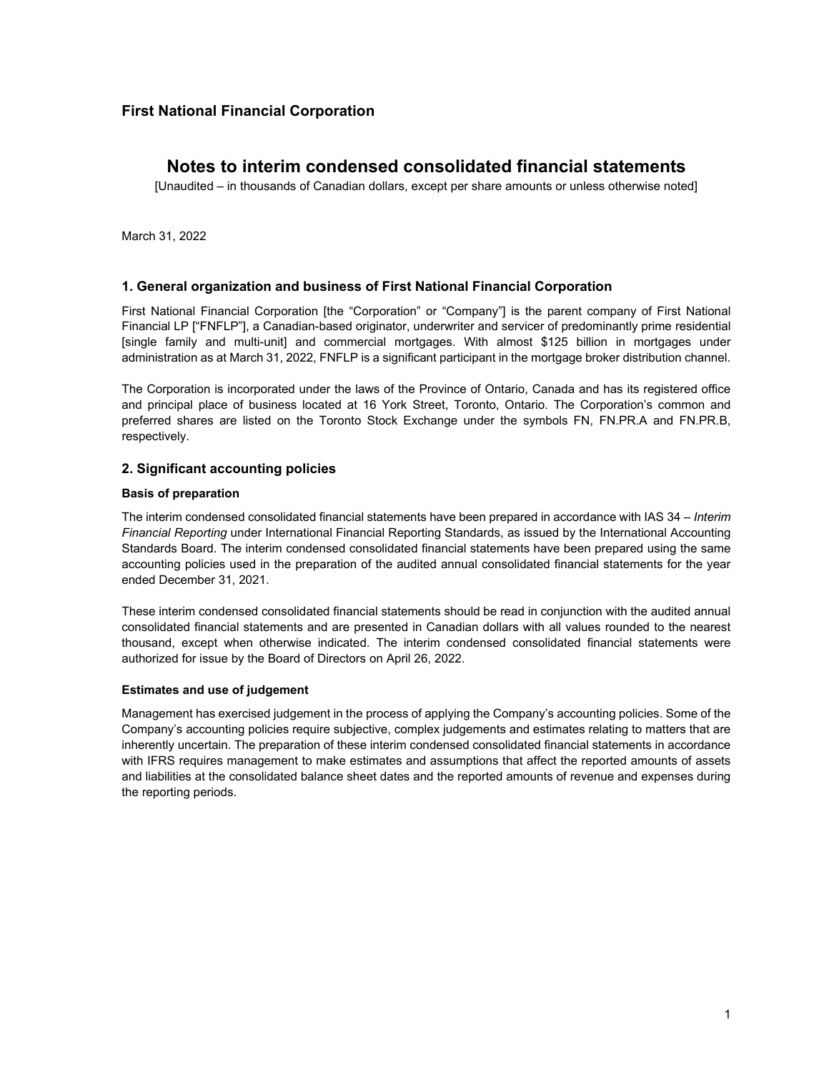**First National Financial Corporation**

# Notes to interim condensed consolidated financial statements

[Unaudited – in thousands of Canadian dollars, except per share amounts or unless otherwise noted]

March 31, 2022

## 1. General organization and business of First National Financial Corporation

First National Financial Corporation [the "Corporation" or "Company"] is the parent company of First National Financial LP ["FNFLP"], a Canadian-based originator, underwriter and servicer of predominantly prime residential [single family and multi-unit] and commercial mortgages. With almost $125 billion in mortgages under administration as at March 31, 2022, FNFLP is a significant participant in the mortgage broker distribution channel.

The Corporation is incorporated under the laws of the Province of Ontario, Canada and has its registered office and principal place of business located at 16 York Street, Toronto, Ontario. The Corporation's common and preferred shares are listed on the Toronto Stock Exchange under the symbols FN, FN.PR.A and FN.PR.B, respectively.

## 2. Significant accounting policies

### Basis of preparation

The interim condensed consolidated financial statements have been prepared in accordance with IAS 34 – *Interim Financial Reporting* under International Financial Reporting Standards, as issued by the International Accounting Standards Board. The interim condensed consolidated financial statements have been prepared using the same accounting policies used in the preparation of the audited annual consolidated financial statements for the year ended December 31, 2021.

These interim condensed consolidated financial statements should be read in conjunction with the audited annual consolidated financial statements and are presented in Canadian dollars with all values rounded to the nearest thousand, except when otherwise indicated. The interim condensed consolidated financial statements were authorized for issue by the Board of Directors on April 26, 2022.

### Estimates and use of judgement

Management has exercised judgement in the process of applying the Company's accounting policies. Some of the Company's accounting policies require subjective, complex judgements and estimates relating to matters that are inherently uncertain. The preparation of these interim condensed consolidated financial statements in accordance with IFRS requires management to make estimates and assumptions that affect the reported amounts of assets and liabilities at the consolidated balance sheet dates and the reported amounts of revenue and expenses during the reporting periods.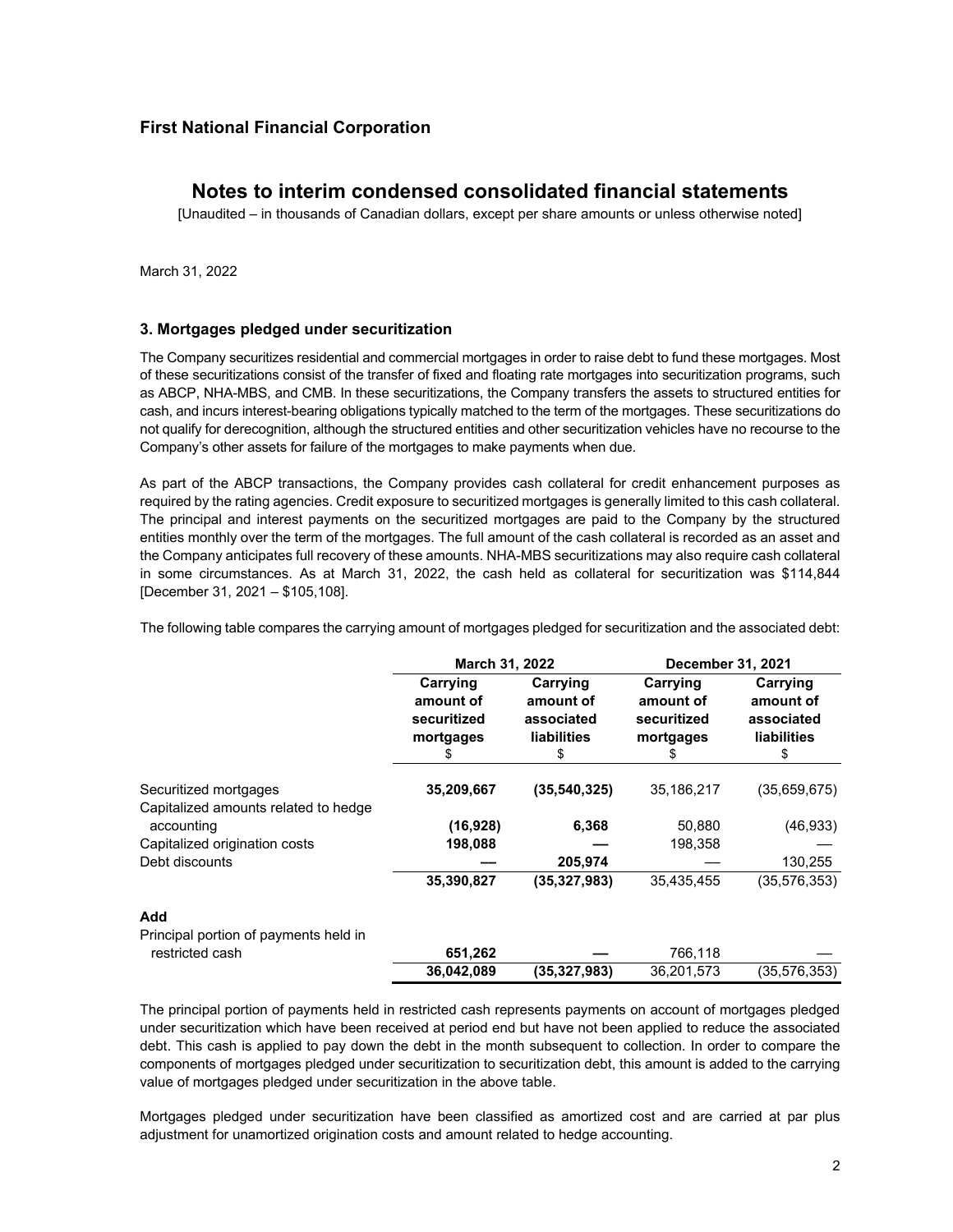## First National Financial Corporation

# Notes to interim condensed consolidated financial statements

[Unaudited – in thousands of Canadian dollars, except per share amounts or unless otherwise noted]

March 31, 2022

### 3. Mortgages pledged under securitization

The Company securitizes residential and commercial mortgages in order to raise debt to fund these mortgages. Most of these securitizations consist of the transfer of fixed and floating rate mortgages into securitization programs, such as ABCP, NHA-MBS, and CMB. In these securitizations, the Company transfers the assets to structured entities for cash, and incurs interest-bearing obligations typically matched to the term of the mortgages. These securitizations do not qualify for derecognition, although the structured entities and other securitization vehicles have no recourse to the Company's other assets for failure of the mortgages to make payments when due.

As part of the ABCP transactions, the Company provides cash collateral for credit enhancement purposes as required by the rating agencies. Credit exposure to securitized mortgages is generally limited to this cash collateral. The principal and interest payments on the securitized mortgages are paid to the Company by the structured entities monthly over the term of the mortgages. The full amount of the cash collateral is recorded as an asset and the Company anticipates full recovery of these amounts. NHA-MBS securitizations may also require cash collateral in some circumstances. As at March 31, 2022, the cash held as collateral for securitization was $114,844 [December 31, 2021 – $105,108].

The following table compares the carrying amount of mortgages pledged for securitization and the associated debt:

| | March 31, 2022 | | December 31, 2021 | |
|---|---|---|---|---|
| | Carrying amount of securitized mortgages<br>$ | Carrying amount of associated liabilities<br>$ | Carrying amount of securitized mortgages<br>$ | Carrying amount of associated liabilities<br>$ |
| Securitized mortgages | **35,209,667** | **(35,540,325)** | 35,186,217 | (35,659,675) |
| Capitalized amounts related to hedge accounting | **(16,928)** | **6,368** | 50,880 | (46,933) |
| Capitalized origination costs | **198,088** | **—** | 198,358 | — |
| Debt discounts | **—** | **205,974** | — | 130,255 |
| | **35,390,827** | **(35,327,983)** | 35,435,455 | (35,576,353) |
| **Add** | | | | |
| Principal portion of payments held in restricted cash | **651,262** | **—** | 766,118 | — |
| | **36,042,089** | **(35,327,983)** | 36,201,573 | (35,576,353) |

The principal portion of payments held in restricted cash represents payments on account of mortgages pledged under securitization which have been received at period end but have not been applied to reduce the associated debt. This cash is applied to pay down the debt in the month subsequent to collection. In order to compare the components of mortgages pledged under securitization to securitization debt, this amount is added to the carrying value of mortgages pledged under securitization in the above table.

Mortgages pledged under securitization have been classified as amortized cost and are carried at par plus adjustment for unamortized origination costs and amount related to hedge accounting.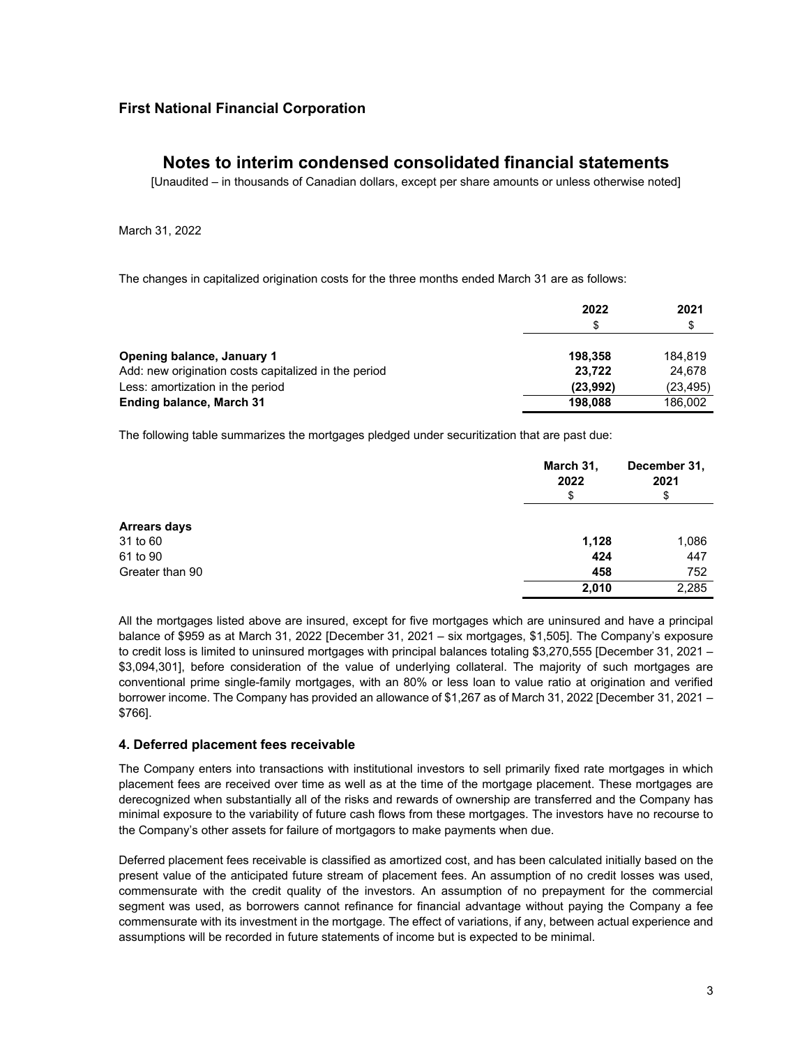The changes in capitalized origination costs for the three months ended March 31 are as follows:

| | 2022 | 2021 |
|---|---|---|
| | $ | $ |
| **Opening balance, January 1** | **198,358** | 184,819 |
| Add: new origination costs capitalized in the period | **23,722** | 24,678 |
| Less: amortization in the period | **(23,992)** | (23,495) |
| **Ending balance, March 31** | **198,088** | 186,002 |

The following table summarizes the mortgages pledged under securitization that are past due:

| | March 31, 2022 | December 31, 2021 |
|---|---|---|
| | $ | $ |
| **Arrears days** | | |
| 31 to 60 | **1,128** | 1,086 |
| 61 to 90 | **424** | 447 |
| Greater than 90 | **458** | 752 |
| | **2,010** | 2,285 |

All the mortgages listed above are insured, except for five mortgages which are uninsured and have a principal balance of $959 as at March 31, 2022 [December 31, 2021 – six mortgages, $1,505]. The Company's exposure to credit loss is limited to uninsured mortgages with principal balances totaling $3,270,555 [December 31, 2021 – $3,094,301], before consideration of the value of underlying collateral. The majority of such mortgages are conventional prime single-family mortgages, with an 80% or less loan to value ratio at origination and verified borrower income. The Company has provided an allowance of $1,267 as of March 31, 2022 [December 31, 2021 – $766].

## 4. Deferred placement fees receivable

The Company enters into transactions with institutional investors to sell primarily fixed rate mortgages in which placement fees are received over time as well as at the time of the mortgage placement. These mortgages are derecognized when substantially all of the risks and rewards of ownership are transferred and the Company has minimal exposure to the variability of future cash flows from these mortgages. The investors have no recourse to the Company's other assets for failure of mortgagors to make payments when due.

Deferred placement fees receivable is classified as amortized cost, and has been calculated initially based on the present value of the anticipated future stream of placement fees. An assumption of no credit losses was used, commensurate with the credit quality of the investors. An assumption of no prepayment for the commercial segment was used, as borrowers cannot refinance for financial advantage without paying the Company a fee commensurate with its investment in the mortgage. The effect of variations, if any, between actual experience and assumptions will be recorded in future statements of income but is expected to be minimal.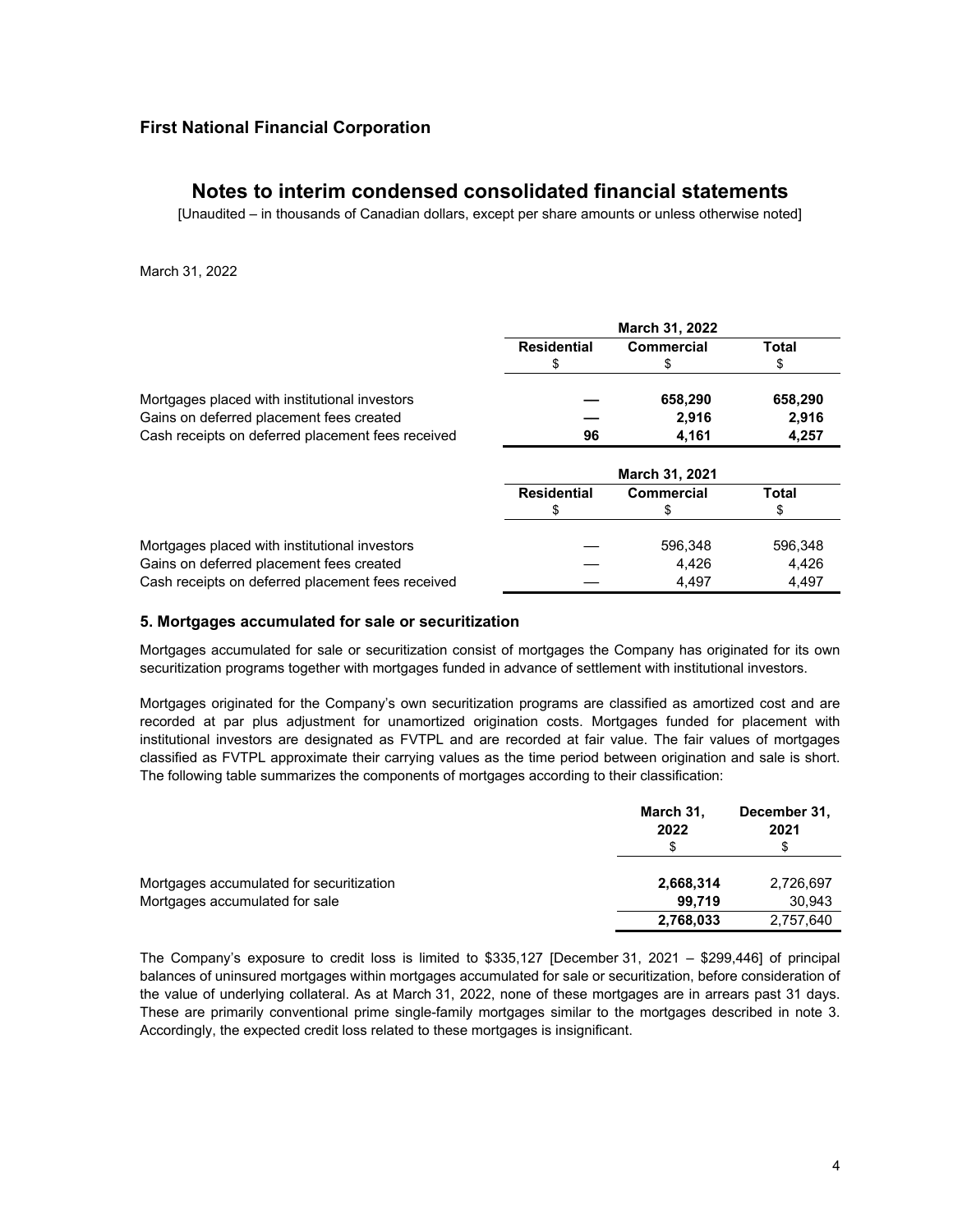**First National Financial Corporation**

# Notes to interim condensed consolidated financial statements

[Unaudited – in thousands of Canadian dollars, except per share amounts or unless otherwise noted]

March 31, 2022

| | March 31, 2022 | | |
|---|---|---|---|
| | **Residential** | **Commercial** | **Total** |
| | $ | $ | $ |
| Mortgages placed with institutional investors | **—** | **658,290** | **658,290** |
| Gains on deferred placement fees created | **—** | **2,916** | **2,916** |
| Cash receipts on deferred placement fees received | **96** | **4,161** | **4,257** |

| | March 31, 2021 | | |
|---|---|---|---|
| | **Residential** | **Commercial** | **Total** |
| | $ | $ | $ |
| Mortgages placed with institutional investors | — | 596,348 | 596,348 |
| Gains on deferred placement fees created | — | 4,426 | 4,426 |
| Cash receipts on deferred placement fees received | — | 4,497 | 4,497 |

### 5. Mortgages accumulated for sale or securitization

Mortgages accumulated for sale or securitization consist of mortgages the Company has originated for its own securitization programs together with mortgages funded in advance of settlement with institutional investors.

Mortgages originated for the Company's own securitization programs are classified as amortized cost and are recorded at par plus adjustment for unamortized origination costs. Mortgages funded for placement with institutional investors are designated as FVTPL and are recorded at fair value. The fair values of mortgages classified as FVTPL approximate their carrying values as the time period between origination and sale is short. The following table summarizes the components of mortgages according to their classification:

| | **March 31, 2022** | **December 31, 2021** |
|---|---|---|
| | $ | $ |
| Mortgages accumulated for securitization | **2,668,314** | 2,726,697 |
| Mortgages accumulated for sale | **99,719** | 30,943 |
| | **2,768,033** | 2,757,640 |

The Company's exposure to credit loss is limited to $335,127 [December 31, 2021 – $299,446] of principal balances of uninsured mortgages within mortgages accumulated for sale or securitization, before consideration of the value of underlying collateral. As at March 31, 2022, none of these mortgages are in arrears past 31 days. These are primarily conventional prime single-family mortgages similar to the mortgages described in note 3. Accordingly, the expected credit loss related to these mortgages is insignificant.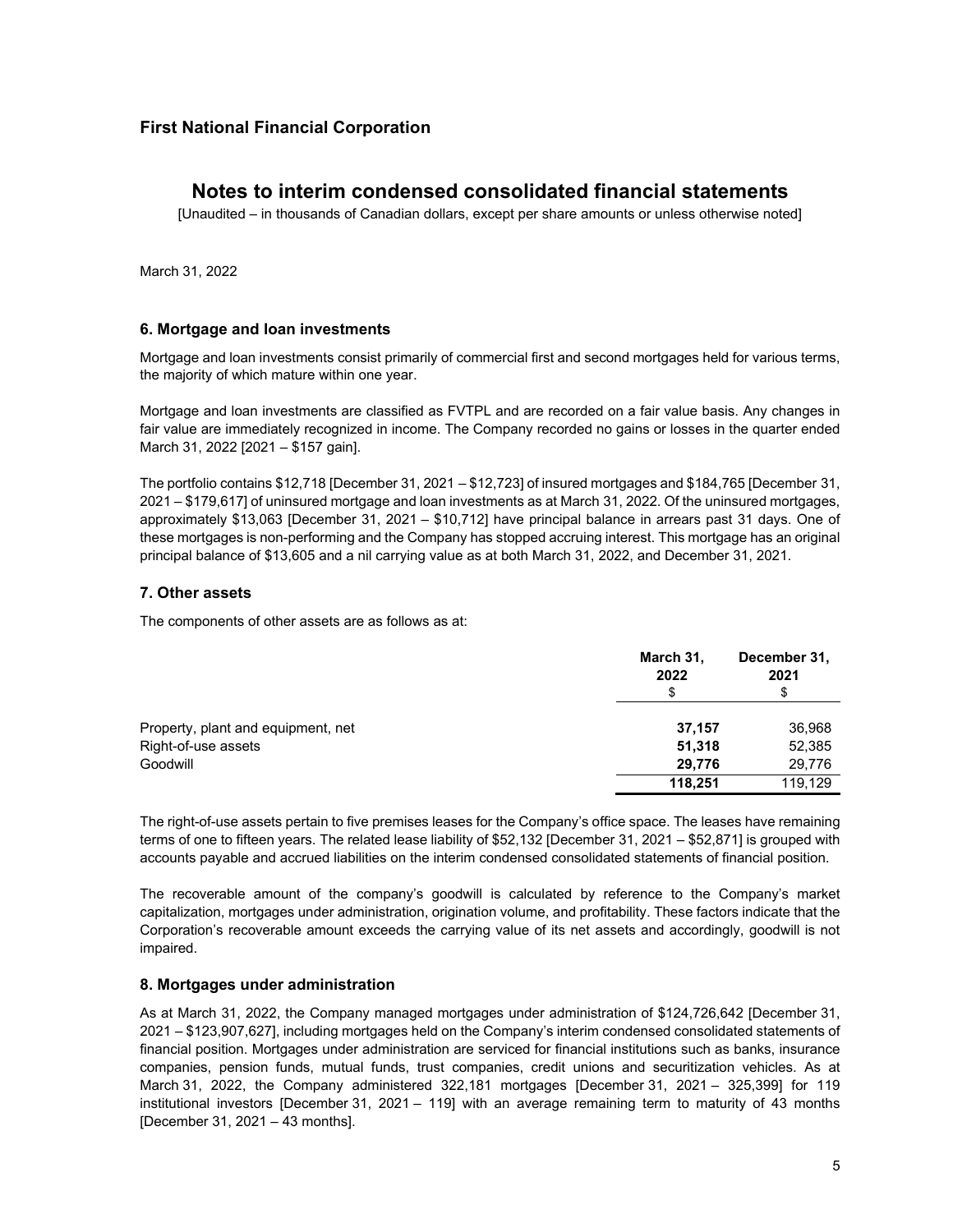# First National Financial Corporation

## Notes to interim condensed consolidated financial statements

[Unaudited – in thousands of Canadian dollars, except per share amounts or unless otherwise noted]

March 31, 2022

### 6. Mortgage and loan investments

Mortgage and loan investments consist primarily of commercial first and second mortgages held for various terms, the majority of which mature within one year.

Mortgage and loan investments are classified as FVTPL and are recorded on a fair value basis. Any changes in fair value are immediately recognized in income. The Company recorded no gains or losses in the quarter ended March 31, 2022 [2021 – $157 gain].

The portfolio contains $12,718 [December 31, 2021 – $12,723] of insured mortgages and $184,765 [December 31, 2021 – $179,617] of uninsured mortgage and loan investments as at March 31, 2022. Of the uninsured mortgages, approximately $13,063 [December 31, 2021 – $10,712] have principal balance in arrears past 31 days. One of these mortgages is non-performing and the Company has stopped accruing interest. This mortgage has an original principal balance of $13,605 and a nil carrying value as at both March 31, 2022, and December 31, 2021.

### 7. Other assets

The components of other assets are as follows as at:

| | March 31, 2022 $ | December 31, 2021 $ |
|---|---|---|
| Property, plant and equipment, net | **37,157** | 36,968 |
| Right-of-use assets | **51,318** | 52,385 |
| Goodwill | **29,776** | 29,776 |
| | **118,251** | 119,129 |

The right-of-use assets pertain to five premises leases for the Company's office space. The leases have remaining terms of one to fifteen years. The related lease liability of $52,132 [December 31, 2021 – $52,871] is grouped with accounts payable and accrued liabilities on the interim condensed consolidated statements of financial position.

The recoverable amount of the company's goodwill is calculated by reference to the Company's market capitalization, mortgages under administration, origination volume, and profitability. These factors indicate that the Corporation's recoverable amount exceeds the carrying value of its net assets and accordingly, goodwill is not impaired.

### 8. Mortgages under administration

As at March 31, 2022, the Company managed mortgages under administration of $124,726,642 [December 31, 2021 – $123,907,627], including mortgages held on the Company's interim condensed consolidated statements of financial position. Mortgages under administration are serviced for financial institutions such as banks, insurance companies, pension funds, mutual funds, trust companies, credit unions and securitization vehicles. As at March 31, 2022, the Company administered 322,181 mortgages [December 31, 2021 – 325,399] for 119 institutional investors [December 31, 2021 – 119] with an average remaining term to maturity of 43 months [December 31, 2021 – 43 months].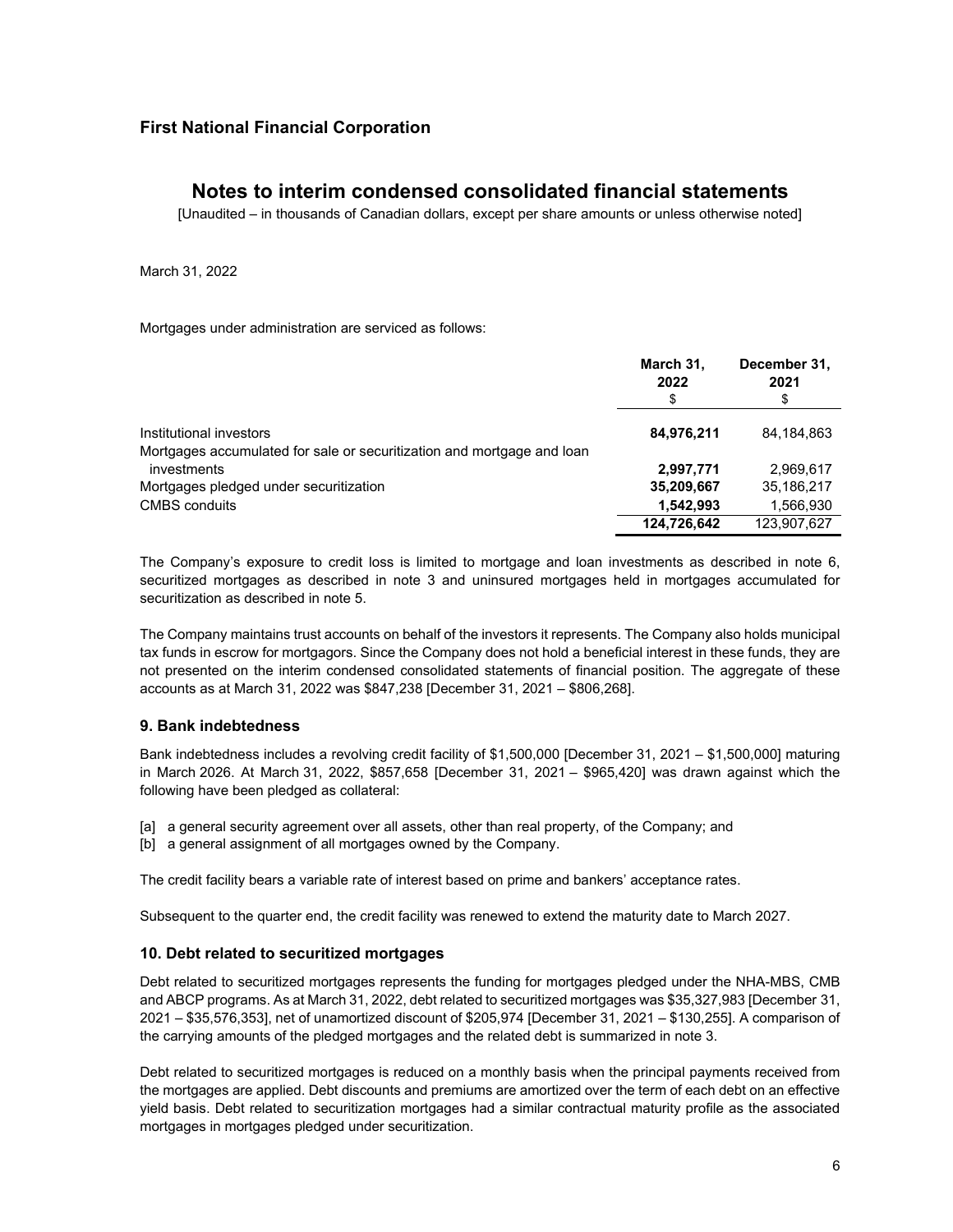March 31, 2022

Mortgages under administration are serviced as follows:

| | March 31, 2022 $ | December 31, 2021 $ |
|---|---|---|
| Institutional investors | **84,976,211** | 84,184,863 |
| Mortgages accumulated for sale or securitization and mortgage and loan investments | **2,997,771** | 2,969,617 |
| Mortgages pledged under securitization | **35,209,667** | 35,186,217 |
| CMBS conduits | **1,542,993** | 1,566,930 |
| | **124,726,642** | 123,907,627 |

The Company's exposure to credit loss is limited to mortgage and loan investments as described in note 6, securitized mortgages as described in note 3 and uninsured mortgages held in mortgages accumulated for securitization as described in note 5.

The Company maintains trust accounts on behalf of the investors it represents. The Company also holds municipal tax funds in escrow for mortgagors. Since the Company does not hold a beneficial interest in these funds, they are not presented on the interim condensed consolidated statements of financial position. The aggregate of these accounts as at March 31, 2022 was $847,238 [December 31, 2021 – $806,268].

## 9. Bank indebtedness

Bank indebtedness includes a revolving credit facility of $1,500,000 [December 31, 2021 – $1,500,000] maturing in March 2026. At March 31, 2022, $857,658 [December 31, 2021 – $965,420] was drawn against which the following have been pledged as collateral:

[a] a general security agreement over all assets, other than real property, of the Company; and
[b] a general assignment of all mortgages owned by the Company.

The credit facility bears a variable rate of interest based on prime and bankers' acceptance rates.

Subsequent to the quarter end, the credit facility was renewed to extend the maturity date to March 2027.

## 10. Debt related to securitized mortgages

Debt related to securitized mortgages represents the funding for mortgages pledged under the NHA-MBS, CMB and ABCP programs. As at March 31, 2022, debt related to securitized mortgages was $35,327,983 [December 31, 2021 – $35,576,353], net of unamortized discount of $205,974 [December 31, 2021 – $130,255]. A comparison of the carrying amounts of the pledged mortgages and the related debt is summarized in note 3.

Debt related to securitized mortgages is reduced on a monthly basis when the principal payments received from the mortgages are applied. Debt discounts and premiums are amortized over the term of each debt on an effective yield basis. Debt related to securitization mortgages had a similar contractual maturity profile as the associated mortgages in mortgages pledged under securitization.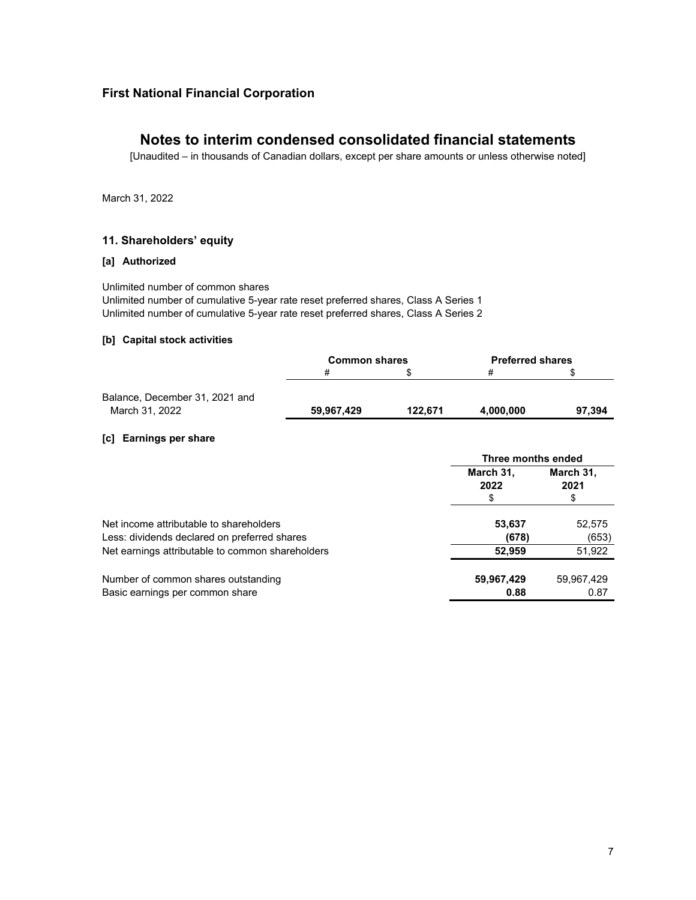## First National Financial Corporation

# Notes to interim condensed consolidated financial statements

[Unaudited – in thousands of Canadian dollars, except per share amounts or unless otherwise noted]

March 31, 2022

### 11. Shareholders' equity

#### [a] Authorized

Unlimited number of common shares
Unlimited number of cumulative 5-year rate reset preferred shares, Class A Series 1
Unlimited number of cumulative 5-year rate reset preferred shares, Class A Series 2

#### [b] Capital stock activities

| | Common shares | | Preferred shares | |
|---|---|---|---|---|
| | # | $ | # | $ |
| Balance, December 31, 2021 and March 31, 2022 | **59,967,429** | **122,671** | **4,000,000** | **97,394** |

#### [c] Earnings per share

| | Three months ended | |
|---|---|---|
| | March 31, 2022 | March 31, 2021 |
| | $ | $ |
| Net income attributable to shareholders | **53,637** | 52,575 |
| Less: dividends declared on preferred shares | **(678)** | (653) |
| Net earnings attributable to common shareholders | **52,959** | 51,922 |
| Number of common shares outstanding | **59,967,429** | 59,967,429 |
| Basic earnings per common share | **0.88** | 0.87 |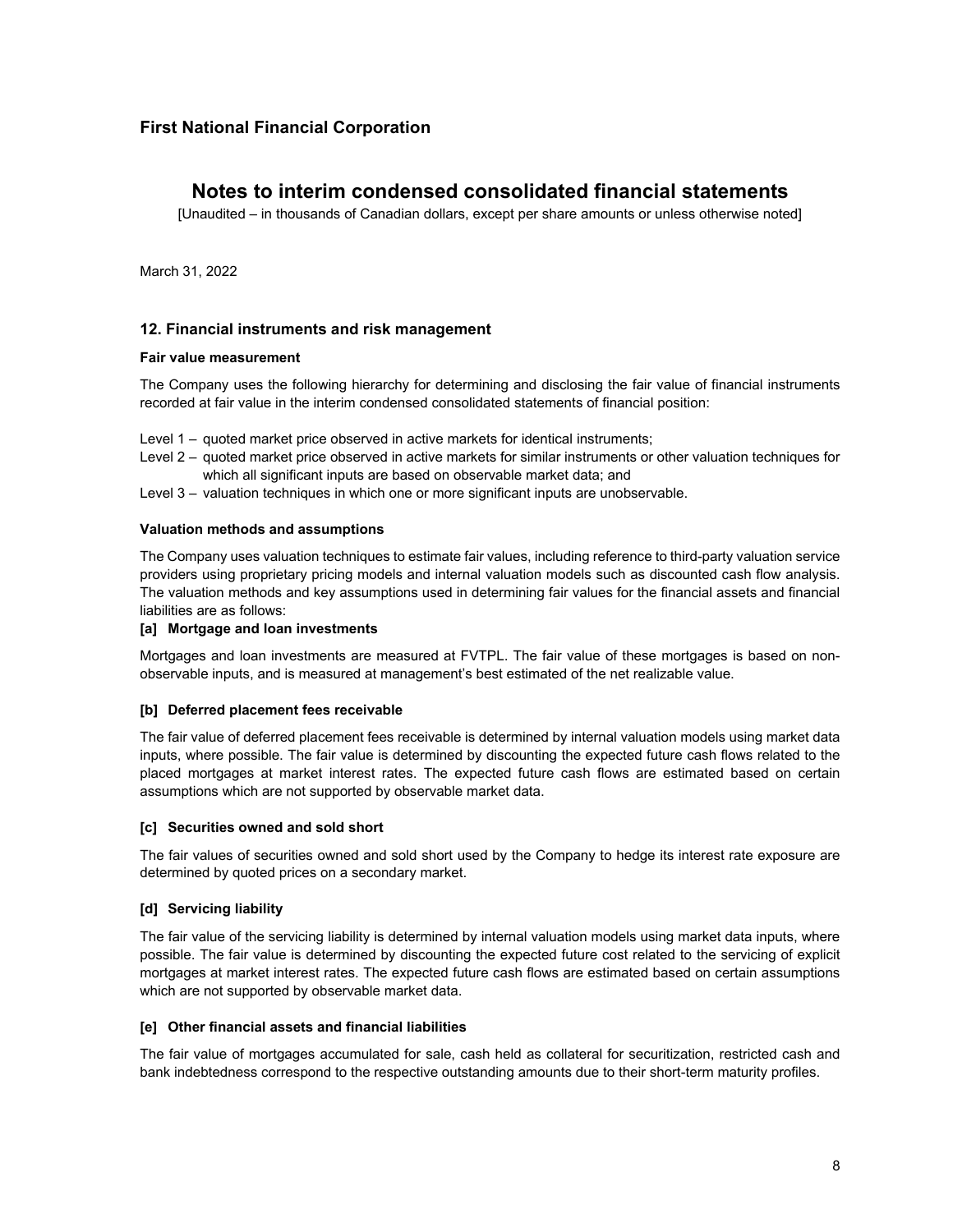# First National Financial Corporation

## Notes to interim condensed consolidated financial statements

[Unaudited – in thousands of Canadian dollars, except per share amounts or unless otherwise noted]

March 31, 2022

### 12. Financial instruments and risk management

**Fair value measurement**

The Company uses the following hierarchy for determining and disclosing the fair value of financial instruments recorded at fair value in the interim condensed consolidated statements of financial position:

Level 1 – quoted market price observed in active markets for identical instruments;
Level 2 – quoted market price observed in active markets for similar instruments or other valuation techniques for which all significant inputs are based on observable market data; and
Level 3 – valuation techniques in which one or more significant inputs are unobservable.

**Valuation methods and assumptions**

The Company uses valuation techniques to estimate fair values, including reference to third-party valuation service providers using proprietary pricing models and internal valuation models such as discounted cash flow analysis. The valuation methods and key assumptions used in determining fair values for the financial assets and financial liabilities are as follows:

**[a] Mortgage and loan investments**

Mortgages and loan investments are measured at FVTPL. The fair value of these mortgages is based on non-observable inputs, and is measured at management's best estimated of the net realizable value.

**[b] Deferred placement fees receivable**

The fair value of deferred placement fees receivable is determined by internal valuation models using market data inputs, where possible. The fair value is determined by discounting the expected future cash flows related to the placed mortgages at market interest rates. The expected future cash flows are estimated based on certain assumptions which are not supported by observable market data.

**[c] Securities owned and sold short**

The fair values of securities owned and sold short used by the Company to hedge its interest rate exposure are determined by quoted prices on a secondary market.

**[d] Servicing liability**

The fair value of the servicing liability is determined by internal valuation models using market data inputs, where possible. The fair value is determined by discounting the expected future cost related to the servicing of explicit mortgages at market interest rates. The expected future cash flows are estimated based on certain assumptions which are not supported by observable market data.

**[e] Other financial assets and financial liabilities**

The fair value of mortgages accumulated for sale, cash held as collateral for securitization, restricted cash and bank indebtedness correspond to the respective outstanding amounts due to their short-term maturity profiles.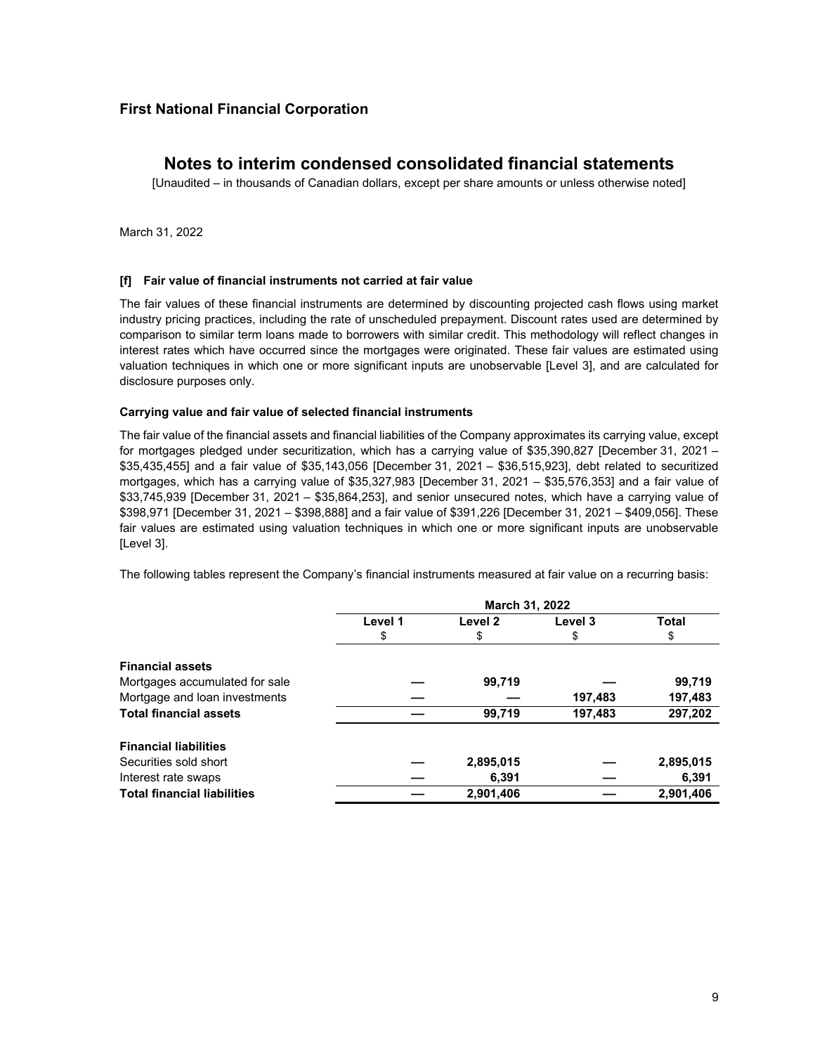First National Financial Corporation

# Notes to interim condensed consolidated financial statements

[Unaudited – in thousands of Canadian dollars, except per share amounts or unless otherwise noted]

March 31, 2022

**[f] Fair value of financial instruments not carried at fair value**

The fair values of these financial instruments are determined by discounting projected cash flows using market industry pricing practices, including the rate of unscheduled prepayment. Discount rates used are determined by comparison to similar term loans made to borrowers with similar credit. This methodology will reflect changes in interest rates which have occurred since the mortgages were originated. These fair values are estimated using valuation techniques in which one or more significant inputs are unobservable [Level 3], and are calculated for disclosure purposes only.

**Carrying value and fair value of selected financial instruments**

The fair value of the financial assets and financial liabilities of the Company approximates its carrying value, except for mortgages pledged under securitization, which has a carrying value of $35,390,827 [December 31, 2021 – $35,435,455] and a fair value of $35,143,056 [December 31, 2021 – $36,515,923], debt related to securitized mortgages, which has a carrying value of $35,327,983 [December 31, 2021 – $35,576,353] and a fair value of $33,745,939 [December 31, 2021 – $35,864,253], and senior unsecured notes, which have a carrying value of $398,971 [December 31, 2021 – $398,888] and a fair value of $391,226 [December 31, 2021 – $409,056]. These fair values are estimated using valuation techniques in which one or more significant inputs are unobservable [Level 3].

The following tables represent the Company's financial instruments measured at fair value on a recurring basis:

| | March 31, 2022 | | | |
|---|---|---|---|---|
| | Level 1 | Level 2 | Level 3 | Total |
| | $ | $ | $ | $ |
| **Financial assets** | | | | |
| Mortgages accumulated for sale | — | 99,719 | — | 99,719 |
| Mortgage and loan investments | — | — | 197,483 | 197,483 |
| **Total financial assets** | — | 99,719 | 197,483 | 297,202 |
| **Financial liabilities** | | | | |
| Securities sold short | — | 2,895,015 | — | 2,895,015 |
| Interest rate swaps | — | 6,391 | — | 6,391 |
| **Total financial liabilities** | — | 2,901,406 | — | 2,901,406 |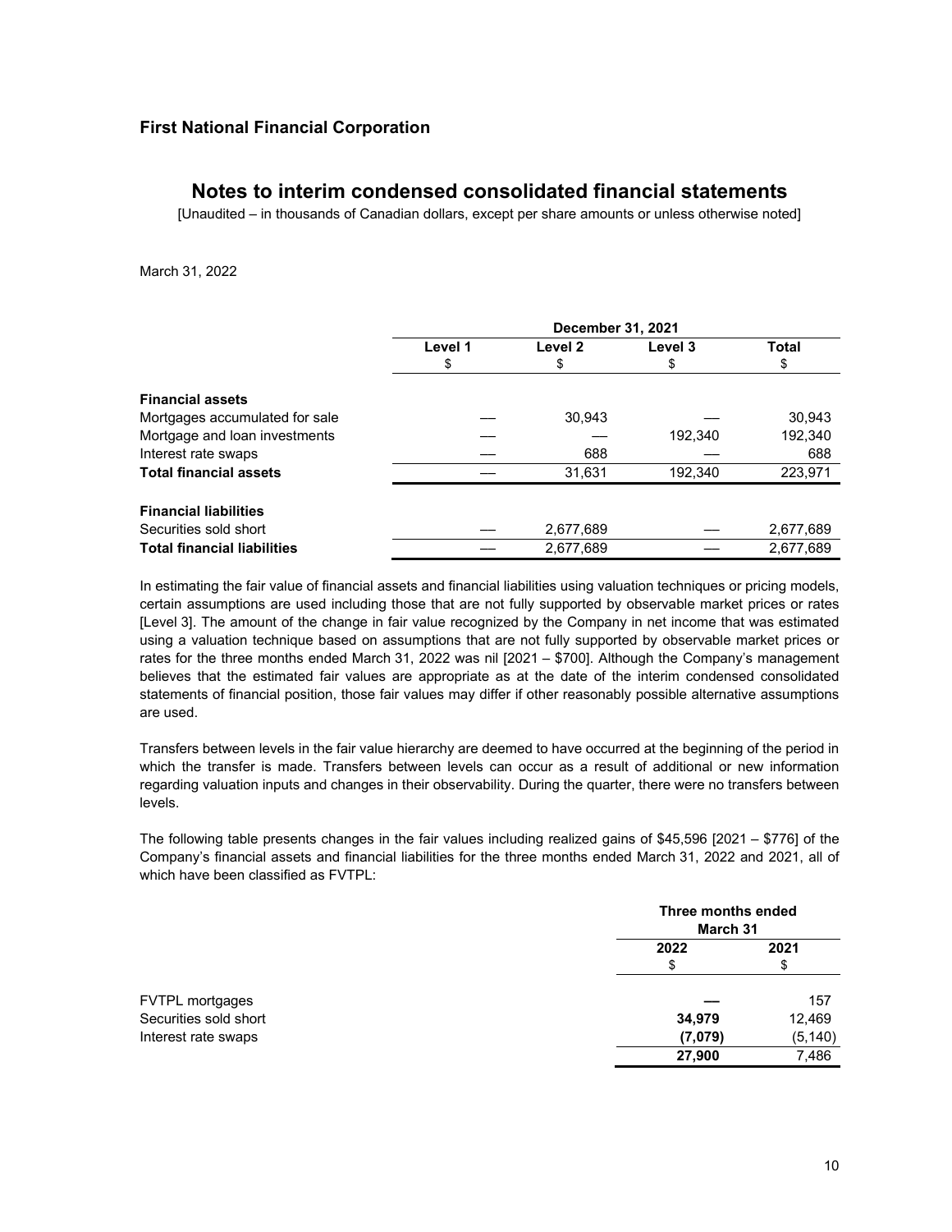# First National Financial Corporation

## Notes to interim condensed consolidated financial statements

[Unaudited – in thousands of Canadian dollars, except per share amounts or unless otherwise noted]

March 31, 2022

| | December 31, 2021 | | | |
|---|---|---|---|---|
| | Level 1<br>$ | Level 2<br>$ | Level 3<br>$ | Total<br>$ |
| **Financial assets** | | | | |
| Mortgages accumulated for sale | — | 30,943 | — | 30,943 |
| Mortgage and loan investments | — | — | 192,340 | 192,340 |
| Interest rate swaps | — | 688 | — | 688 |
| **Total financial assets** | — | 31,631 | 192,340 | 223,971 |
| **Financial liabilities** | | | | |
| Securities sold short | — | 2,677,689 | — | 2,677,689 |
| **Total financial liabilities** | — | 2,677,689 | — | 2,677,689 |

In estimating the fair value of financial assets and financial liabilities using valuation techniques or pricing models, certain assumptions are used including those that are not fully supported by observable market prices or rates [Level 3]. The amount of the change in fair value recognized by the Company in net income that was estimated using a valuation technique based on assumptions that are not fully supported by observable market prices or rates for the three months ended March 31, 2022 was nil [2021 – $700]. Although the Company's management believes that the estimated fair values are appropriate as at the date of the interim condensed consolidated statements of financial position, those fair values may differ if other reasonably possible alternative assumptions are used.

Transfers between levels in the fair value hierarchy are deemed to have occurred at the beginning of the period in which the transfer is made. Transfers between levels can occur as a result of additional or new information regarding valuation inputs and changes in their observability. During the quarter, there were no transfers between levels.

The following table presents changes in the fair values including realized gains of $45,596 [2021 – $776] of the Company's financial assets and financial liabilities for the three months ended March 31, 2022 and 2021, all of which have been classified as FVTPL:

| | Three months ended March 31 | |
|---|---|---|
| | 2022<br>$ | 2021<br>$ |
| FVTPL mortgages | **—** | 157 |
| Securities sold short | **34,979** | 12,469 |
| Interest rate swaps | **(7,079)** | (5,140) |
| | **27,900** | 7,486 |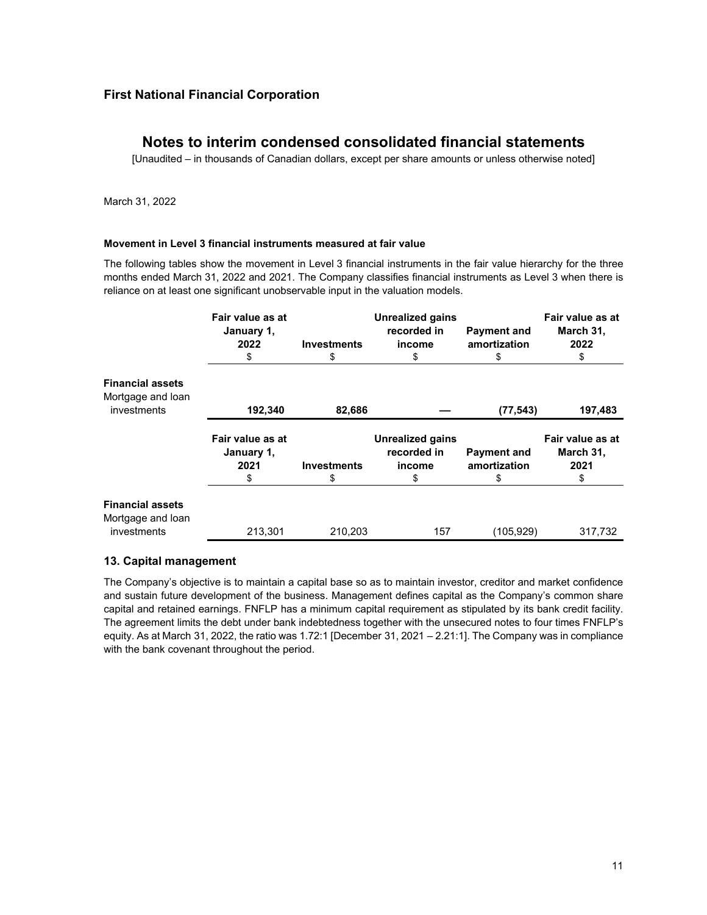**First National Financial Corporation**

# Notes to interim condensed consolidated financial statements

[Unaudited – in thousands of Canadian dollars, except per share amounts or unless otherwise noted]

March 31, 2022

**Movement in Level 3 financial instruments measured at fair value**

The following tables show the movement in Level 3 financial instruments in the fair value hierarchy for the three months ended March 31, 2022 and 2021. The Company classifies financial instruments as Level 3 when there is reliance on at least one significant unobservable input in the valuation models.

| | Fair value as at January 1, 2022<br>$ | Investments<br>$ | Unrealized gains recorded in income<br>$ | Payment and amortization<br>$ | Fair value as at March 31, 2022<br>$ |
|---|---|---|---|---|---|
| **Financial assets** | | | | | |
| Mortgage and loan investments | **192,340** | **82,686** | **—** | **(77,543)** | **197,483** |

| | Fair value as at January 1, 2021<br>$ | Investments<br>$ | Unrealized gains recorded in income<br>$ | Payment and amortization<br>$ | Fair value as at March 31, 2021<br>$ |
|---|---|---|---|---|---|
| **Financial assets** | | | | | |
| Mortgage and loan investments | 213,301 | 210,203 | 157 | (105,929) | 317,732 |

## 13. Capital management

The Company's objective is to maintain a capital base so as to maintain investor, creditor and market confidence and sustain future development of the business. Management defines capital as the Company's common share capital and retained earnings. FNFLP has a minimum capital requirement as stipulated by its bank credit facility. The agreement limits the debt under bank indebtedness together with the unsecured notes to four times FNFLP's equity. As at March 31, 2022, the ratio was 1.72:1 [December 31, 2021 – 2.21:1]. The Company was in compliance with the bank covenant throughout the period.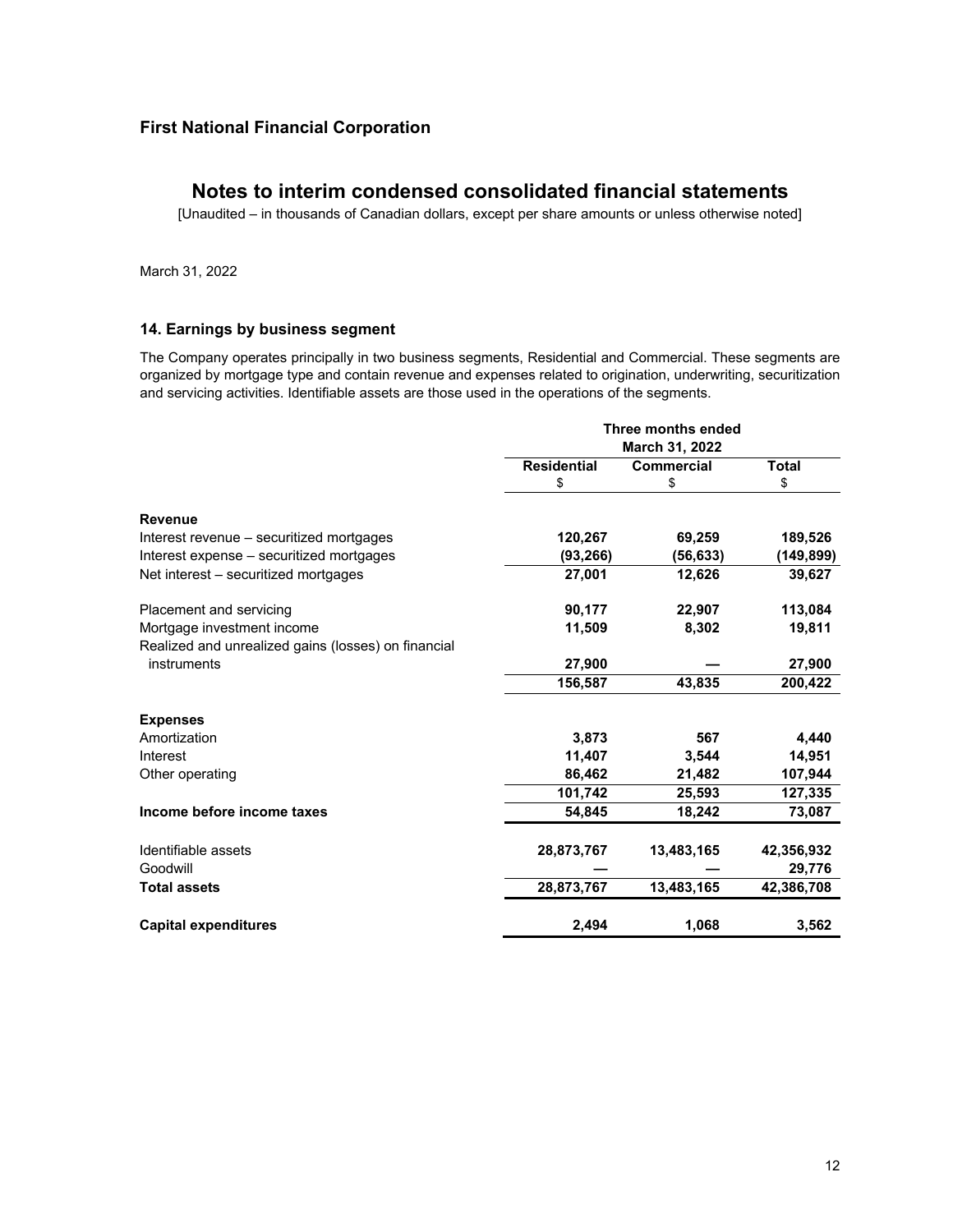**First National Financial Corporation**

# Notes to interim condensed consolidated financial statements

[Unaudited – in thousands of Canadian dollars, except per share amounts or unless otherwise noted]

March 31, 2022

### 14. Earnings by business segment

The Company operates principally in two business segments, Residential and Commercial. These segments are organized by mortgage type and contain revenue and expenses related to origination, underwriting, securitization and servicing activities. Identifiable assets are those used in the operations of the segments.

| | Three months ended March 31, 2022 | | |
|---|---|---|---|
| | **Residential** $ | **Commercial** $ | **Total** $ |
| **Revenue** | | | |
| Interest revenue – securitized mortgages | **120,267** | **69,259** | **189,526** |
| Interest expense – securitized mortgages | **(93,266)** | **(56,633)** | **(149,899)** |
| Net interest – securitized mortgages | **27,001** | **12,626** | **39,627** |
| Placement and servicing | **90,177** | **22,907** | **113,084** |
| Mortgage investment income | **11,509** | **8,302** | **19,811** |
| Realized and unrealized gains (losses) on financial instruments | **27,900** | **—** | **27,900** |
| | **156,587** | **43,835** | **200,422** |
| **Expenses** | | | |
| Amortization | **3,873** | **567** | **4,440** |
| Interest | **11,407** | **3,544** | **14,951** |
| Other operating | **86,462** | **21,482** | **107,944** |
| | **101,742** | **25,593** | **127,335** |
| **Income before income taxes** | **54,845** | **18,242** | **73,087** |
| Identifiable assets | **28,873,767** | **13,483,165** | **42,356,932** |
| Goodwill | **—** | **—** | **29,776** |
| **Total assets** | **28,873,767** | **13,483,165** | **42,386,708** |
| **Capital expenditures** | **2,494** | **1,068** | **3,562** |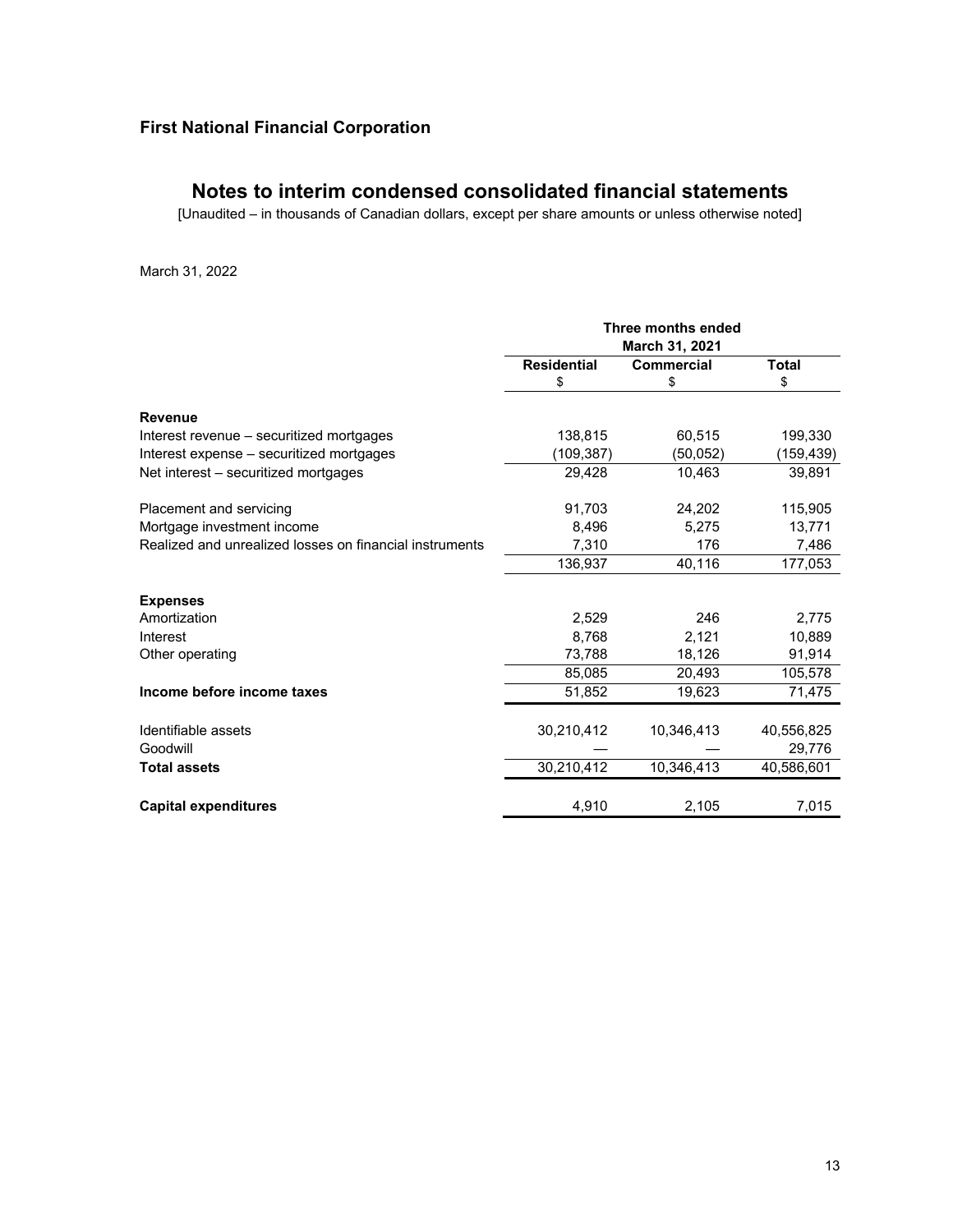## First National Financial Corporation

# Notes to interim condensed consolidated financial statements

[Unaudited – in thousands of Canadian dollars, except per share amounts or unless otherwise noted]

March 31, 2022

| | Three months ended March 31, 2021 | | |
|---|---|---|---|
| | **Residential** | **Commercial** | **Total** |
| | $ | $ | $ |
| **Revenue** | | | |
| Interest revenue – securitized mortgages | 138,815 | 60,515 | 199,330 |
| Interest expense – securitized mortgages | (109,387) | (50,052) | (159,439) |
| Net interest – securitized mortgages | 29,428 | 10,463 | 39,891 |
| Placement and servicing | 91,703 | 24,202 | 115,905 |
| Mortgage investment income | 8,496 | 5,275 | 13,771 |
| Realized and unrealized losses on financial instruments | 7,310 | 176 | 7,486 |
| | 136,937 | 40,116 | 177,053 |
| **Expenses** | | | |
| Amortization | 2,529 | 246 | 2,775 |
| Interest | 8,768 | 2,121 | 10,889 |
| Other operating | 73,788 | 18,126 | 91,914 |
| | 85,085 | 20,493 | 105,578 |
| **Income before income taxes** | 51,852 | 19,623 | 71,475 |
| Identifiable assets | 30,210,412 | 10,346,413 | 40,556,825 |
| Goodwill | — | — | 29,776 |
| **Total assets** | 30,210,412 | 10,346,413 | 40,586,601 |
| **Capital expenditures** | 4,910 | 2,105 | 7,015 |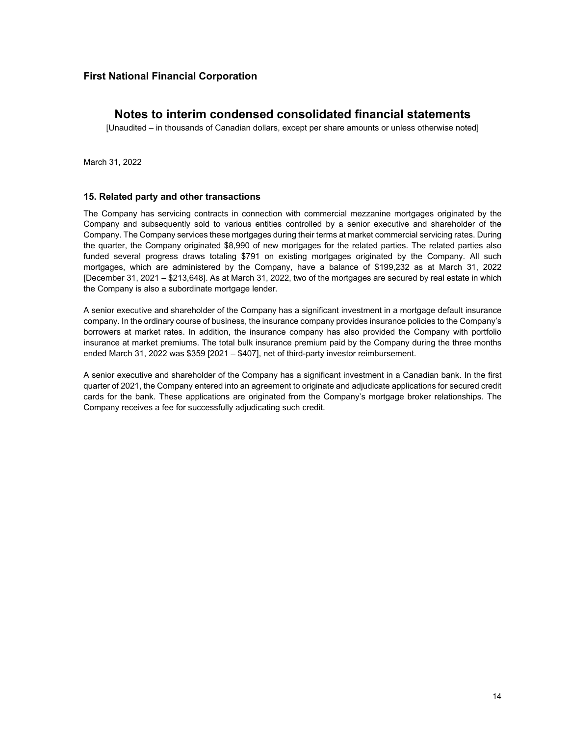**First National Financial Corporation**

# Notes to interim condensed consolidated financial statements

[Unaudited – in thousands of Canadian dollars, except per share amounts or unless otherwise noted]

March 31, 2022

### 15. Related party and other transactions

The Company has servicing contracts in connection with commercial mezzanine mortgages originated by the Company and subsequently sold to various entities controlled by a senior executive and shareholder of the Company. The Company services these mortgages during their terms at market commercial servicing rates. During the quarter, the Company originated $8,990 of new mortgages for the related parties. The related parties also funded several progress draws totaling $791 on existing mortgages originated by the Company. All such mortgages, which are administered by the Company, have a balance of $199,232 as at March 31, 2022 [December 31, 2021 – $213,648]. As at March 31, 2022, two of the mortgages are secured by real estate in which the Company is also a subordinate mortgage lender.

A senior executive and shareholder of the Company has a significant investment in a mortgage default insurance company. In the ordinary course of business, the insurance company provides insurance policies to the Company's borrowers at market rates. In addition, the insurance company has also provided the Company with portfolio insurance at market premiums. The total bulk insurance premium paid by the Company during the three months ended March 31, 2022 was $359 [2021 – $407], net of third-party investor reimbursement.

A senior executive and shareholder of the Company has a significant investment in a Canadian bank. In the first quarter of 2021, the Company entered into an agreement to originate and adjudicate applications for secured credit cards for the bank. These applications are originated from the Company's mortgage broker relationships. The Company receives a fee for successfully adjudicating such credit.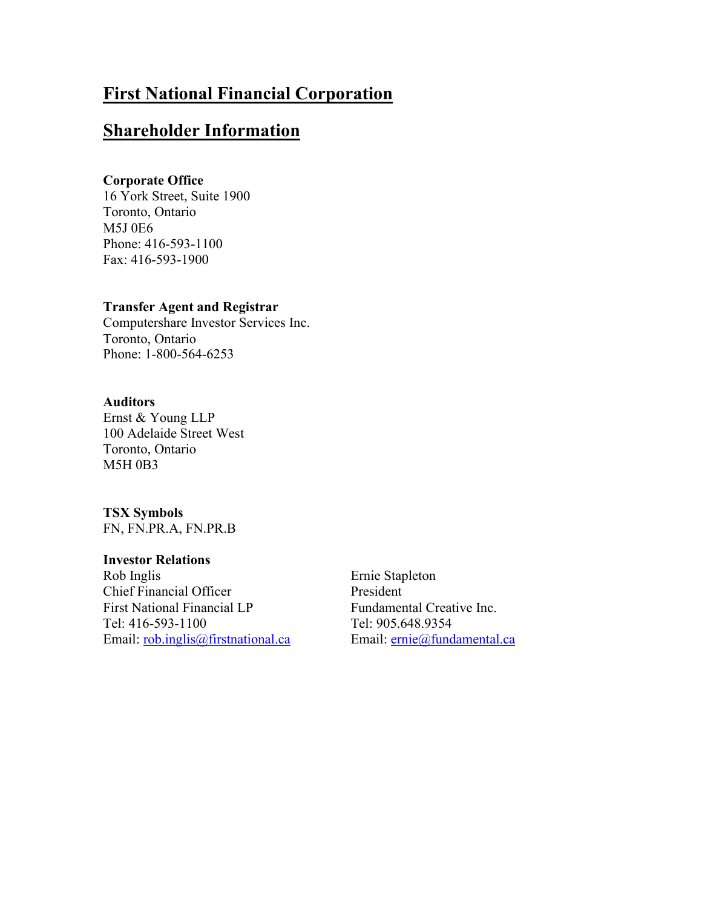# First National Financial Corporation

# Shareholder Information

**Corporate Office**
16 York Street, Suite 1900
Toronto, Ontario
M5J 0E6
Phone: 416-593-1100
Fax: 416-593-1900

**Transfer Agent and Registrar**
Computershare Investor Services Inc.
Toronto, Ontario
Phone: 1-800-564-6253

**Auditors**
Ernst & Young LLP
100 Adelaide Street West
Toronto, Ontario
M5H 0B3

**TSX Symbols**
FN, FN.PR.A, FN.PR.B

**Investor Relations**

Rob Inglis
Chief Financial Officer
First National Financial LP
Tel: 416-593-1100
Email: rob.inglis@firstnational.ca

Ernie Stapleton
President
Fundamental Creative Inc.
Tel: 905.648.9354
Email: ernie@fundamental.ca